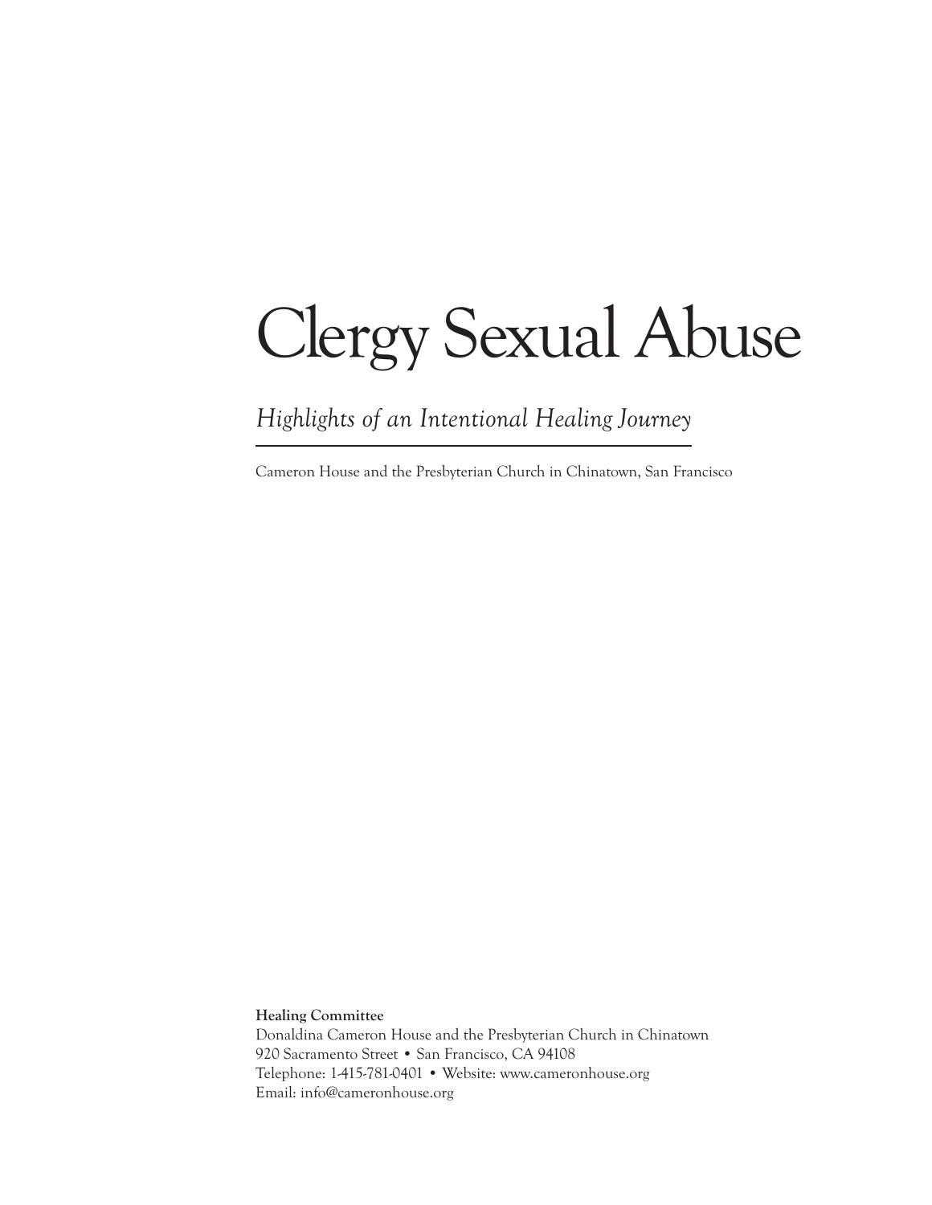# Clergy Sexual Abuse

*Highlights of an Intentional Healing Journey*

Cameron House and the Presbyterian Church in Chinatown, San Francisco

**Healing Committee**
Donaldina Cameron House and the Presbyterian Church in Chinatown
920 Sacramento Street • San Francisco, CA 94108
Telephone: 1-415-781-0401 • Website: www.cameronhouse.org
Email: info@cameronhouse.org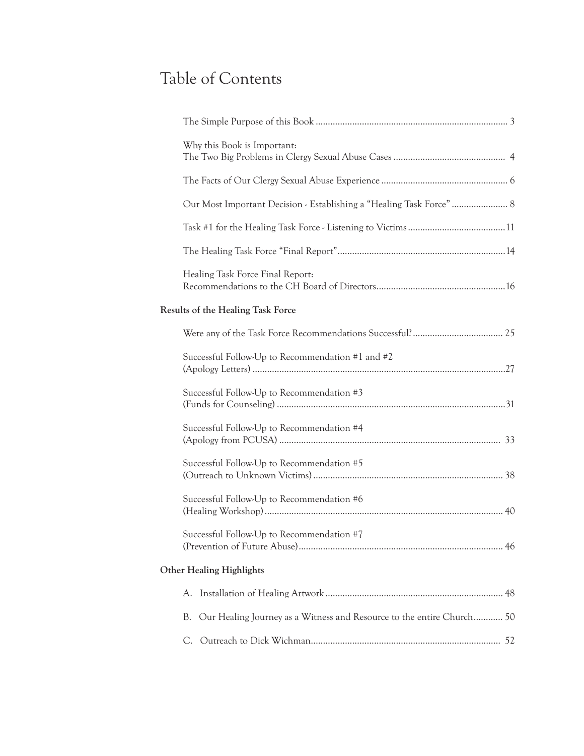# Table of Contents

The Simple Purpose of this Book ..... 3

Why this Book is Important:
The Two Big Problems in Clergy Sexual Abuse Cases ..... 4

The Facts of Our Clergy Sexual Abuse Experience ..... 6

Our Most Important Decision - Establishing a "Healing Task Force" ..... 8

Task #1 for the Healing Task Force - Listening to Victims ..... 11

The Healing Task Force "Final Report" ..... 14

Healing Task Force Final Report:
Recommendations to the CH Board of Directors ..... 16

**Results of the Healing Task Force**

Were any of the Task Force Recommendations Successful? ..... 25

Successful Follow-Up to Recommendation #1 and #2
(Apology Letters) ..... 27

Successful Follow-Up to Recommendation #3
(Funds for Counseling) ..... 31

Successful Follow-Up to Recommendation #4
(Apology from PCUSA) ..... 33

Successful Follow-Up to Recommendation #5
(Outreach to Unknown Victims) ..... 38

Successful Follow-Up to Recommendation #6
(Healing Workshop) ..... 40

Successful Follow-Up to Recommendation #7
(Prevention of Future Abuse) ..... 46

**Other Healing Highlights**

A. Installation of Healing Artwork ..... 48

B. Our Healing Journey as a Witness and Resource to the entire Church ..... 50

C. Outreach to Dick Wichman ..... 52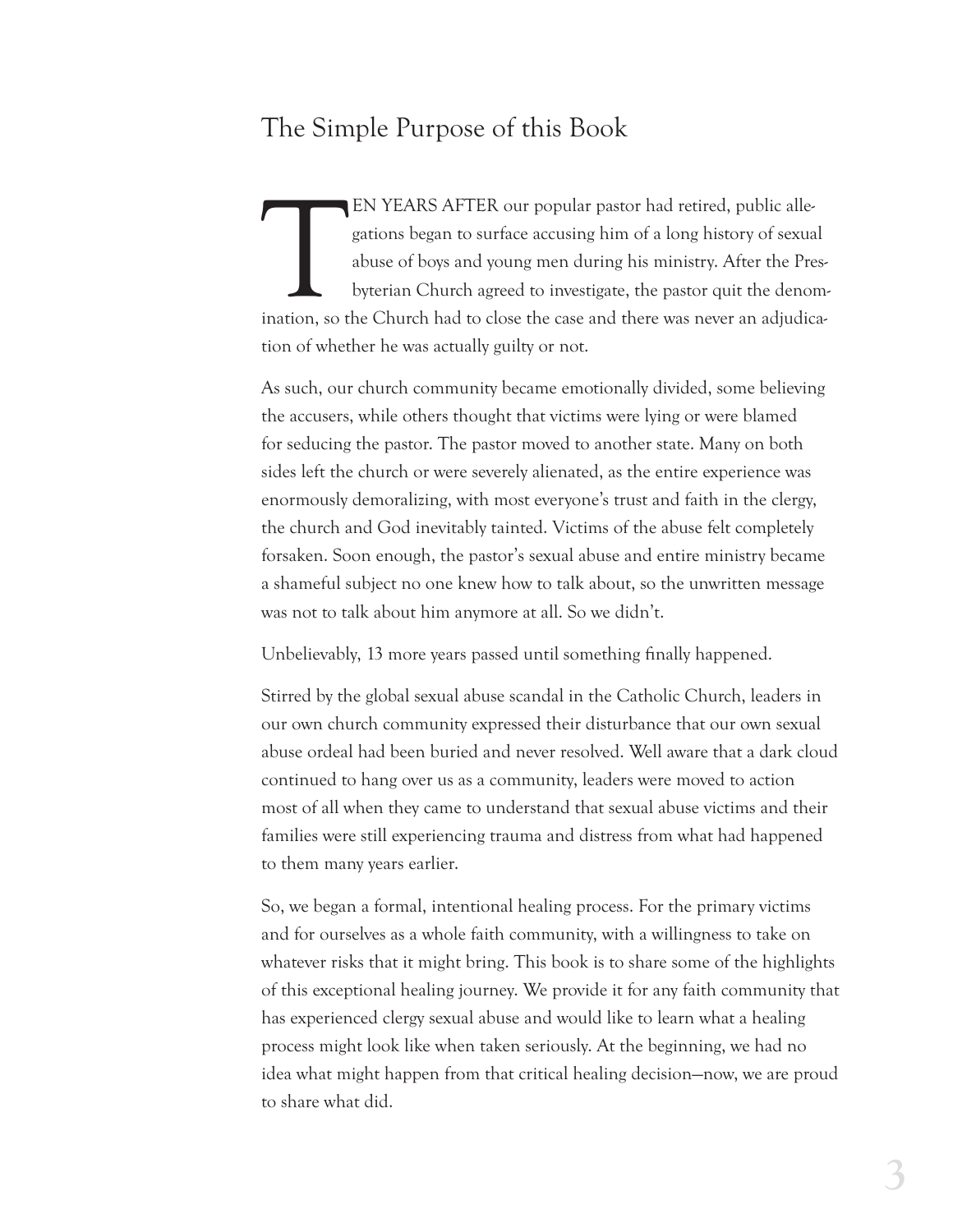## The Simple Purpose of this Book

TEN YEARS AFTER our popular pastor had retired, public allegations began to surface accusing him of a long history of sexual abuse of boys and young men during his ministry. After the Presbyterian Church agreed to investigate, the pastor quit the denomination, so the Church had to close the case and there was never an adjudication of whether he was actually guilty or not.

As such, our church community became emotionally divided, some believing the accusers, while others thought that victims were lying or were blamed for seducing the pastor. The pastor moved to another state. Many on both sides left the church or were severely alienated, as the entire experience was enormously demoralizing, with most everyone's trust and faith in the clergy, the church and God inevitably tainted. Victims of the abuse felt completely forsaken. Soon enough, the pastor's sexual abuse and entire ministry became a shameful subject no one knew how to talk about, so the unwritten message was not to talk about him anymore at all. So we didn't.

Unbelievably, 13 more years passed until something finally happened.

Stirred by the global sexual abuse scandal in the Catholic Church, leaders in our own church community expressed their disturbance that our own sexual abuse ordeal had been buried and never resolved. Well aware that a dark cloud continued to hang over us as a community, leaders were moved to action most of all when they came to understand that sexual abuse victims and their families were still experiencing trauma and distress from what had happened to them many years earlier.

So, we began a formal, intentional healing process. For the primary victims and for ourselves as a whole faith community, with a willingness to take on whatever risks that it might bring. This book is to share some of the highlights of this exceptional healing journey. We provide it for any faith community that has experienced clergy sexual abuse and would like to learn what a healing process might look like when taken seriously. At the beginning, we had no idea what might happen from that critical healing decision—now, we are proud to share what did.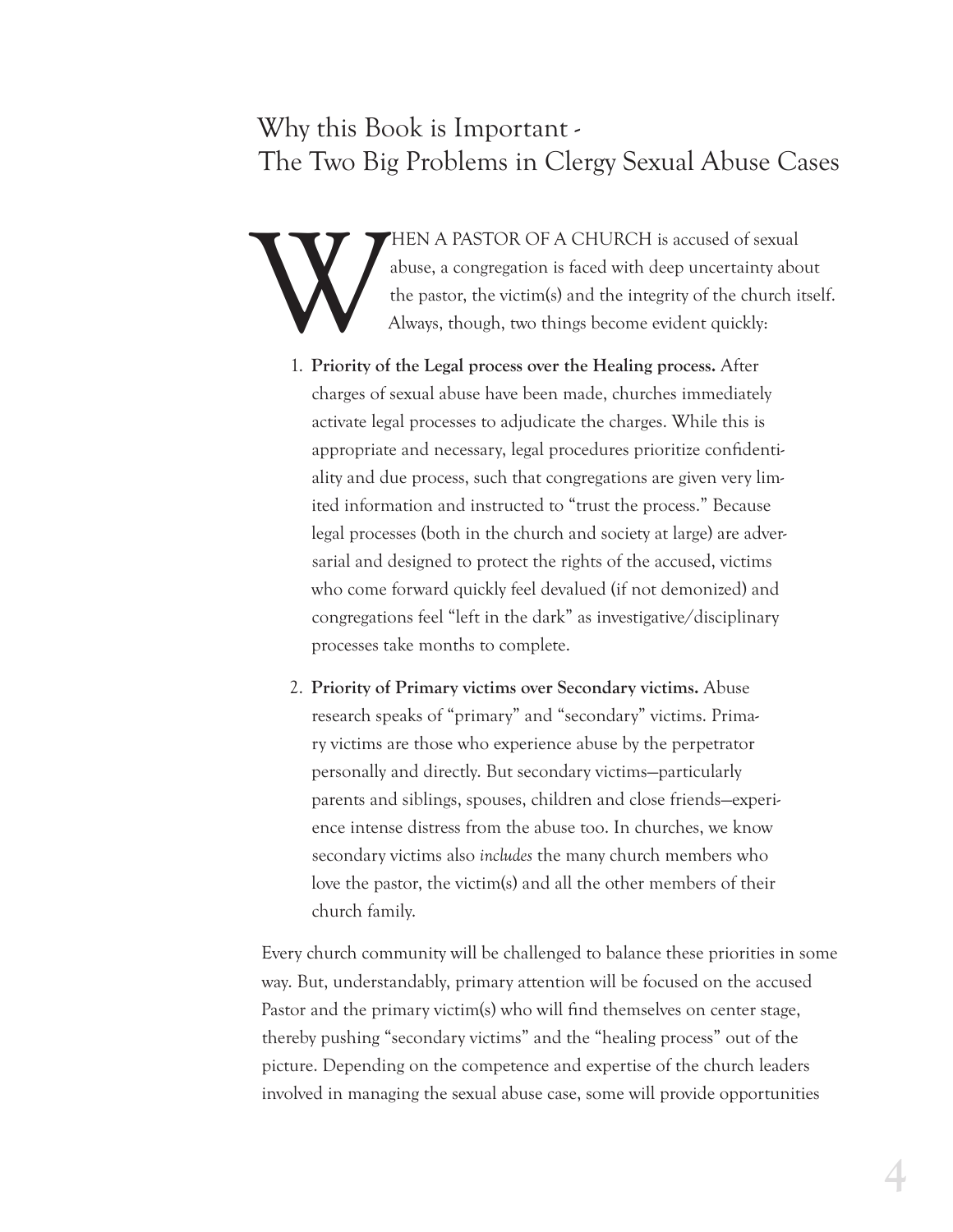# Why this Book is Important - The Two Big Problems in Clergy Sexual Abuse Cases

WHEN A PASTOR OF A CHURCH is accused of sexual abuse, a congregation is faced with deep uncertainty about the pastor, the victim(s) and the integrity of the church itself. Always, though, two things become evident quickly:

1. **Priority of the Legal process over the Healing process.** After charges of sexual abuse have been made, churches immediately activate legal processes to adjudicate the charges. While this is appropriate and necessary, legal procedures prioritize confidentiality and due process, such that congregations are given very limited information and instructed to "trust the process." Because legal processes (both in the church and society at large) are adversarial and designed to protect the rights of the accused, victims who come forward quickly feel devalued (if not demonized) and congregations feel "left in the dark" as investigative/disciplinary processes take months to complete.

2. **Priority of Primary victims over Secondary victims.** Abuse research speaks of "primary" and "secondary" victims. Primary victims are those who experience abuse by the perpetrator personally and directly. But secondary victims—particularly parents and siblings, spouses, children and close friends—experience intense distress from the abuse too. In churches, we know secondary victims also *includes* the many church members who love the pastor, the victim(s) and all the other members of their church family.

Every church community will be challenged to balance these priorities in some way. But, understandably, primary attention will be focused on the accused Pastor and the primary victim(s) who will find themselves on center stage, thereby pushing "secondary victims" and the "healing process" out of the picture. Depending on the competence and expertise of the church leaders involved in managing the sexual abuse case, some will provide opportunities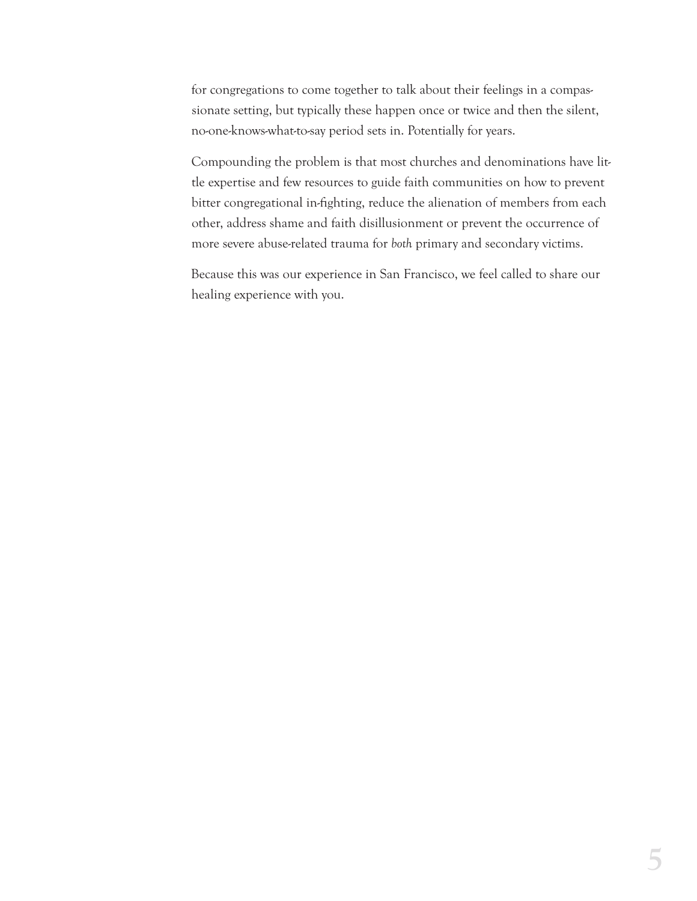for congregations to come together to talk about their feelings in a compassionate setting, but typically these happen once or twice and then the silent, no-one-knows-what-to-say period sets in. Potentially for years.

Compounding the problem is that most churches and denominations have little expertise and few resources to guide faith communities on how to prevent bitter congregational in-fighting, reduce the alienation of members from each other, address shame and faith disillusionment or prevent the occurrence of more severe abuse-related trauma for *both* primary and secondary victims.

Because this was our experience in San Francisco, we feel called to share our healing experience with you.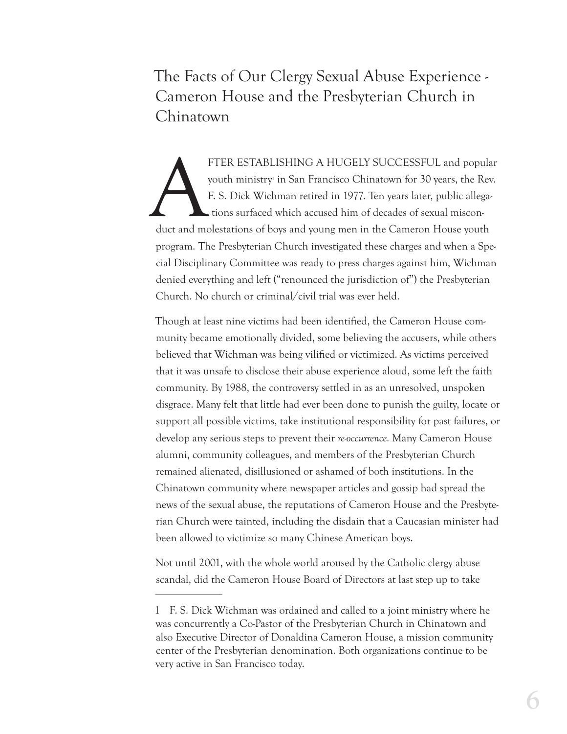# The Facts of Our Clergy Sexual Abuse Experience - Cameron House and the Presbyterian Church in Chinatown

AFTER ESTABLISHING A HUGELY SUCCESSFUL and popular youth ministry[1] in San Francisco Chinatown for 30 years, the Rev. F. S. Dick Wichman retired in 1977. Ten years later, public allegations surfaced which accused him of decades of sexual misconduct and molestations of boys and young men in the Cameron House youth program. The Presbyterian Church investigated these charges and when a Special Disciplinary Committee was ready to press charges against him, Wichman denied everything and left ("renounced the jurisdiction of") the Presbyterian Church. No church or criminal/civil trial was ever held.

Though at least nine victims had been identified, the Cameron House community became emotionally divided, some believing the accusers, while others believed that Wichman was being vilified or victimized. As victims perceived that it was unsafe to disclose their abuse experience aloud, some left the faith community. By 1988, the controversy settled in as an unresolved, unspoken disgrace. Many felt that little had ever been done to punish the guilty, locate or support all possible victims, take institutional responsibility for past failures, or develop any serious steps to prevent their *re-occurrence.* Many Cameron House alumni, community colleagues, and members of the Presbyterian Church remained alienated, disillusioned or ashamed of both institutions. In the Chinatown community where newspaper articles and gossip had spread the news of the sexual abuse, the reputations of Cameron House and the Presbyterian Church were tainted, including the disdain that a Caucasian minister had been allowed to victimize so many Chinese American boys.

Not until 2001, with the whole world aroused by the Catholic clergy abuse scandal, did the Cameron House Board of Directors at last step up to take

---

1 F. S. Dick Wichman was ordained and called to a joint ministry where he was concurrently a Co-Pastor of the Presbyterian Church in Chinatown and also Executive Director of Donaldina Cameron House, a mission community center of the Presbyterian denomination. Both organizations continue to be very active in San Francisco today.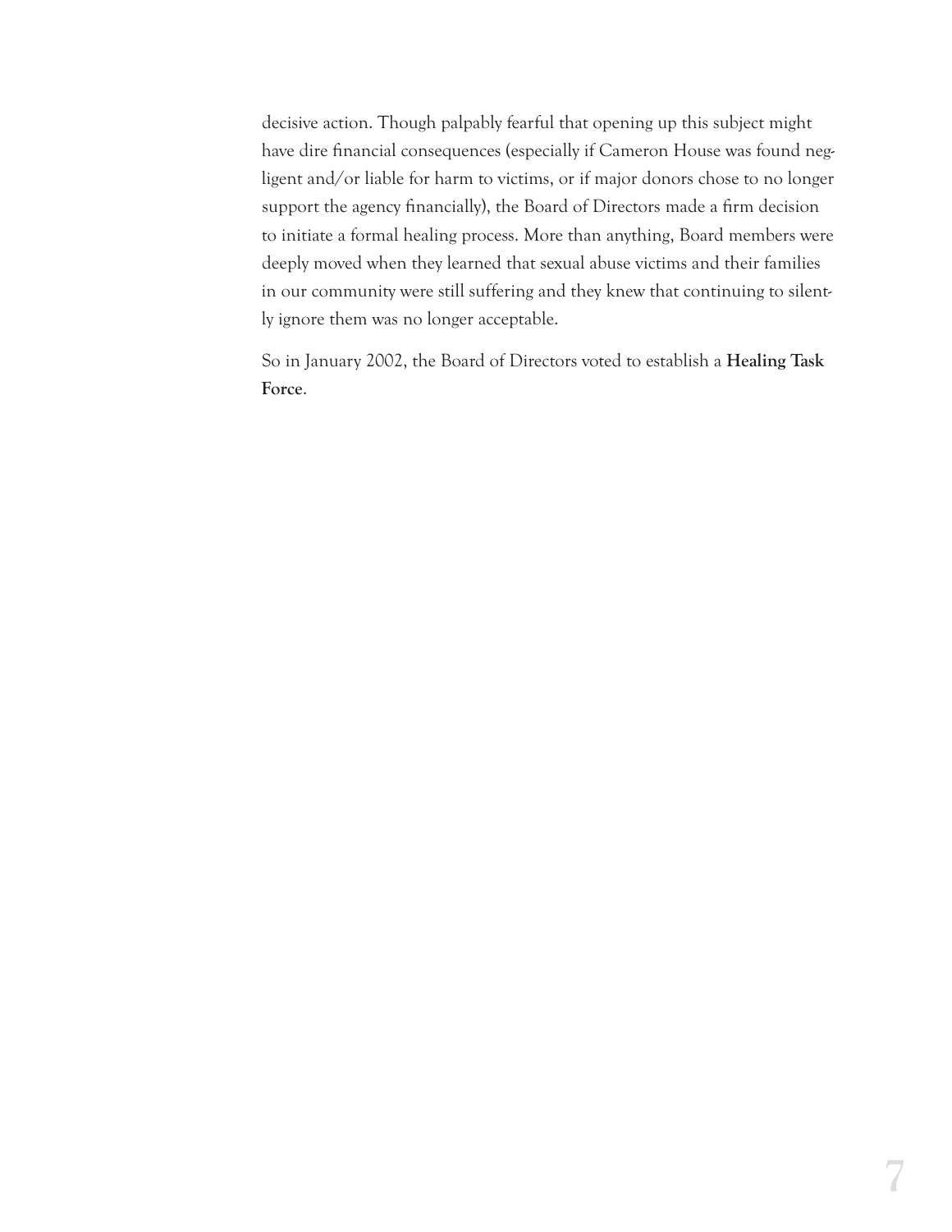decisive action. Though palpably fearful that opening up this subject might have dire financial consequences (especially if Cameron House was found negligent and/or liable for harm to victims, or if major donors chose to no longer support the agency financially), the Board of Directors made a firm decision to initiate a formal healing process. More than anything, Board members were deeply moved when they learned that sexual abuse victims and their families in our community were still suffering and they knew that continuing to silently ignore them was no longer acceptable.

So in January 2002, the Board of Directors voted to establish a **Healing Task Force**.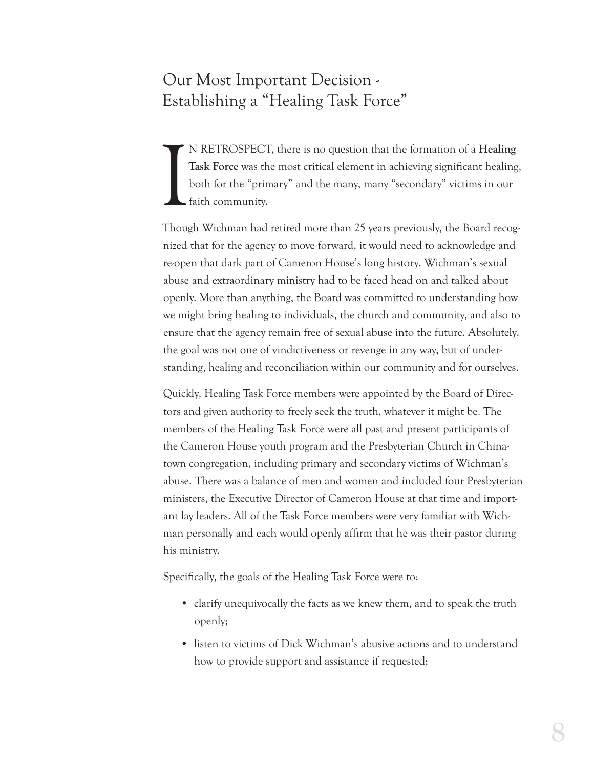## Our Most Important Decision - Establishing a "Healing Task Force"

IN RETROSPECT, there is no question that the formation of a **Healing Task Force** was the most critical element in achieving significant healing, both for the "primary" and the many, many "secondary" victims in our faith community.

Though Wichman had retired more than 25 years previously, the Board recognized that for the agency to move forward, it would need to acknowledge and re-open that dark part of Cameron House's long history. Wichman's sexual abuse and extraordinary ministry had to be faced head on and talked about openly. More than anything, the Board was committed to understanding how we might bring healing to individuals, the church and community, and also to ensure that the agency remain free of sexual abuse into the future. Absolutely, the goal was not one of vindictiveness or revenge in any way, but of understanding, healing and reconciliation within our community and for ourselves.

Quickly, Healing Task Force members were appointed by the Board of Directors and given authority to freely seek the truth, whatever it might be. The members of the Healing Task Force were all past and present participants of the Cameron House youth program and the Presbyterian Church in Chinatown congregation, including primary and secondary victims of Wichman's abuse. There was a balance of men and women and included four Presbyterian ministers, the Executive Director of Cameron House at that time and important lay leaders. All of the Task Force members were very familiar with Wichman personally and each would openly affirm that he was their pastor during his ministry.

Specifically, the goals of the Healing Task Force were to:

- clarify unequivocally the facts as we knew them, and to speak the truth openly;
- listen to victims of Dick Wichman's abusive actions and to understand how to provide support and assistance if requested;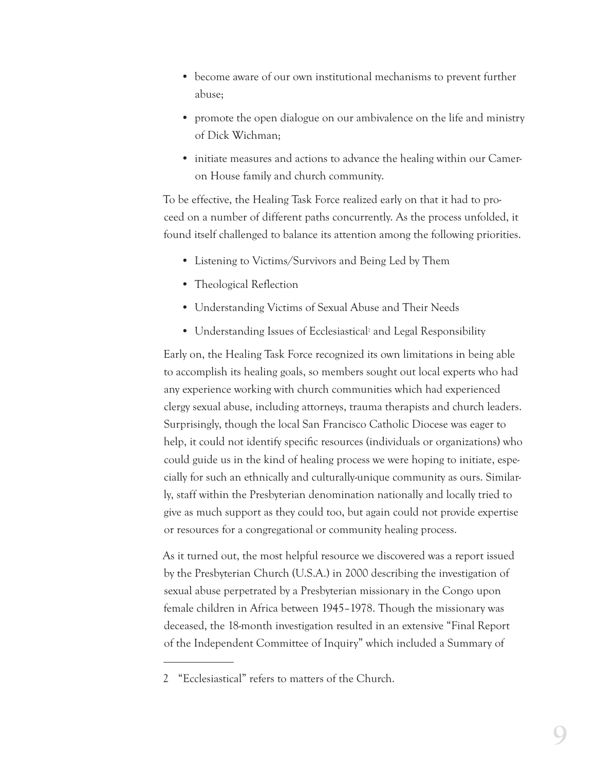- become aware of our own institutional mechanisms to prevent further abuse;
- promote the open dialogue on our ambivalence on the life and ministry of Dick Wichman;
- initiate measures and actions to advance the healing within our Cameron House family and church community.

To be effective, the Healing Task Force realized early on that it had to proceed on a number of different paths concurrently. As the process unfolded, it found itself challenged to balance its attention among the following priorities.

- Listening to Victims/Survivors and Being Led by Them
- Theological Reflection
- Understanding Victims of Sexual Abuse and Their Needs
- Understanding Issues of Ecclesiastical[2] and Legal Responsibility

Early on, the Healing Task Force recognized its own limitations in being able to accomplish its healing goals, so members sought out local experts who had any experience working with church communities which had experienced clergy sexual abuse, including attorneys, trauma therapists and church leaders. Surprisingly, though the local San Francisco Catholic Diocese was eager to help, it could not identify specific resources (individuals or organizations) who could guide us in the kind of healing process we were hoping to initiate, especially for such an ethnically and culturally-unique community as ours. Similarly, staff within the Presbyterian denomination nationally and locally tried to give as much support as they could too, but again could not provide expertise or resources for a congregational or community healing process.

As it turned out, the most helpful resource we discovered was a report issued by the Presbyterian Church (U.S.A.) in 2000 describing the investigation of sexual abuse perpetrated by a Presbyterian missionary in the Congo upon female children in Africa between 1945–1978. Though the missionary was deceased, the 18-month investigation resulted in an extensive "Final Report of the Independent Committee of Inquiry" which included a Summary of

---

2 "Ecclesiastical" refers to matters of the Church.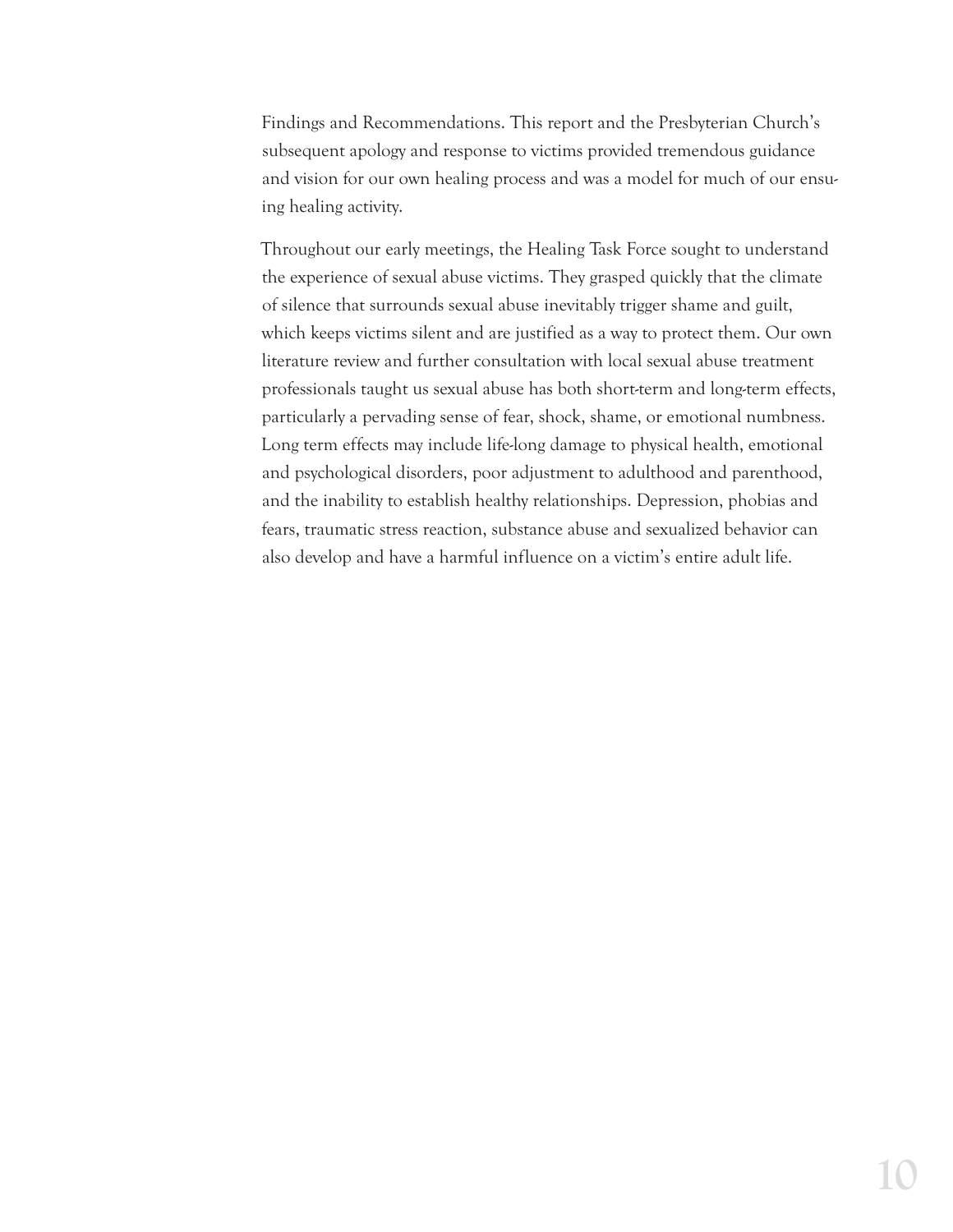Findings and Recommendations. This report and the Presbyterian Church's subsequent apology and response to victims provided tremendous guidance and vision for our own healing process and was a model for much of our ensuing healing activity.

Throughout our early meetings, the Healing Task Force sought to understand the experience of sexual abuse victims. They grasped quickly that the climate of silence that surrounds sexual abuse inevitably trigger shame and guilt, which keeps victims silent and are justified as a way to protect them. Our own literature review and further consultation with local sexual abuse treatment professionals taught us sexual abuse has both short-term and long-term effects, particularly a pervading sense of fear, shock, shame, or emotional numbness. Long term effects may include life-long damage to physical health, emotional and psychological disorders, poor adjustment to adulthood and parenthood, and the inability to establish healthy relationships. Depression, phobias and fears, traumatic stress reaction, substance abuse and sexualized behavior can also develop and have a harmful influence on a victim's entire adult life.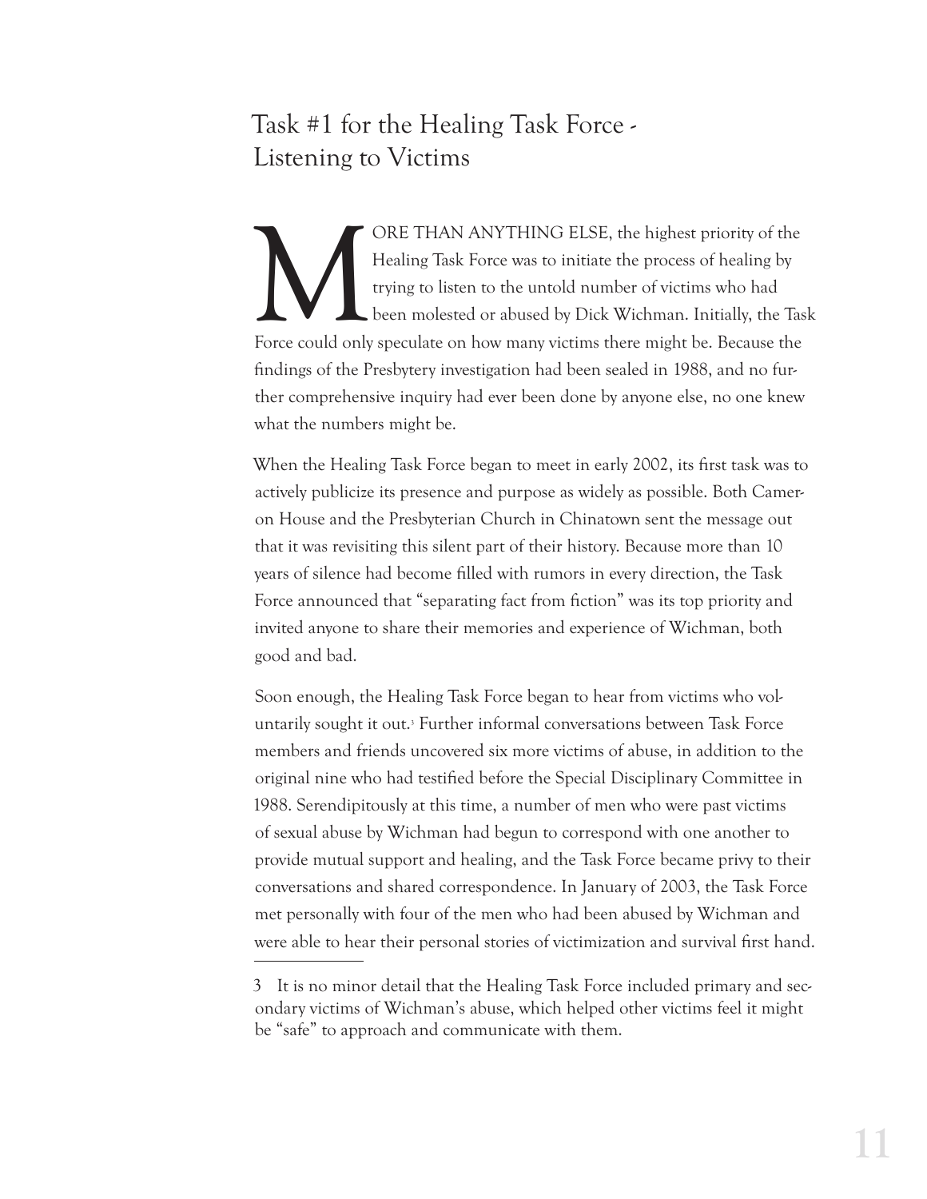## Task #1 for the Healing Task Force - Listening to Victims

MORE THAN ANYTHING ELSE, the highest priority of the Healing Task Force was to initiate the process of healing by trying to listen to the untold number of victims who had been molested or abused by Dick Wichman. Initially, the Task Force could only speculate on how many victims there might be. Because the findings of the Presbytery investigation had been sealed in 1988, and no further comprehensive inquiry had ever been done by anyone else, no one knew what the numbers might be.

When the Healing Task Force began to meet in early 2002, its first task was to actively publicize its presence and purpose as widely as possible. Both Cameron House and the Presbyterian Church in Chinatown sent the message out that it was revisiting this silent part of their history. Because more than 10 years of silence had become filled with rumors in every direction, the Task Force announced that "separating fact from fiction" was its top priority and invited anyone to share their memories and experience of Wichman, both good and bad.

Soon enough, the Healing Task Force began to hear from victims who voluntarily sought it out.[3] Further informal conversations between Task Force members and friends uncovered six more victims of abuse, in addition to the original nine who had testified before the Special Disciplinary Committee in 1988. Serendipitously at this time, a number of men who were past victims of sexual abuse by Wichman had begun to correspond with one another to provide mutual support and healing, and the Task Force became privy to their conversations and shared correspondence. In January of 2003, the Task Force met personally with four of the men who had been abused by Wichman and were able to hear their personal stories of victimization and survival first hand.

---

3 It is no minor detail that the Healing Task Force included primary and secondary victims of Wichman's abuse, which helped other victims feel it might be "safe" to approach and communicate with them.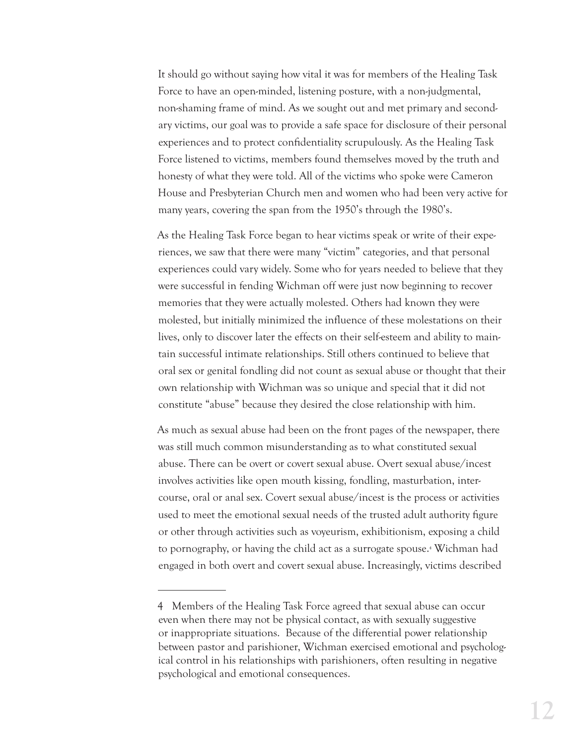It should go without saying how vital it was for members of the Healing Task Force to have an open-minded, listening posture, with a non-judgmental, non-shaming frame of mind. As we sought out and met primary and secondary victims, our goal was to provide a safe space for disclosure of their personal experiences and to protect confidentiality scrupulously. As the Healing Task Force listened to victims, members found themselves moved by the truth and honesty of what they were told. All of the victims who spoke were Cameron House and Presbyterian Church men and women who had been very active for many years, covering the span from the 1950's through the 1980's.

As the Healing Task Force began to hear victims speak or write of their experiences, we saw that there were many "victim" categories, and that personal experiences could vary widely. Some who for years needed to believe that they were successful in fending Wichman off were just now beginning to recover memories that they were actually molested. Others had known they were molested, but initially minimized the influence of these molestations on their lives, only to discover later the effects on their self-esteem and ability to maintain successful intimate relationships. Still others continued to believe that oral sex or genital fondling did not count as sexual abuse or thought that their own relationship with Wichman was so unique and special that it did not constitute "abuse" because they desired the close relationship with him.

As much as sexual abuse had been on the front pages of the newspaper, there was still much common misunderstanding as to what constituted sexual abuse. There can be overt or covert sexual abuse. Overt sexual abuse/incest involves activities like open mouth kissing, fondling, masturbation, intercourse, oral or anal sex. Covert sexual abuse/incest is the process or activities used to meet the emotional sexual needs of the trusted adult authority figure or other through activities such as voyeurism, exhibitionism, exposing a child to pornography, or having the child act as a surrogate spouse.[4] Wichman had engaged in both overt and covert sexual abuse. Increasingly, victims described

---

4 Members of the Healing Task Force agreed that sexual abuse can occur even when there may not be physical contact, as with sexually suggestive or inappropriate situations. Because of the differential power relationship between pastor and parishioner, Wichman exercised emotional and psychological control in his relationships with parishioners, often resulting in negative psychological and emotional consequences.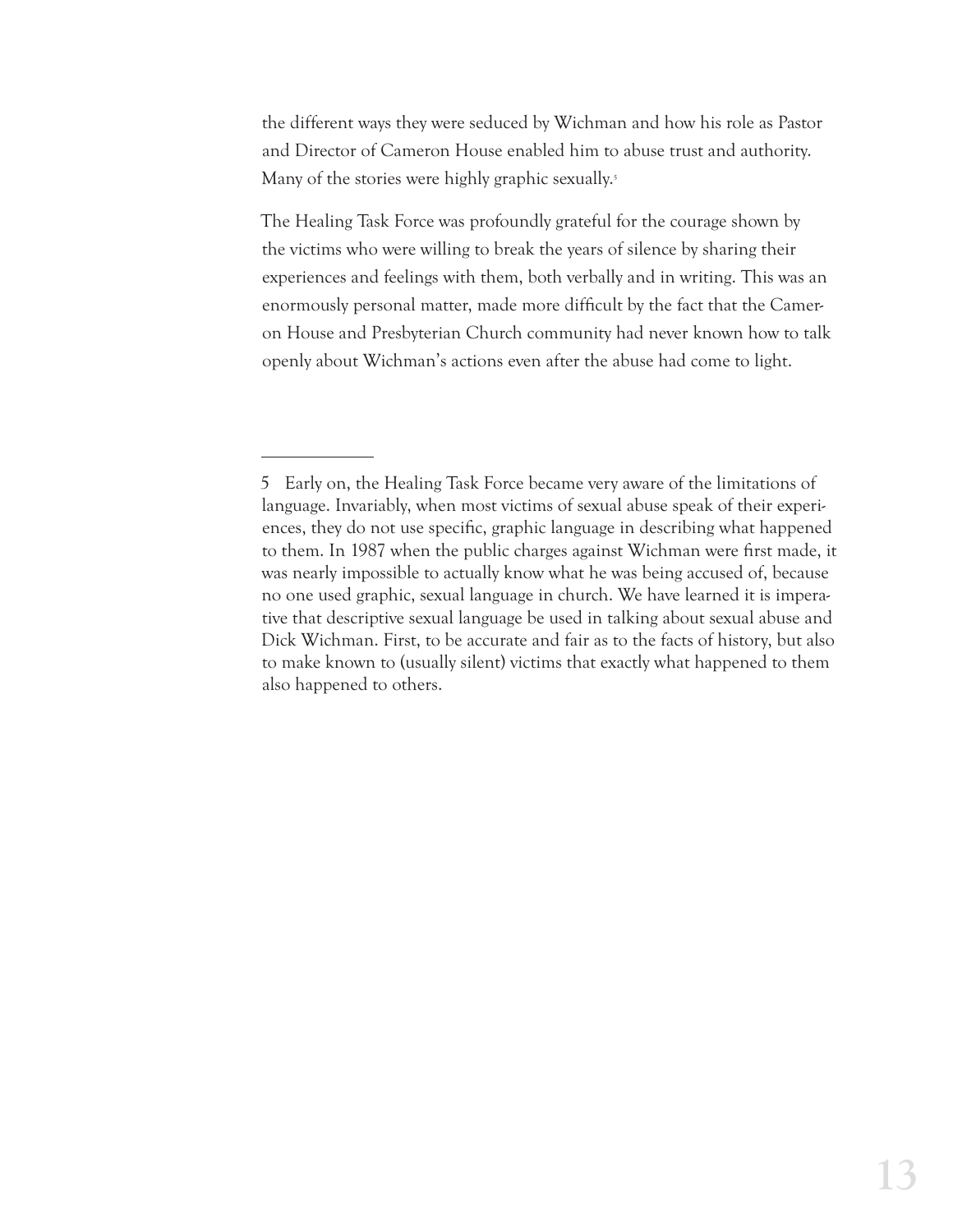the different ways they were seduced by Wichman and how his role as Pastor and Director of Cameron House enabled him to abuse trust and authority. Many of the stories were highly graphic sexually.[5]

The Healing Task Force was profoundly grateful for the courage shown by the victims who were willing to break the years of silence by sharing their experiences and feelings with them, both verbally and in writing. This was an enormously personal matter, made more difficult by the fact that the Cameron House and Presbyterian Church community had never known how to talk openly about Wichman's actions even after the abuse had come to light.

---

5 Early on, the Healing Task Force became very aware of the limitations of language. Invariably, when most victims of sexual abuse speak of their experiences, they do not use specific, graphic language in describing what happened to them. In 1987 when the public charges against Wichman were first made, it was nearly impossible to actually know what he was being accused of, because no one used graphic, sexual language in church. We have learned it is imperative that descriptive sexual language be used in talking about sexual abuse and Dick Wichman. First, to be accurate and fair as to the facts of history, but also to make known to (usually silent) victims that exactly what happened to them also happened to others.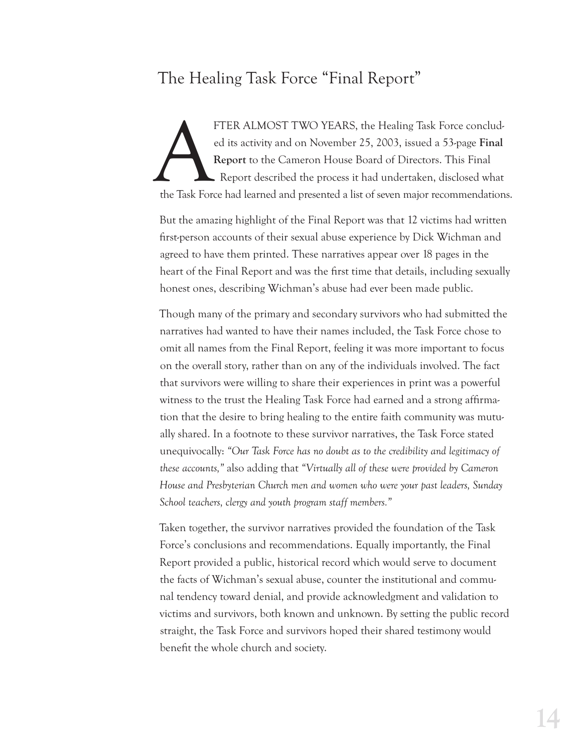## The Healing Task Force "Final Report"

AFTER ALMOST TWO YEARS, the Healing Task Force concluded its activity and on November 25, 2003, issued a 53-page **Final Report** to the Cameron House Board of Directors. This Final Report described the process it had undertaken, disclosed what the Task Force had learned and presented a list of seven major recommendations.

But the amazing highlight of the Final Report was that 12 victims had written first-person accounts of their sexual abuse experience by Dick Wichman and agreed to have them printed. These narratives appear over 18 pages in the heart of the Final Report and was the first time that details, including sexually honest ones, describing Wichman's abuse had ever been made public.

Though many of the primary and secondary survivors who had submitted the narratives had wanted to have their names included, the Task Force chose to omit all names from the Final Report, feeling it was more important to focus on the overall story, rather than on any of the individuals involved. The fact that survivors were willing to share their experiences in print was a powerful witness to the trust the Healing Task Force had earned and a strong affirmation that the desire to bring healing to the entire faith community was mutually shared. In a footnote to these survivor narratives, the Task Force stated unequivocally: *"Our Task Force has no doubt as to the credibility and legitimacy of these accounts,"* also adding that *"Virtually all of these were provided by Cameron House and Presbyterian Church men and women who were your past leaders, Sunday School teachers, clergy and youth program staff members."*

Taken together, the survivor narratives provided the foundation of the Task Force's conclusions and recommendations. Equally importantly, the Final Report provided a public, historical record which would serve to document the facts of Wichman's sexual abuse, counter the institutional and communal tendency toward denial, and provide acknowledgment and validation to victims and survivors, both known and unknown. By setting the public record straight, the Task Force and survivors hoped their shared testimony would benefit the whole church and society.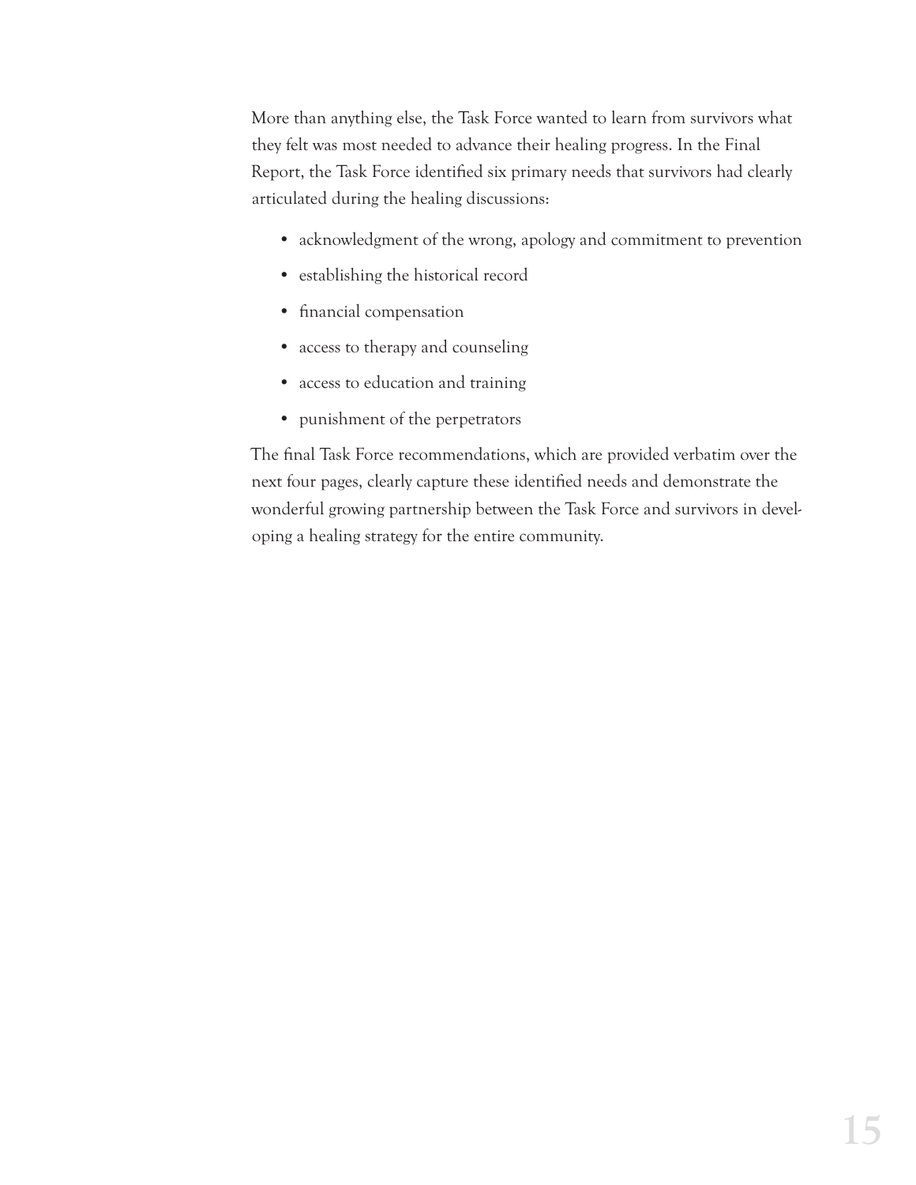More than anything else, the Task Force wanted to learn from survivors what they felt was most needed to advance their healing progress. In the Final Report, the Task Force identified six primary needs that survivors had clearly articulated during the healing discussions:

- acknowledgment of the wrong, apology and commitment to prevention
- establishing the historical record
- financial compensation
- access to therapy and counseling
- access to education and training
- punishment of the perpetrators

The final Task Force recommendations, which are provided verbatim over the next four pages, clearly capture these identified needs and demonstrate the wonderful growing partnership between the Task Force and survivors in developing a healing strategy for the entire community.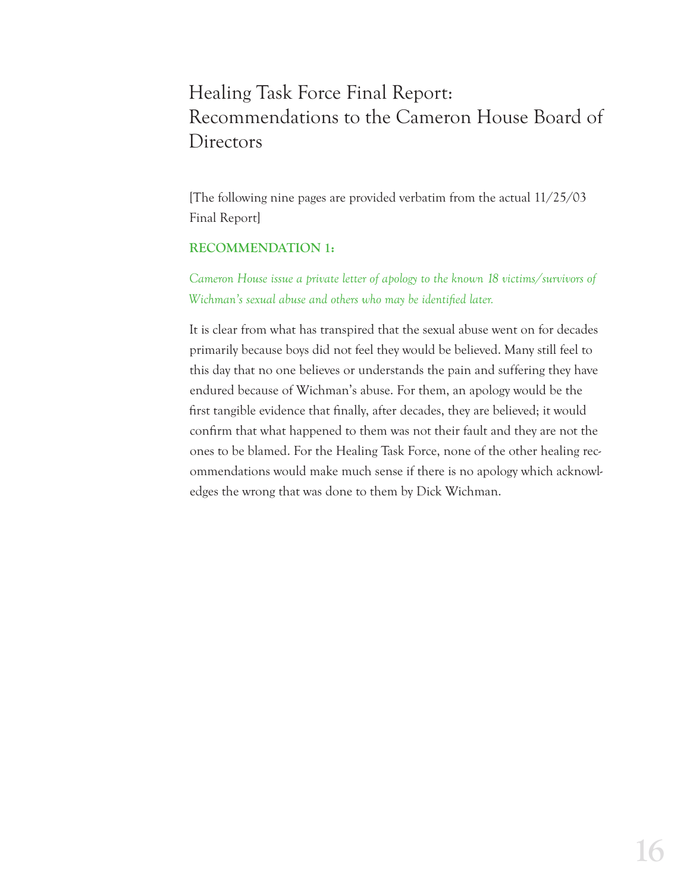# Healing Task Force Final Report: Recommendations to the Cameron House Board of Directors

[The following nine pages are provided verbatim from the actual 11/25/03 Final Report]

**RECOMMENDATION 1:**

*Cameron House issue a private letter of apology to the known 18 victims/survivors of Wichman's sexual abuse and others who may be identified later.*

It is clear from what has transpired that the sexual abuse went on for decades primarily because boys did not feel they would be believed. Many still feel to this day that no one believes or understands the pain and suffering they have endured because of Wichman's abuse. For them, an apology would be the first tangible evidence that finally, after decades, they are believed; it would confirm that what happened to them was not their fault and they are not the ones to be blamed. For the Healing Task Force, none of the other healing recommendations would make much sense if there is no apology which acknowledges the wrong that was done to them by Dick Wichman.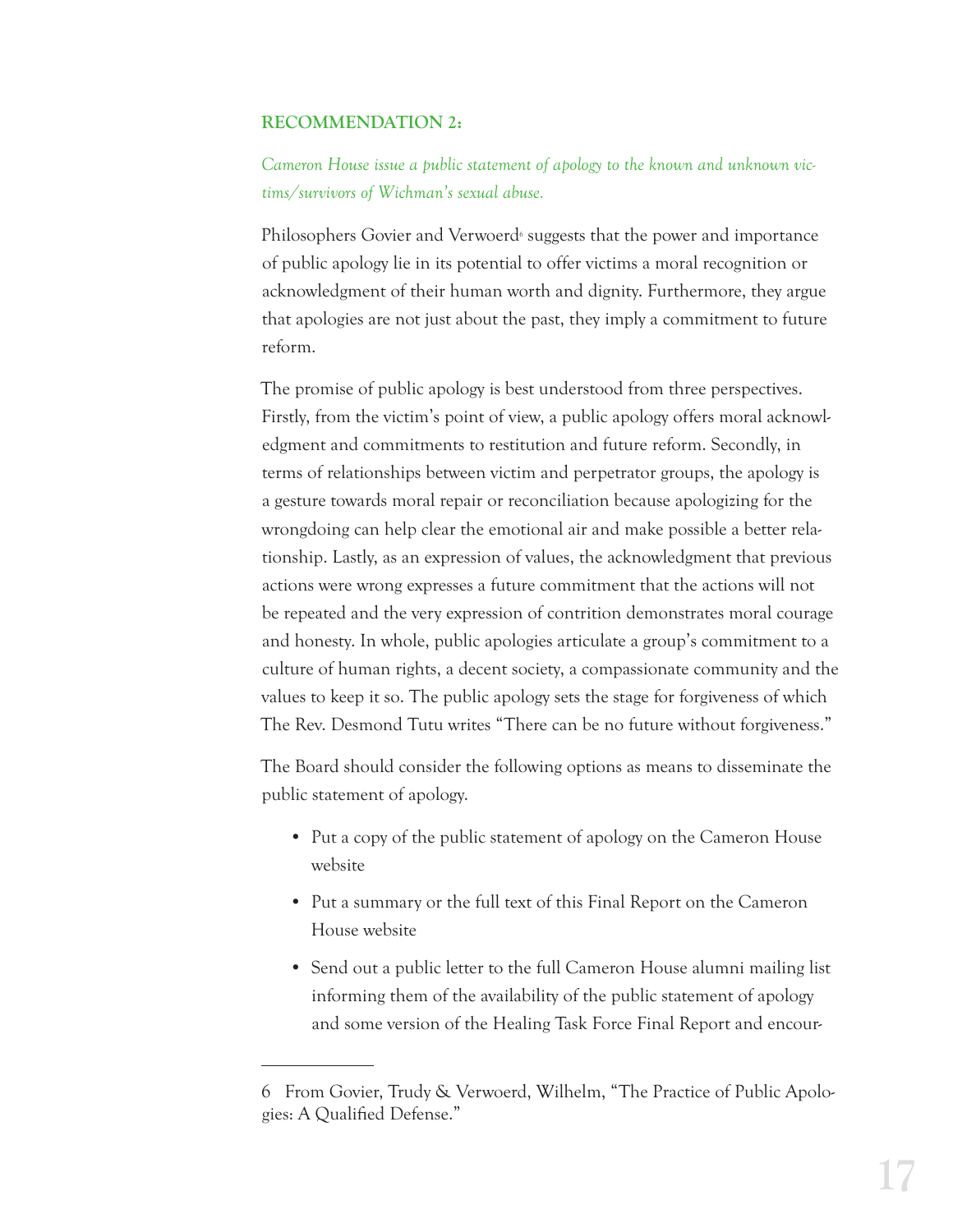**RECOMMENDATION 2:**

*Cameron House issue a public statement of apology to the known and unknown victims/survivors of Wichman's sexual abuse.*

Philosophers Govier and Verwoerd[6] suggests that the power and importance of public apology lie in its potential to offer victims a moral recognition or acknowledgment of their human worth and dignity. Furthermore, they argue that apologies are not just about the past, they imply a commitment to future reform.

The promise of public apology is best understood from three perspectives. Firstly, from the victim's point of view, a public apology offers moral acknowledgment and commitments to restitution and future reform. Secondly, in terms of relationships between victim and perpetrator groups, the apology is a gesture towards moral repair or reconciliation because apologizing for the wrongdoing can help clear the emotional air and make possible a better relationship. Lastly, as an expression of values, the acknowledgment that previous actions were wrong expresses a future commitment that the actions will not be repeated and the very expression of contrition demonstrates moral courage and honesty. In whole, public apologies articulate a group's commitment to a culture of human rights, a decent society, a compassionate community and the values to keep it so. The public apology sets the stage for forgiveness of which The Rev. Desmond Tutu writes "There can be no future without forgiveness."

The Board should consider the following options as means to disseminate the public statement of apology.

- Put a copy of the public statement of apology on the Cameron House website
- Put a summary or the full text of this Final Report on the Cameron House website
- Send out a public letter to the full Cameron House alumni mailing list informing them of the availability of the public statement of apology and some version of the Healing Task Force Final Report and encour-

---

6 From Govier, Trudy & Verwoerd, Wilhelm, "The Practice of Public Apologies: A Qualified Defense."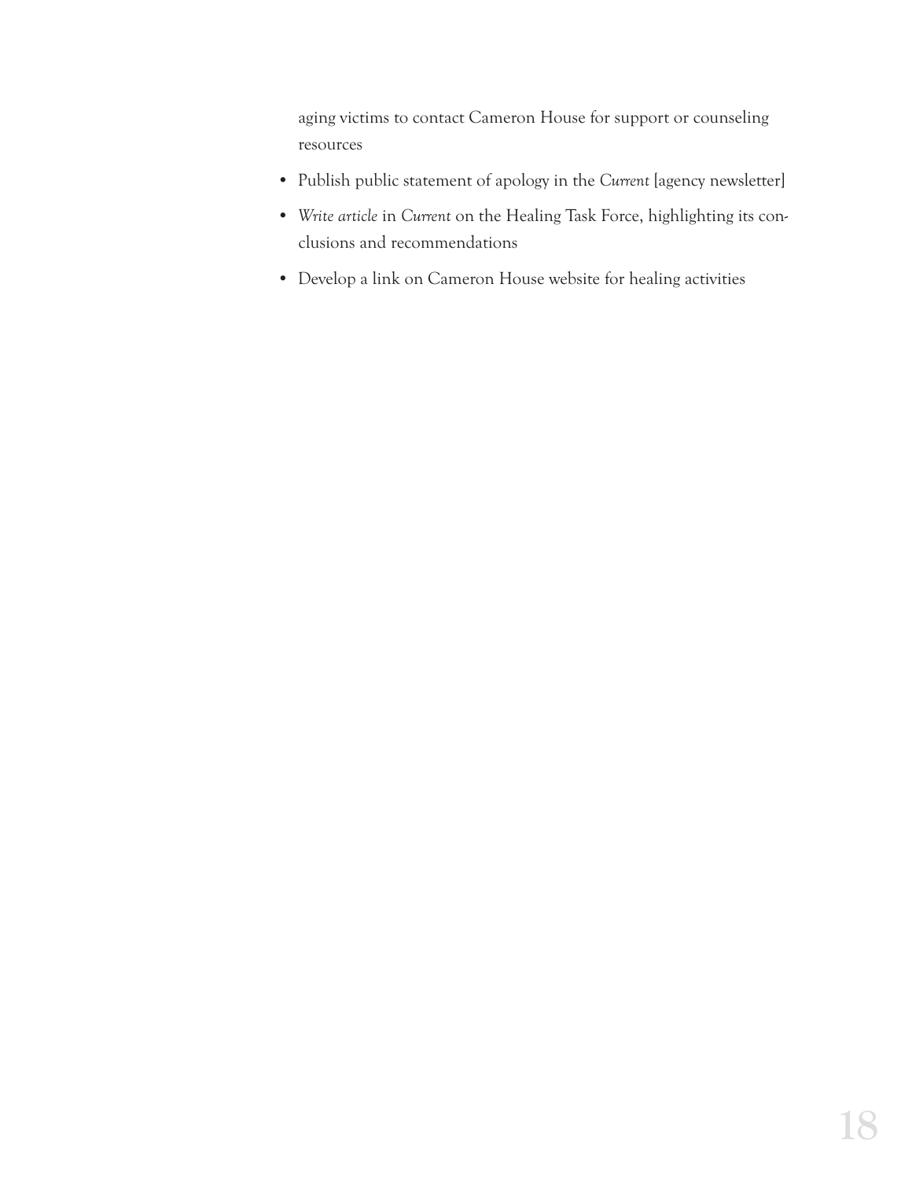aging victims to contact Cameron House for support or counseling resources

- Publish public statement of apology in the *Current* [agency newsletter]
- *Write article* in *Current* on the Healing Task Force, highlighting its conclusions and recommendations
- Develop a link on Cameron House website for healing activities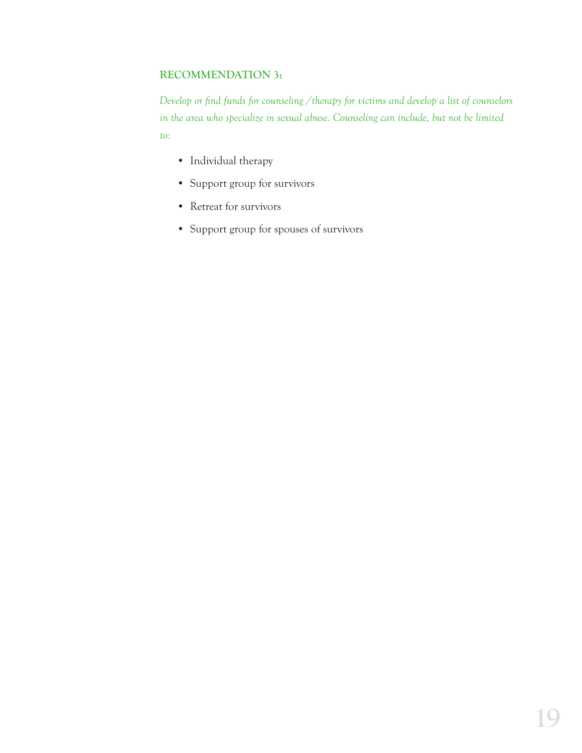### RECOMMENDATION 3:

*Develop or find funds for counseling /therapy for victims and develop a list of counselors in the area who specialize in sexual abuse. Counseling can include, but not be limited to:*

- Individual therapy
- Support group for survivors
- Retreat for survivors
- Support group for spouses of survivors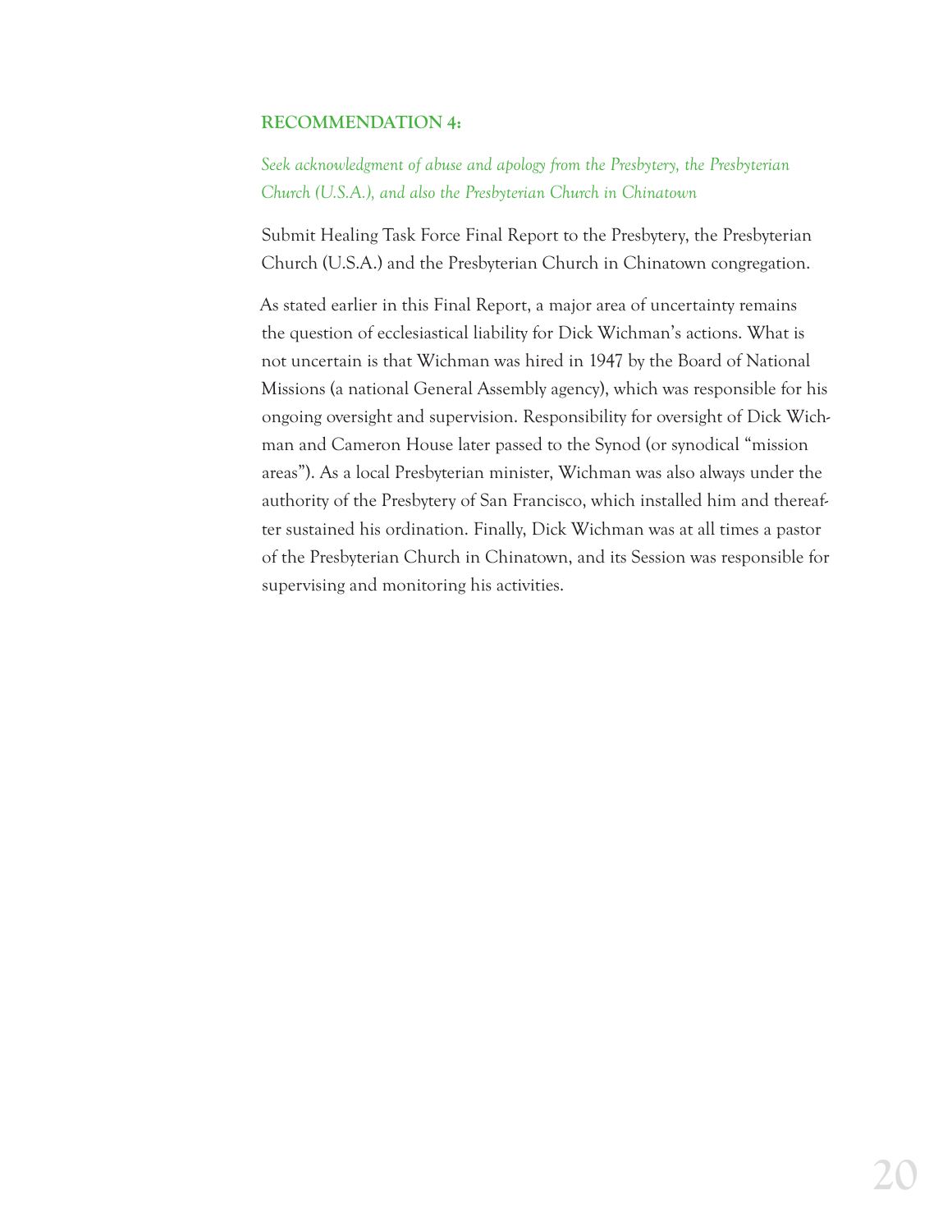**RECOMMENDATION 4:**

*Seek acknowledgment of abuse and apology from the Presbytery, the Presbyterian Church (U.S.A.), and also the Presbyterian Church in Chinatown*

Submit Healing Task Force Final Report to the Presbytery, the Presbyterian Church (U.S.A.) and the Presbyterian Church in Chinatown congregation.

As stated earlier in this Final Report, a major area of uncertainty remains the question of ecclesiastical liability for Dick Wichman's actions. What is not uncertain is that Wichman was hired in 1947 by the Board of National Missions (a national General Assembly agency), which was responsible for his ongoing oversight and supervision. Responsibility for oversight of Dick Wichman and Cameron House later passed to the Synod (or synodical "mission areas"). As a local Presbyterian minister, Wichman was also always under the authority of the Presbytery of San Francisco, which installed him and thereafter sustained his ordination. Finally, Dick Wichman was at all times a pastor of the Presbyterian Church in Chinatown, and its Session was responsible for supervising and monitoring his activities.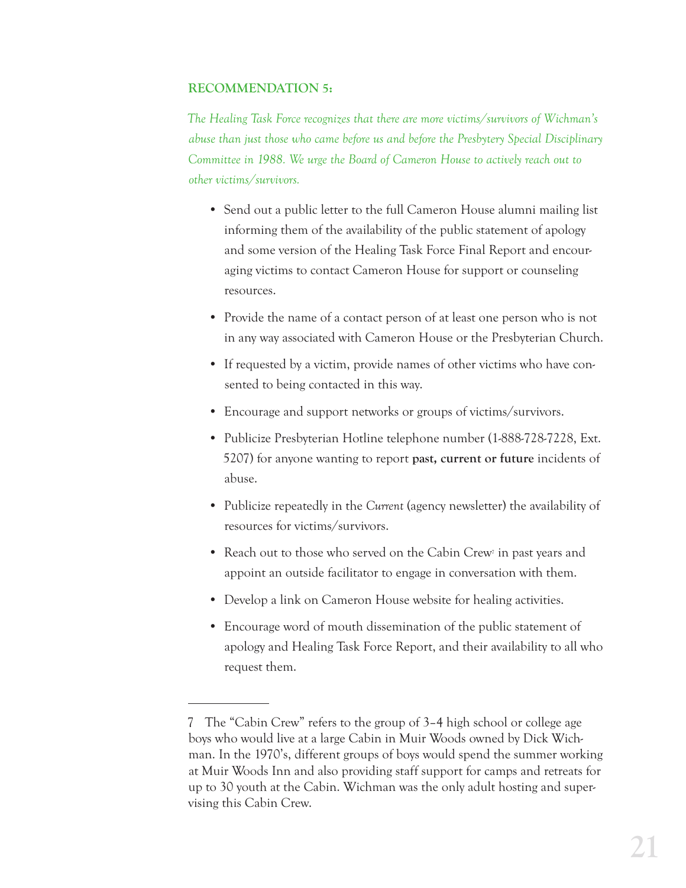**RECOMMENDATION 5:**

*The Healing Task Force recognizes that there are more victims/survivors of Wichman's abuse than just those who came before us and before the Presbytery Special Disciplinary Committee in 1988. We urge the Board of Cameron House to actively reach out to other victims/survivors.*

- Send out a public letter to the full Cameron House alumni mailing list informing them of the availability of the public statement of apology and some version of the Healing Task Force Final Report and encouraging victims to contact Cameron House for support or counseling resources.
- Provide the name of a contact person of at least one person who is not in any way associated with Cameron House or the Presbyterian Church.
- If requested by a victim, provide names of other victims who have consented to being contacted in this way.
- Encourage and support networks or groups of victims/survivors.
- Publicize Presbyterian Hotline telephone number (1-888-728-7228, Ext. 5207) for anyone wanting to report **past, current or future** incidents of abuse.
- Publicize repeatedly in the *Current* (agency newsletter) the availability of resources for victims/survivors.
- Reach out to those who served on the Cabin Crew[7] in past years and appoint an outside facilitator to engage in conversation with them.
- Develop a link on Cameron House website for healing activities.
- Encourage word of mouth dissemination of the public statement of apology and Healing Task Force Report, and their availability to all who request them.

---

7 The "Cabin Crew" refers to the group of 3–4 high school or college age boys who would live at a large Cabin in Muir Woods owned by Dick Wichman. In the 1970's, different groups of boys would spend the summer working at Muir Woods Inn and also providing staff support for camps and retreats for up to 30 youth at the Cabin. Wichman was the only adult hosting and supervising this Cabin Crew.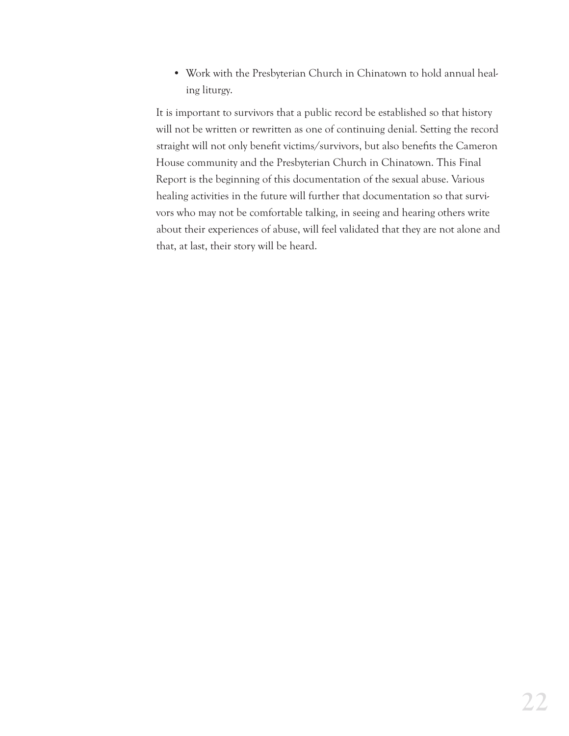- Work with the Presbyterian Church in Chinatown to hold annual healing liturgy.

It is important to survivors that a public record be established so that history will not be written or rewritten as one of continuing denial. Setting the record straight will not only benefit victims/survivors, but also benefits the Cameron House community and the Presbyterian Church in Chinatown. This Final Report is the beginning of this documentation of the sexual abuse. Various healing activities in the future will further that documentation so that survivors who may not be comfortable talking, in seeing and hearing others write about their experiences of abuse, will feel validated that they are not alone and that, at last, their story will be heard.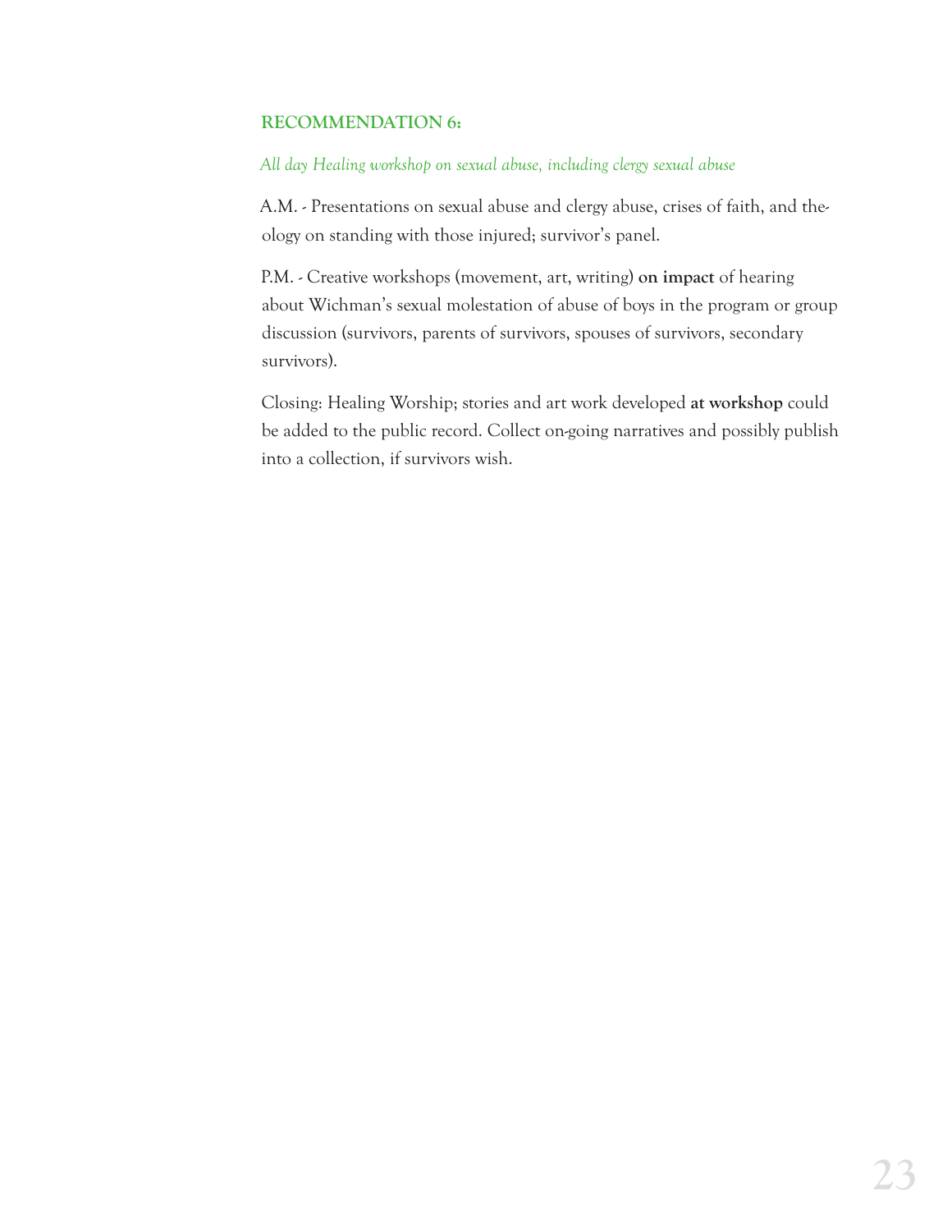### RECOMMENDATION 6:

*All day Healing workshop on sexual abuse, including clergy sexual abuse*

A.M. - Presentations on sexual abuse and clergy abuse, crises of faith, and theology on standing with those injured; survivor's panel.

P.M. - Creative workshops (movement, art, writing) **on impact** of hearing about Wichman's sexual molestation of abuse of boys in the program or group discussion (survivors, parents of survivors, spouses of survivors, secondary survivors).

Closing: Healing Worship; stories and art work developed **at workshop** could be added to the public record. Collect on-going narratives and possibly publish into a collection, if survivors wish.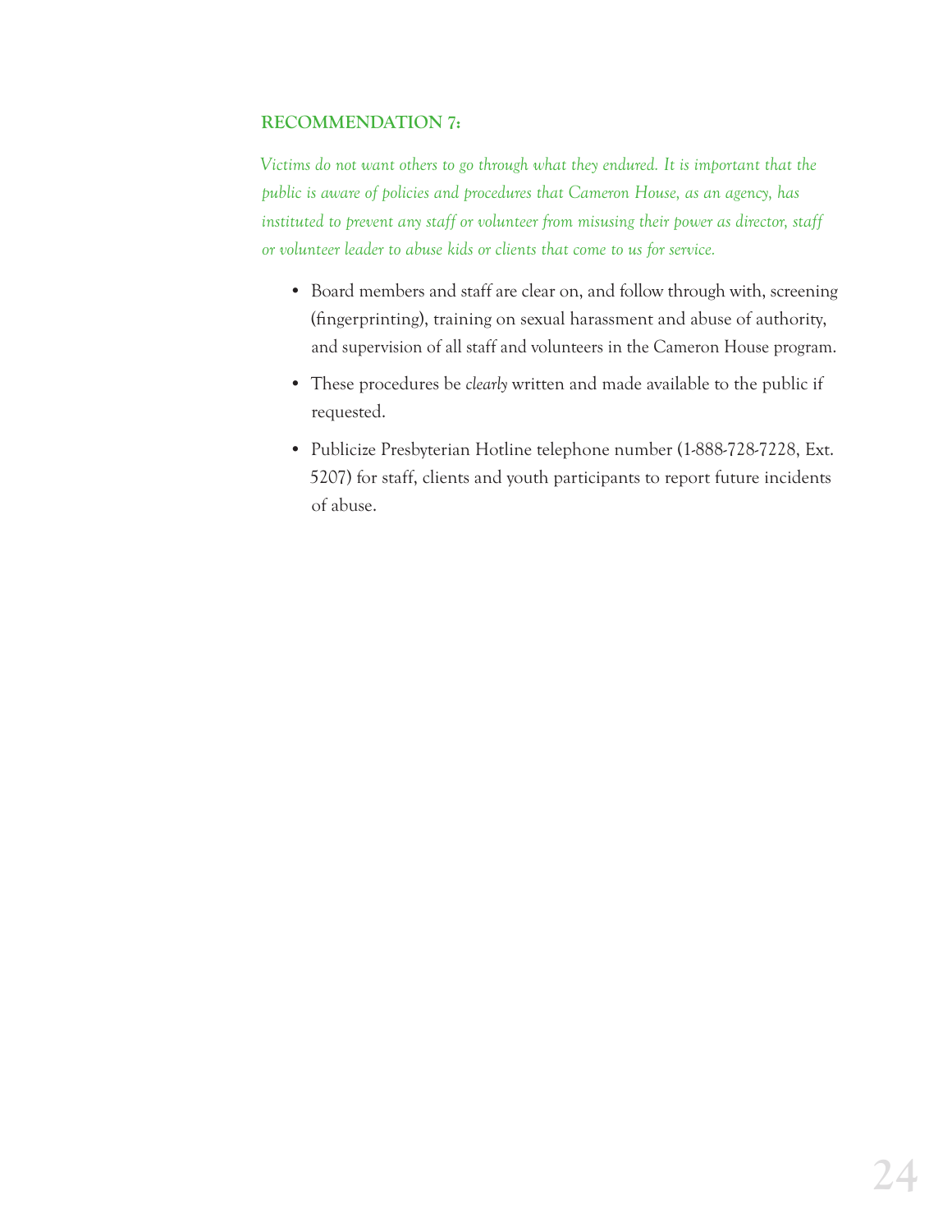### RECOMMENDATION 7:

*Victims do not want others to go through what they endured. It is important that the public is aware of policies and procedures that Cameron House, as an agency, has instituted to prevent any staff or volunteer from misusing their power as director, staff or volunteer leader to abuse kids or clients that come to us for service.*

- Board members and staff are clear on, and follow through with, screening (fingerprinting), training on sexual harassment and abuse of authority, and supervision of all staff and volunteers in the Cameron House program.
- These procedures be *clearly* written and made available to the public if requested.
- Publicize Presbyterian Hotline telephone number (1-888-728-7228, Ext. 5207) for staff, clients and youth participants to report future incidents of abuse.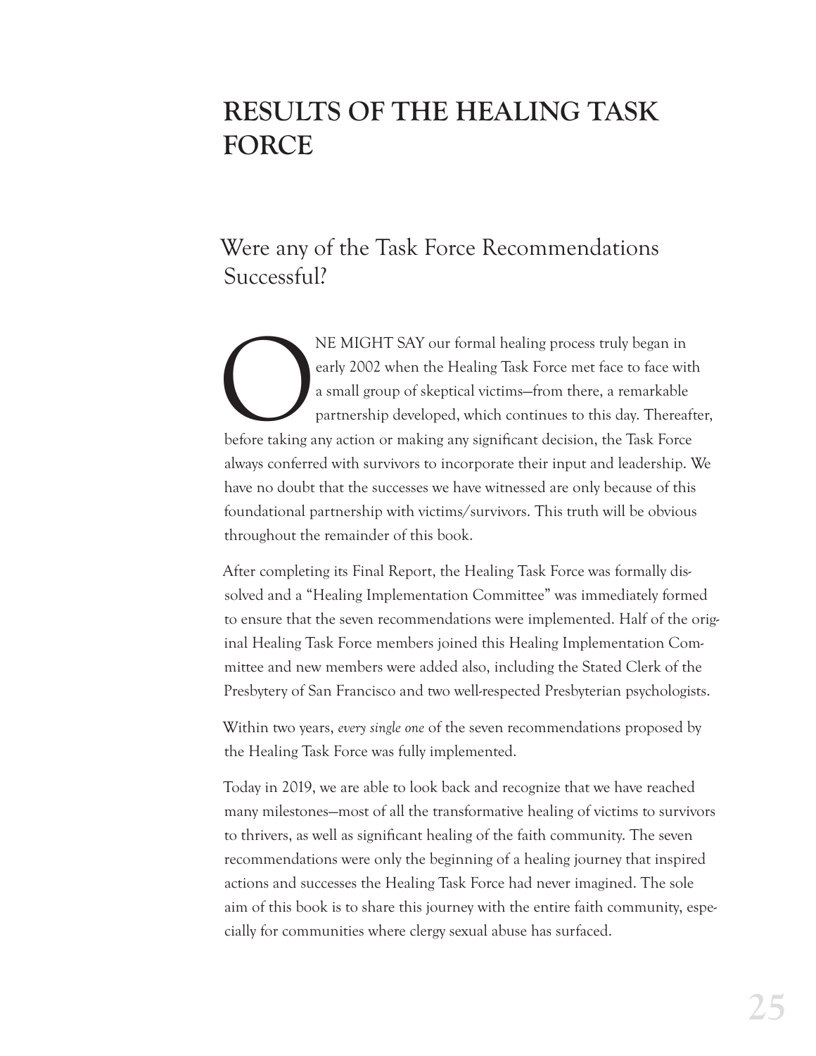# RESULTS OF THE HEALING TASK FORCE

## Were any of the Task Force Recommendations Successful?

ONE MIGHT SAY our formal healing process truly began in early 2002 when the Healing Task Force met face to face with a small group of skeptical victims—from there, a remarkable partnership developed, which continues to this day. Thereafter, before taking any action or making any significant decision, the Task Force always conferred with survivors to incorporate their input and leadership. We have no doubt that the successes we have witnessed are only because of this foundational partnership with victims/survivors. This truth will be obvious throughout the remainder of this book.

After completing its Final Report, the Healing Task Force was formally dissolved and a "Healing Implementation Committee" was immediately formed to ensure that the seven recommendations were implemented. Half of the original Healing Task Force members joined this Healing Implementation Committee and new members were added also, including the Stated Clerk of the Presbytery of San Francisco and two well-respected Presbyterian psychologists.

Within two years, *every single one* of the seven recommendations proposed by the Healing Task Force was fully implemented.

Today in 2019, we are able to look back and recognize that we have reached many milestones—most of all the transformative healing of victims to survivors to thrivers, as well as significant healing of the faith community. The seven recommendations were only the beginning of a healing journey that inspired actions and successes the Healing Task Force had never imagined. The sole aim of this book is to share this journey with the entire faith community, especially for communities where clergy sexual abuse has surfaced.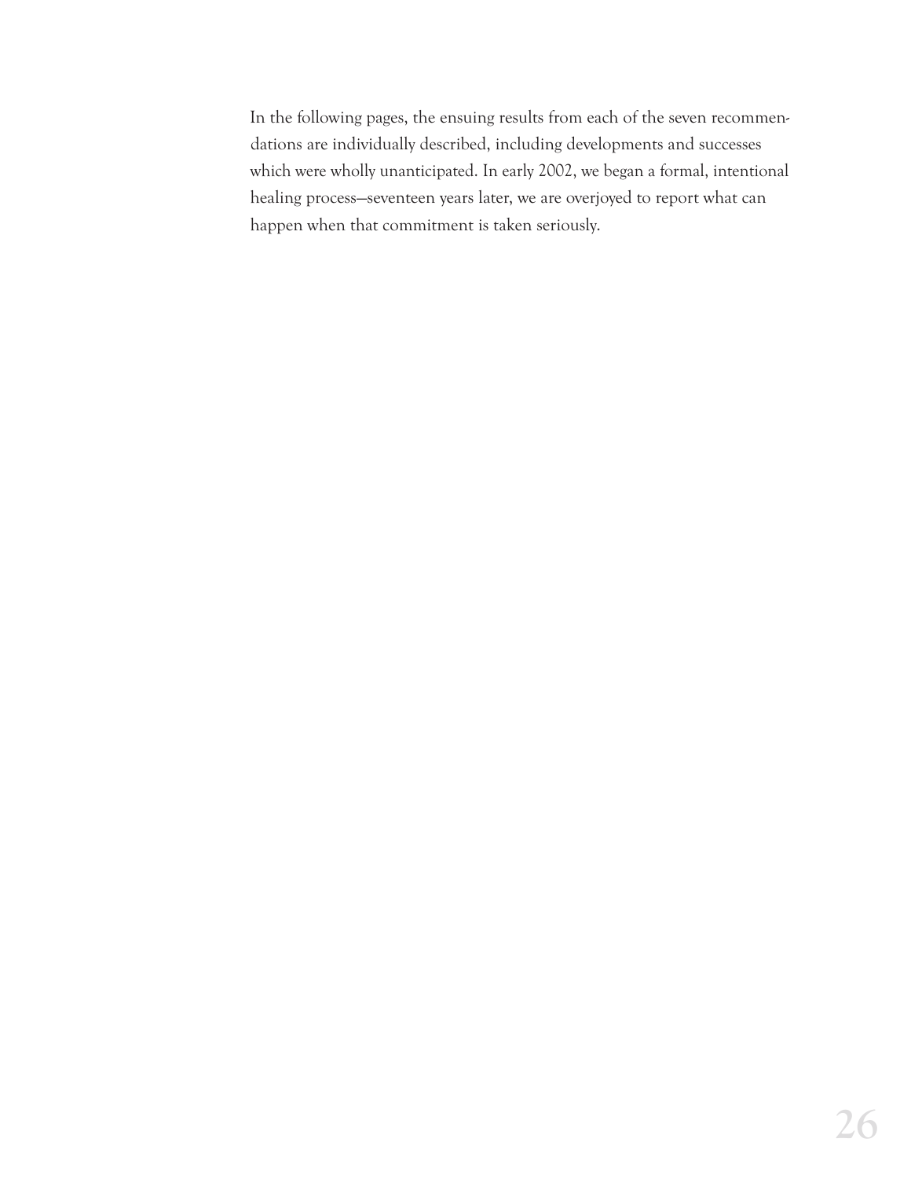In the following pages, the ensuing results from each of the seven recommendations are individually described, including developments and successes which were wholly unanticipated. In early 2002, we began a formal, intentional healing process—seventeen years later, we are overjoyed to report what can happen when that commitment is taken seriously.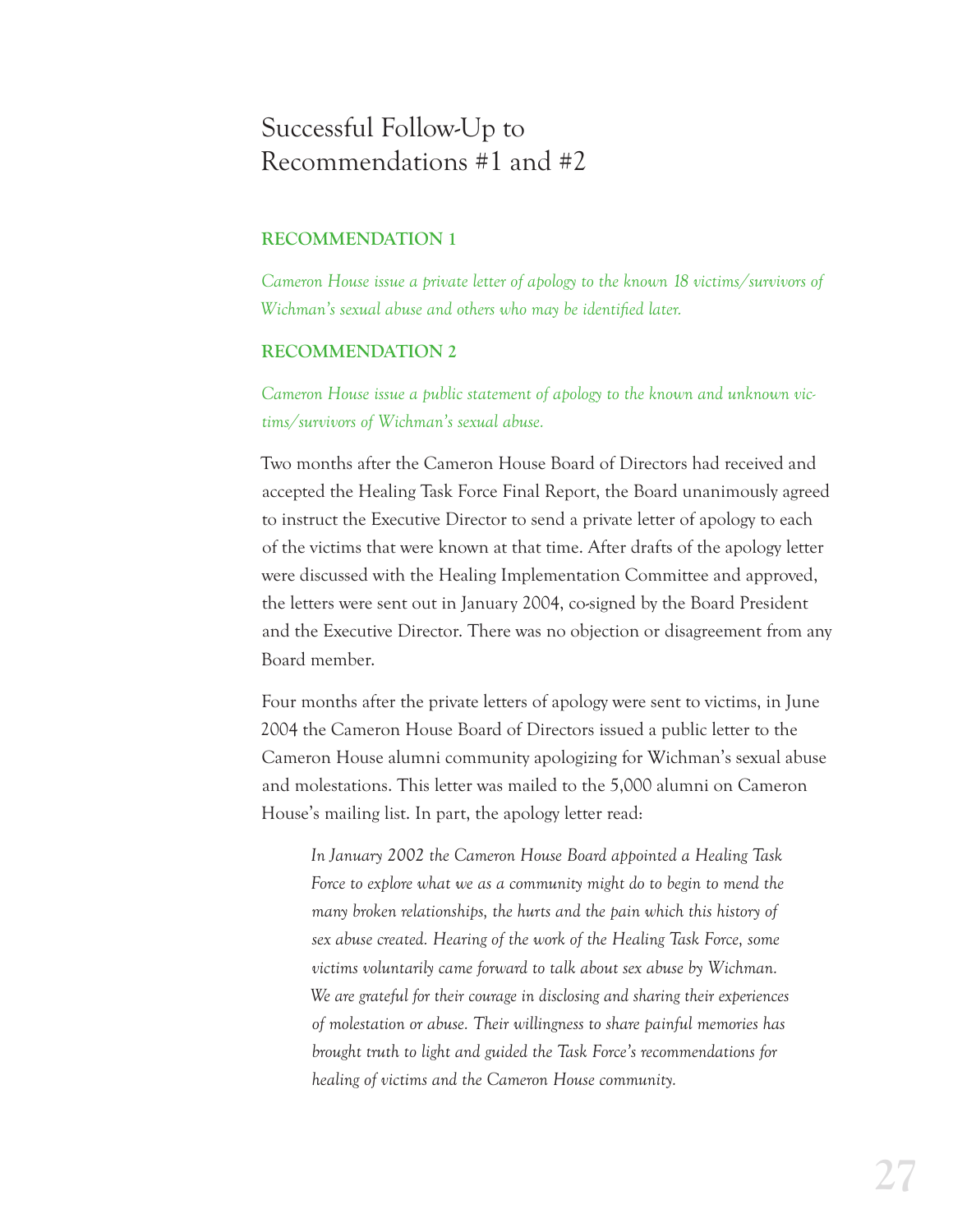# Successful Follow-Up to Recommendations #1 and #2

### RECOMMENDATION 1

*Cameron House issue a private letter of apology to the known 18 victims/survivors of Wichman's sexual abuse and others who may be identified later.*

### RECOMMENDATION 2

*Cameron House issue a public statement of apology to the known and unknown victims/survivors of Wichman's sexual abuse.*

Two months after the Cameron House Board of Directors had received and accepted the Healing Task Force Final Report, the Board unanimously agreed to instruct the Executive Director to send a private letter of apology to each of the victims that were known at that time. After drafts of the apology letter were discussed with the Healing Implementation Committee and approved, the letters were sent out in January 2004, co-signed by the Board President and the Executive Director. There was no objection or disagreement from any Board member.

Four months after the private letters of apology were sent to victims, in June 2004 the Cameron House Board of Directors issued a public letter to the Cameron House alumni community apologizing for Wichman's sexual abuse and molestations. This letter was mailed to the 5,000 alumni on Cameron House's mailing list. In part, the apology letter read:

> *In January 2002 the Cameron House Board appointed a Healing Task Force to explore what we as a community might do to begin to mend the many broken relationships, the hurts and the pain which this history of sex abuse created. Hearing of the work of the Healing Task Force, some victims voluntarily came forward to talk about sex abuse by Wichman. We are grateful for their courage in disclosing and sharing their experiences of molestation or abuse. Their willingness to share painful memories has brought truth to light and guided the Task Force's recommendations for healing of victims and the Cameron House community.*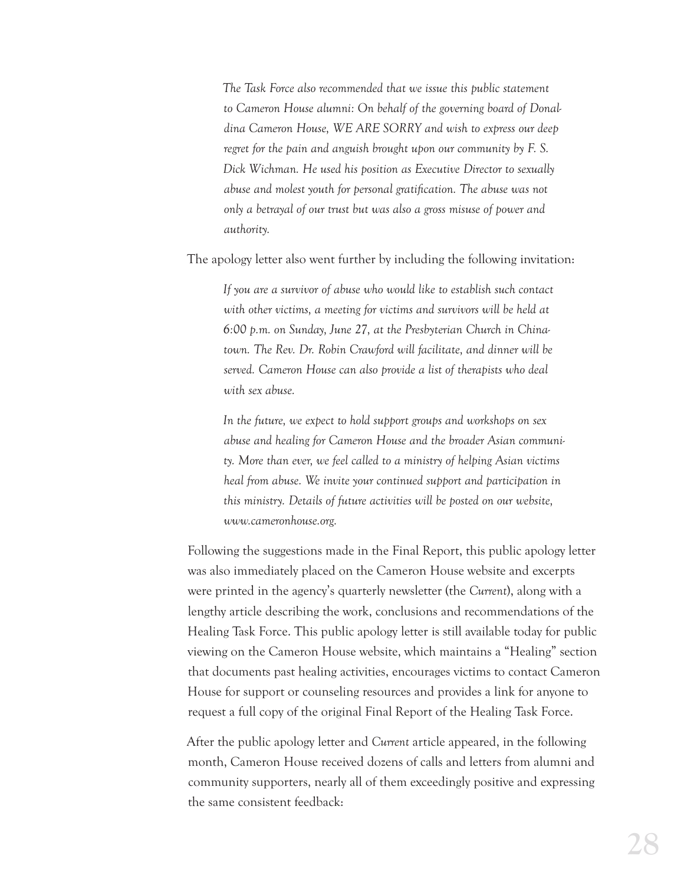*The Task Force also recommended that we issue this public statement to Cameron House alumni: On behalf of the governing board of Donaldina Cameron House, WE ARE SORRY and wish to express our deep regret for the pain and anguish brought upon our community by F. S. Dick Wichman. He used his position as Executive Director to sexually abuse and molest youth for personal gratification. The abuse was not only a betrayal of our trust but was also a gross misuse of power and authority.*

The apology letter also went further by including the following invitation:

*If you are a survivor of abuse who would like to establish such contact with other victims, a meeting for victims and survivors will be held at 6:00 p.m. on Sunday, June 27, at the Presbyterian Church in Chinatown. The Rev. Dr. Robin Crawford will facilitate, and dinner will be served. Cameron House can also provide a list of therapists who deal with sex abuse.*

*In the future, we expect to hold support groups and workshops on sex abuse and healing for Cameron House and the broader Asian community. More than ever, we feel called to a ministry of helping Asian victims heal from abuse. We invite your continued support and participation in this ministry. Details of future activities will be posted on our website, www.cameronhouse.org.*

Following the suggestions made in the Final Report, this public apology letter was also immediately placed on the Cameron House website and excerpts were printed in the agency's quarterly newsletter (the *Current*), along with a lengthy article describing the work, conclusions and recommendations of the Healing Task Force. This public apology letter is still available today for public viewing on the Cameron House website, which maintains a "Healing" section that documents past healing activities, encourages victims to contact Cameron House for support or counseling resources and provides a link for anyone to request a full copy of the original Final Report of the Healing Task Force.

After the public apology letter and *Current* article appeared, in the following month, Cameron House received dozens of calls and letters from alumni and community supporters, nearly all of them exceedingly positive and expressing the same consistent feedback: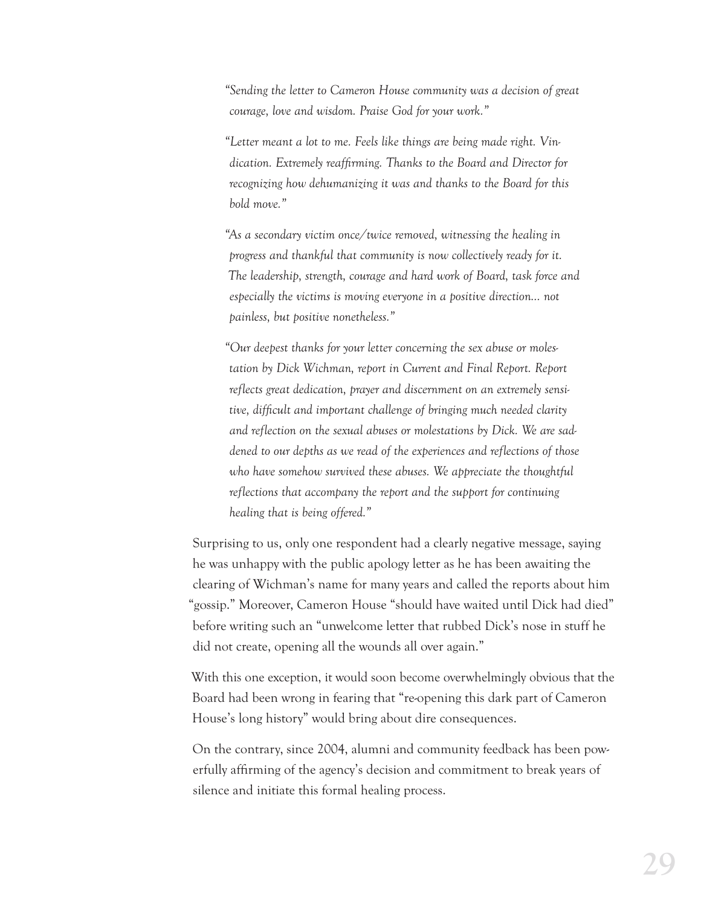*"Sending the letter to Cameron House community was a decision of great courage, love and wisdom. Praise God for your work."*

*"Letter meant a lot to me. Feels like things are being made right. Vindication. Extremely reaffirming. Thanks to the Board and Director for recognizing how dehumanizing it was and thanks to the Board for this bold move."*

*"As a secondary victim once/twice removed, witnessing the healing in progress and thankful that community is now collectively ready for it. The leadership, strength, courage and hard work of Board, task force and especially the victims is moving everyone in a positive direction... not painless, but positive nonetheless."*

*"Our deepest thanks for your letter concerning the sex abuse or molestation by Dick Wichman, report in Current and Final Report. Report reflects great dedication, prayer and discernment on an extremely sensitive, difficult and important challenge of bringing much needed clarity and reflection on the sexual abuses or molestations by Dick. We are saddened to our depths as we read of the experiences and reflections of those who have somehow survived these abuses. We appreciate the thoughtful reflections that accompany the report and the support for continuing healing that is being offered."*

Surprising to us, only one respondent had a clearly negative message, saying he was unhappy with the public apology letter as he has been awaiting the clearing of Wichman's name for many years and called the reports about him "gossip." Moreover, Cameron House "should have waited until Dick had died" before writing such an "unwelcome letter that rubbed Dick's nose in stuff he did not create, opening all the wounds all over again."

With this one exception, it would soon become overwhelmingly obvious that the Board had been wrong in fearing that "re-opening this dark part of Cameron House's long history" would bring about dire consequences.

On the contrary, since 2004, alumni and community feedback has been powerfully affirming of the agency's decision and commitment to break years of silence and initiate this formal healing process.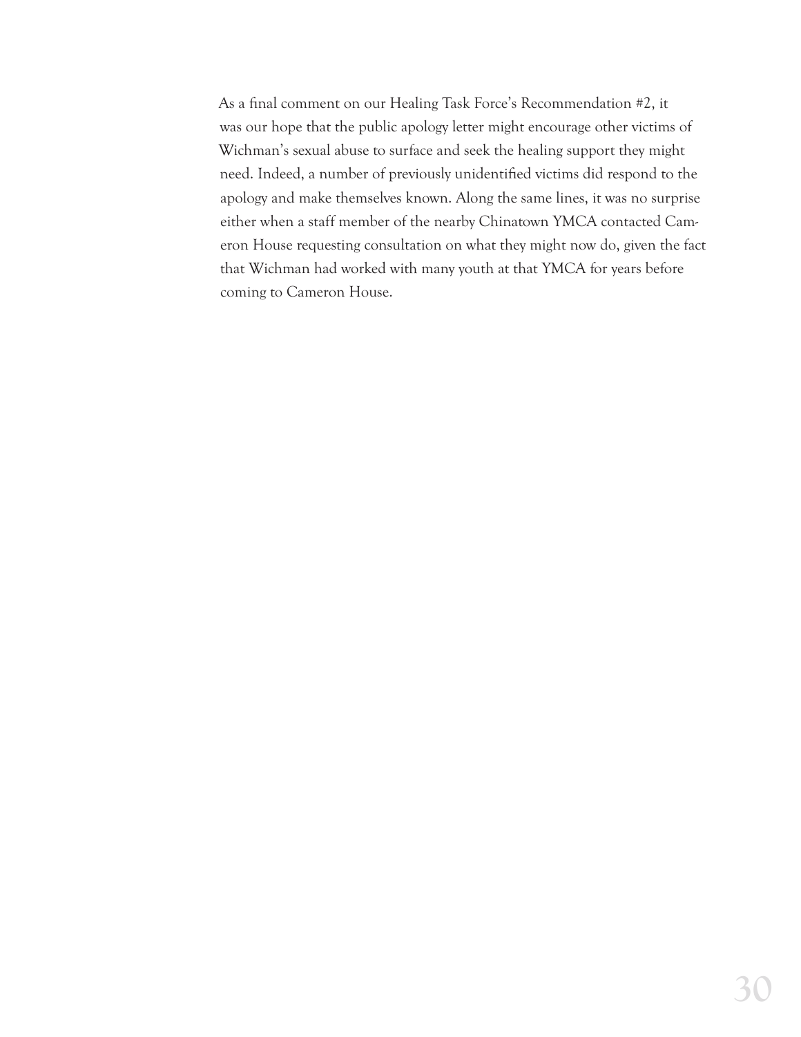As a final comment on our Healing Task Force's Recommendation #2, it was our hope that the public apology letter might encourage other victims of Wichman's sexual abuse to surface and seek the healing support they might need. Indeed, a number of previously unidentified victims did respond to the apology and make themselves known. Along the same lines, it was no surprise either when a staff member of the nearby Chinatown YMCA contacted Cameron House requesting consultation on what they might now do, given the fact that Wichman had worked with many youth at that YMCA for years before coming to Cameron House.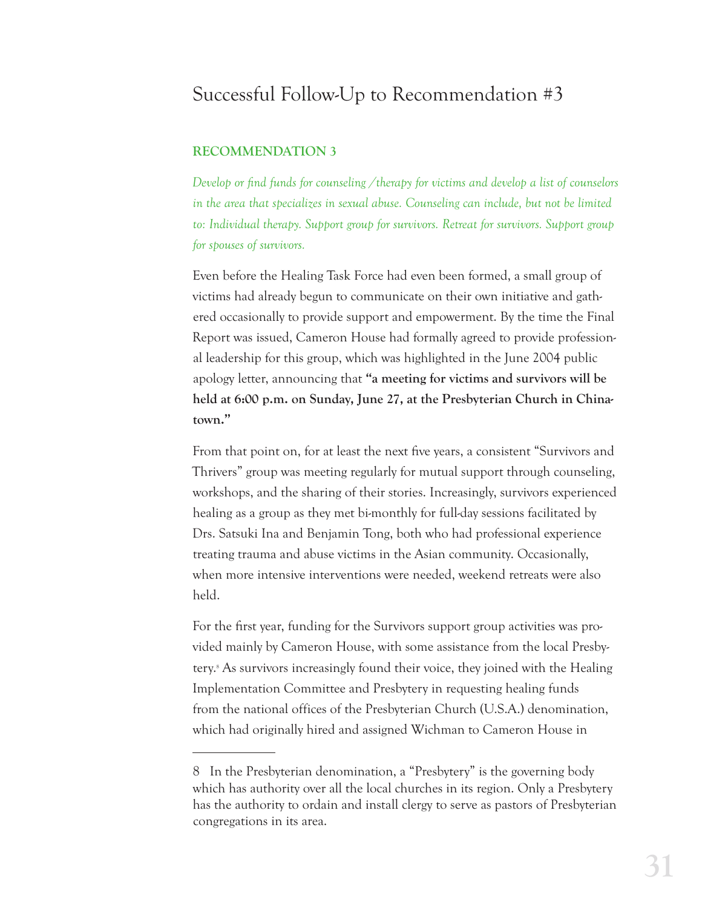# Successful Follow-Up to Recommendation #3

### RECOMMENDATION 3

*Develop or find funds for counseling /therapy for victims and develop a list of counselors in the area that specializes in sexual abuse. Counseling can include, but not be limited to: Individual therapy. Support group for survivors. Retreat for survivors. Support group for spouses of survivors.*

Even before the Healing Task Force had even been formed, a small group of victims had already begun to communicate on their own initiative and gathered occasionally to provide support and empowerment. By the time the Final Report was issued, Cameron House had formally agreed to provide professional leadership for this group, which was highlighted in the June 2004 public apology letter, announcing that **"a meeting for victims and survivors will be held at 6:00 p.m. on Sunday, June 27, at the Presbyterian Church in Chinatown."**

From that point on, for at least the next five years, a consistent "Survivors and Thrivers" group was meeting regularly for mutual support through counseling, workshops, and the sharing of their stories. Increasingly, survivors experienced healing as a group as they met bi-monthly for full-day sessions facilitated by Drs. Satsuki Ina and Benjamin Tong, both who had professional experience treating trauma and abuse victims in the Asian community. Occasionally, when more intensive interventions were needed, weekend retreats were also held.

For the first year, funding for the Survivors support group activities was provided mainly by Cameron House, with some assistance from the local Presbytery.[8] As survivors increasingly found their voice, they joined with the Healing Implementation Committee and Presbytery in requesting healing funds from the national offices of the Presbyterian Church (U.S.A.) denomination, which had originally hired and assigned Wichman to Cameron House in

---

8 In the Presbyterian denomination, a "Presbytery" is the governing body which has authority over all the local churches in its region. Only a Presbytery has the authority to ordain and install clergy to serve as pastors of Presbyterian congregations in its area.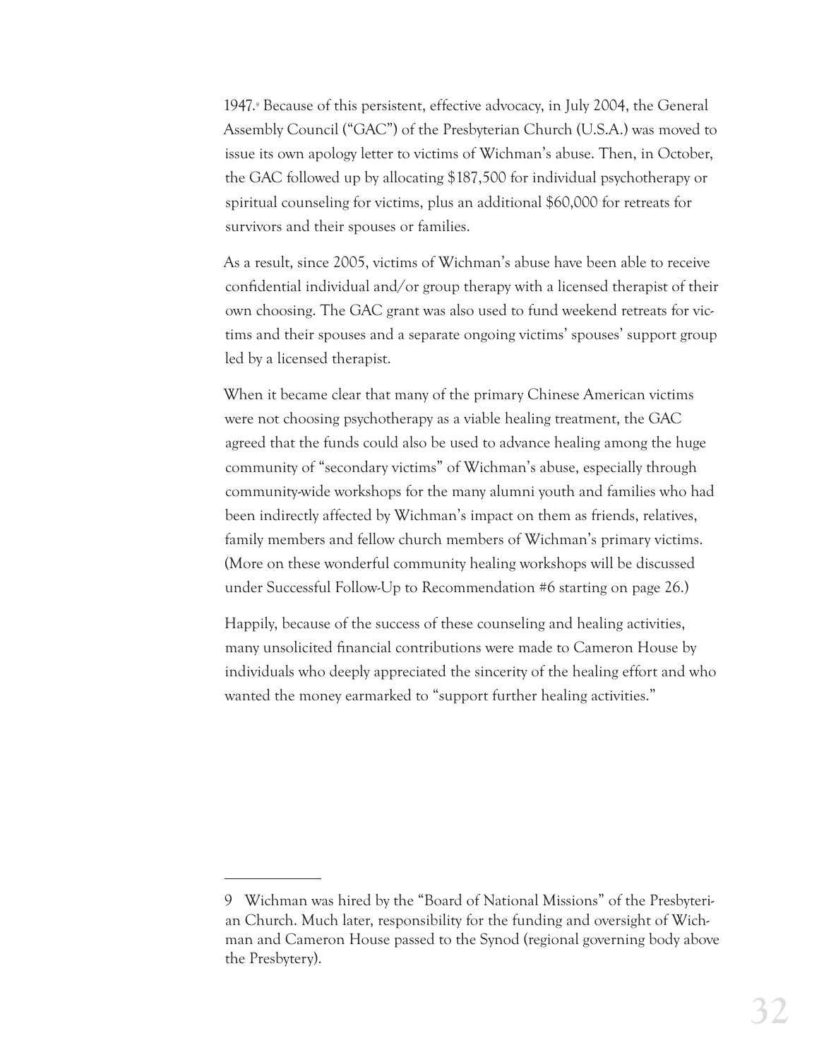1947.[9] Because of this persistent, effective advocacy, in July 2004, the General Assembly Council ("GAC") of the Presbyterian Church (U.S.A.) was moved to issue its own apology letter to victims of Wichman's abuse. Then, in October, the GAC followed up by allocating $187,500 for individual psychotherapy or spiritual counseling for victims, plus an additional $60,000 for retreats for survivors and their spouses or families.

As a result, since 2005, victims of Wichman's abuse have been able to receive confidential individual and/or group therapy with a licensed therapist of their own choosing. The GAC grant was also used to fund weekend retreats for victims and their spouses and a separate ongoing victims' spouses' support group led by a licensed therapist.

When it became clear that many of the primary Chinese American victims were not choosing psychotherapy as a viable healing treatment, the GAC agreed that the funds could also be used to advance healing among the huge community of "secondary victims" of Wichman's abuse, especially through community-wide workshops for the many alumni youth and families who had been indirectly affected by Wichman's impact on them as friends, relatives, family members and fellow church members of Wichman's primary victims. (More on these wonderful community healing workshops will be discussed under Successful Follow-Up to Recommendation #6 starting on page 26.)

Happily, because of the success of these counseling and healing activities, many unsolicited financial contributions were made to Cameron House by individuals who deeply appreciated the sincerity of the healing effort and who wanted the money earmarked to "support further healing activities."

---

9 Wichman was hired by the "Board of National Missions" of the Presbyterian Church. Much later, responsibility for the funding and oversight of Wichman and Cameron House passed to the Synod (regional governing body above the Presbytery).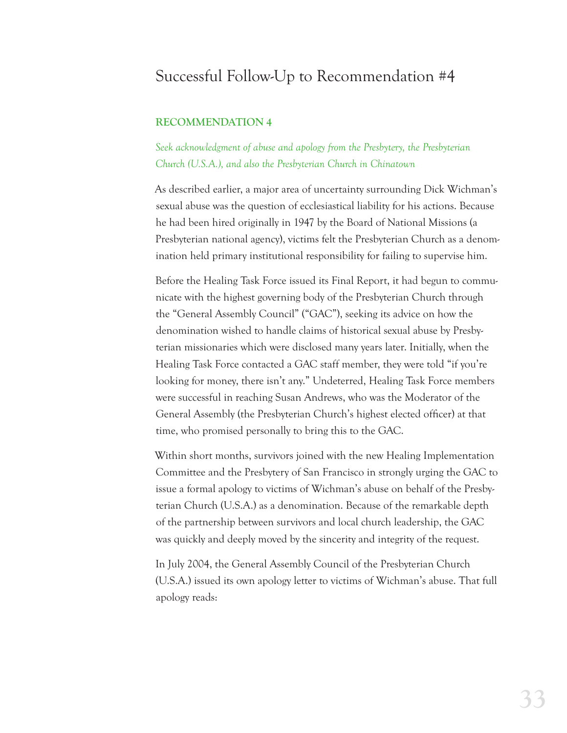# Successful Follow-Up to Recommendation #4

**RECOMMENDATION 4**

*Seek acknowledgment of abuse and apology from the Presbytery, the Presbyterian Church (U.S.A.), and also the Presbyterian Church in Chinatown*

As described earlier, a major area of uncertainty surrounding Dick Wichman's sexual abuse was the question of ecclesiastical liability for his actions. Because he had been hired originally in 1947 by the Board of National Missions (a Presbyterian national agency), victims felt the Presbyterian Church as a denomination held primary institutional responsibility for failing to supervise him.

Before the Healing Task Force issued its Final Report, it had begun to communicate with the highest governing body of the Presbyterian Church through the "General Assembly Council" ("GAC"), seeking its advice on how the denomination wished to handle claims of historical sexual abuse by Presbyterian missionaries which were disclosed many years later. Initially, when the Healing Task Force contacted a GAC staff member, they were told "if you're looking for money, there isn't any." Undeterred, Healing Task Force members were successful in reaching Susan Andrews, who was the Moderator of the General Assembly (the Presbyterian Church's highest elected officer) at that time, who promised personally to bring this to the GAC.

Within short months, survivors joined with the new Healing Implementation Committee and the Presbytery of San Francisco in strongly urging the GAC to issue a formal apology to victims of Wichman's abuse on behalf of the Presbyterian Church (U.S.A.) as a denomination. Because of the remarkable depth of the partnership between survivors and local church leadership, the GAC was quickly and deeply moved by the sincerity and integrity of the request.

In July 2004, the General Assembly Council of the Presbyterian Church (U.S.A.) issued its own apology letter to victims of Wichman's abuse. That full apology reads: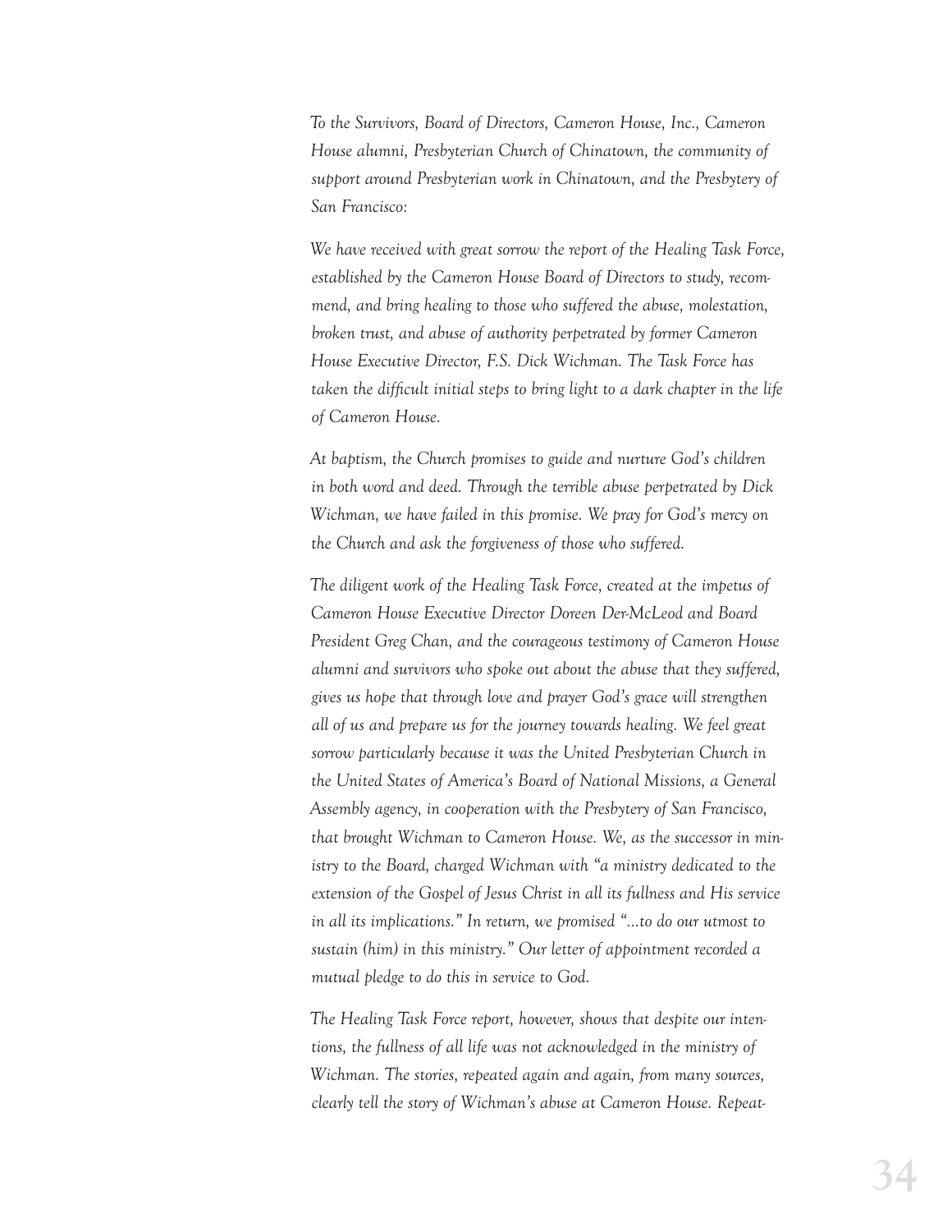*To the Survivors, Board of Directors, Cameron House, Inc., Cameron House alumni, Presbyterian Church of Chinatown, the community of support around Presbyterian work in Chinatown, and the Presbytery of San Francisco:*

*We have received with great sorrow the report of the Healing Task Force, established by the Cameron House Board of Directors to study, recommend, and bring healing to those who suffered the abuse, molestation, broken trust, and abuse of authority perpetrated by former Cameron House Executive Director, F.S. Dick Wichman. The Task Force has taken the difficult initial steps to bring light to a dark chapter in the life of Cameron House.*

*At baptism, the Church promises to guide and nurture God's children in both word and deed. Through the terrible abuse perpetrated by Dick Wichman, we have failed in this promise. We pray for God's mercy on the Church and ask the forgiveness of those who suffered.*

*The diligent work of the Healing Task Force, created at the impetus of Cameron House Executive Director Doreen Der-McLeod and Board President Greg Chan, and the courageous testimony of Cameron House alumni and survivors who spoke out about the abuse that they suffered, gives us hope that through love and prayer God's grace will strengthen all of us and prepare us for the journey towards healing. We feel great sorrow particularly because it was the United Presbyterian Church in the United States of America's Board of National Missions, a General Assembly agency, in cooperation with the Presbytery of San Francisco, that brought Wichman to Cameron House. We, as the successor in ministry to the Board, charged Wichman with "a ministry dedicated to the extension of the Gospel of Jesus Christ in all its fullness and His service in all its implications." In return, we promised "...to do our utmost to sustain (him) in this ministry." Our letter of appointment recorded a mutual pledge to do this in service to God.*

*The Healing Task Force report, however, shows that despite our intentions, the fullness of all life was not acknowledged in the ministry of Wichman. The stories, repeated again and again, from many sources, clearly tell the story of Wichman's abuse at Cameron House. Repeat-*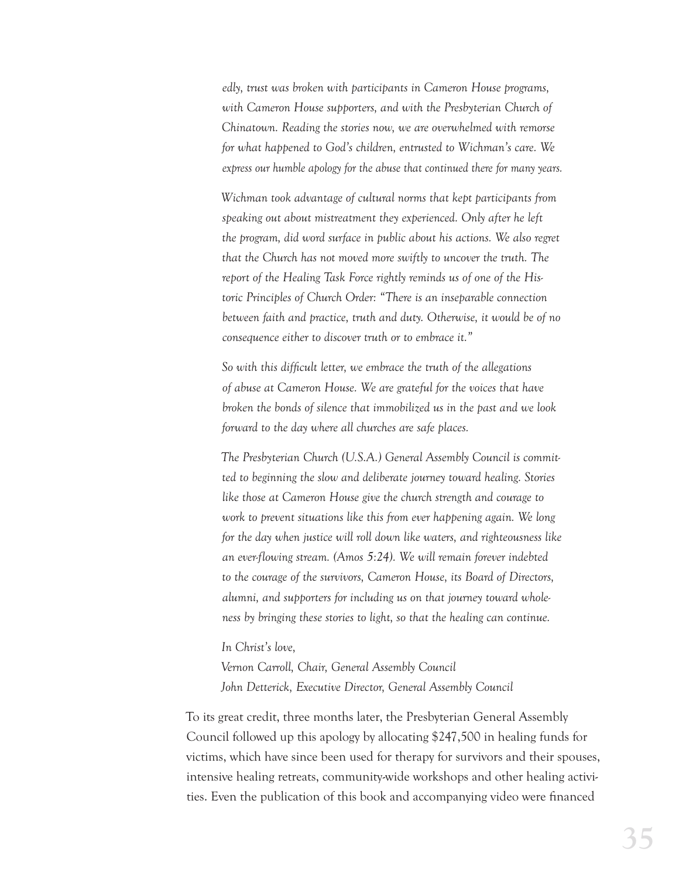*edly, trust was broken with participants in Cameron House programs, with Cameron House supporters, and with the Presbyterian Church of Chinatown. Reading the stories now, we are overwhelmed with remorse for what happened to God's children, entrusted to Wichman's care. We express our humble apology for the abuse that continued there for many years.*

*Wichman took advantage of cultural norms that kept participants from speaking out about mistreatment they experienced. Only after he left the program, did word surface in public about his actions. We also regret that the Church has not moved more swiftly to uncover the truth. The report of the Healing Task Force rightly reminds us of one of the Historic Principles of Church Order: "There is an inseparable connection between faith and practice, truth and duty. Otherwise, it would be of no consequence either to discover truth or to embrace it."*

*So with this difficult letter, we embrace the truth of the allegations of abuse at Cameron House. We are grateful for the voices that have broken the bonds of silence that immobilized us in the past and we look forward to the day where all churches are safe places.*

*The Presbyterian Church (U.S.A.) General Assembly Council is committed to beginning the slow and deliberate journey toward healing. Stories like those at Cameron House give the church strength and courage to work to prevent situations like this from ever happening again. We long for the day when justice will roll down like waters, and righteousness like an ever-flowing stream. (Amos 5:24). We will remain forever indebted to the courage of the survivors, Cameron House, its Board of Directors, alumni, and supporters for including us on that journey toward wholeness by bringing these stories to light, so that the healing can continue.*

*In Christ's love,*
*Vernon Carroll, Chair, General Assembly Council*
*John Detterick, Executive Director, General Assembly Council*

To its great credit, three months later, the Presbyterian General Assembly Council followed up this apology by allocating $247,500 in healing funds for victims, which have since been used for therapy for survivors and their spouses, intensive healing retreats, community-wide workshops and other healing activities. Even the publication of this book and accompanying video were financed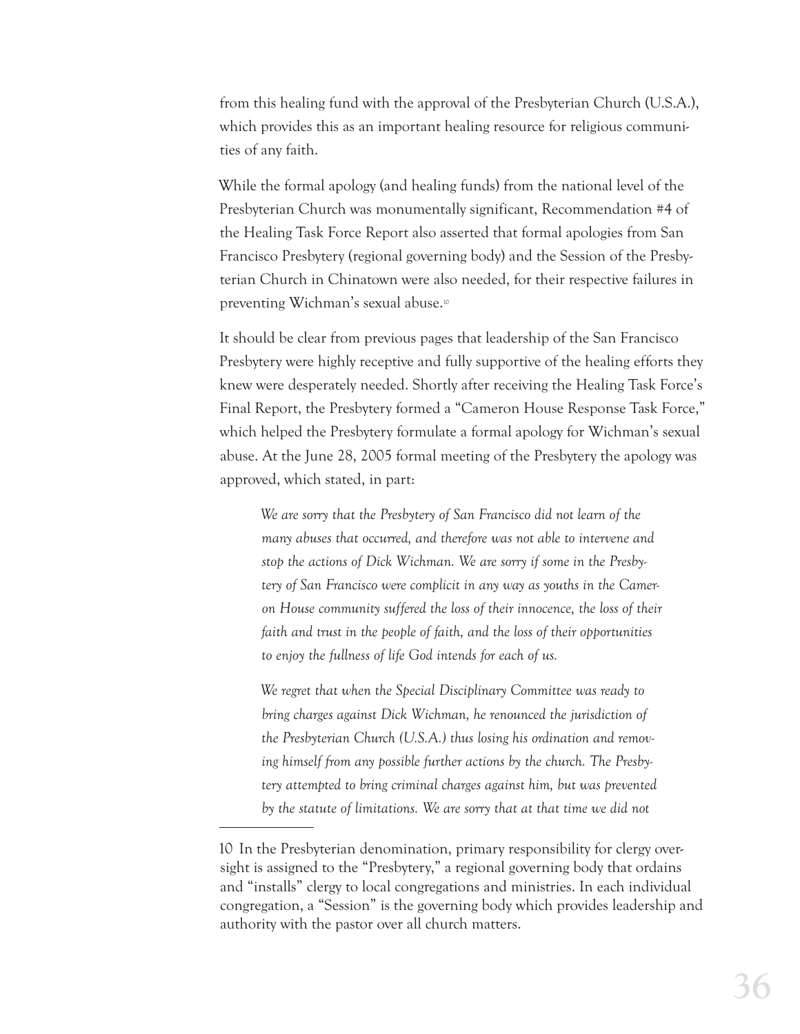from this healing fund with the approval of the Presbyterian Church (U.S.A.), which provides this as an important healing resource for religious communities of any faith.

While the formal apology (and healing funds) from the national level of the Presbyterian Church was monumentally significant, Recommendation #4 of the Healing Task Force Report also asserted that formal apologies from San Francisco Presbytery (regional governing body) and the Session of the Presbyterian Church in Chinatown were also needed, for their respective failures in preventing Wichman's sexual abuse.[10]

It should be clear from previous pages that leadership of the San Francisco Presbytery were highly receptive and fully supportive of the healing efforts they knew were desperately needed. Shortly after receiving the Healing Task Force's Final Report, the Presbytery formed a "Cameron House Response Task Force," which helped the Presbytery formulate a formal apology for Wichman's sexual abuse. At the June 28, 2005 formal meeting of the Presbytery the apology was approved, which stated, in part:

> *We are sorry that the Presbytery of San Francisco did not learn of the many abuses that occurred, and therefore was not able to intervene and stop the actions of Dick Wichman. We are sorry if some in the Presbytery of San Francisco were complicit in any way as youths in the Cameron House community suffered the loss of their innocence, the loss of their faith and trust in the people of faith, and the loss of their opportunities to enjoy the fullness of life God intends for each of us.*
>
> *We regret that when the Special Disciplinary Committee was ready to bring charges against Dick Wichman, he renounced the jurisdiction of the Presbyterian Church (U.S.A.) thus losing his ordination and removing himself from any possible further actions by the church. The Presbytery attempted to bring criminal charges against him, but was prevented by the statute of limitations. We are sorry that at that time we did not*

---

10 In the Presbyterian denomination, primary responsibility for clergy oversight is assigned to the "Presbytery," a regional governing body that ordains and "installs" clergy to local congregations and ministries. In each individual congregation, a "Session" is the governing body which provides leadership and authority with the pastor over all church matters.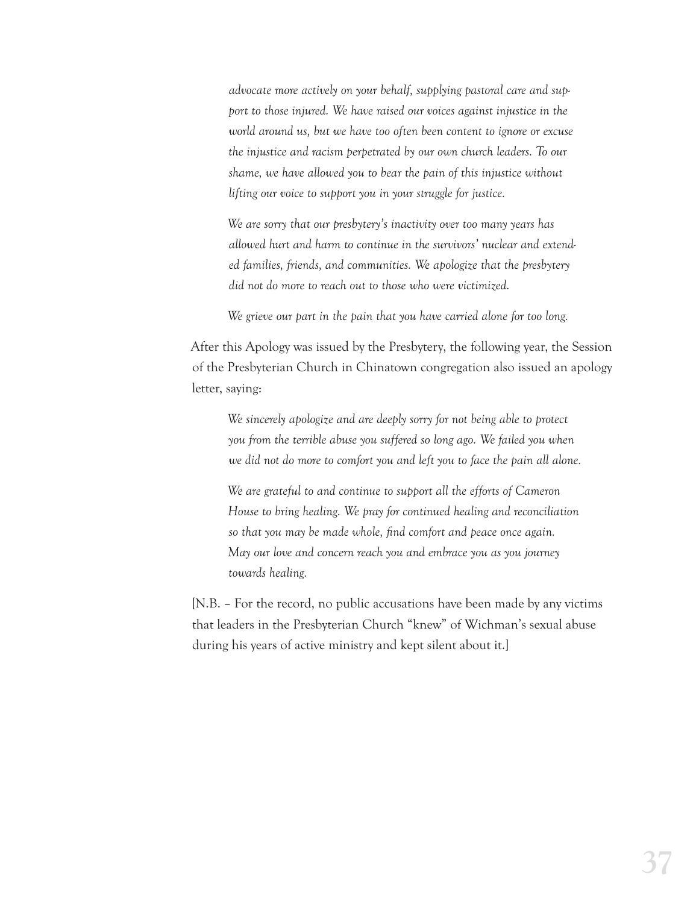*advocate more actively on your behalf, supplying pastoral care and support to those injured. We have raised our voices against injustice in the world around us, but we have too often been content to ignore or excuse the injustice and racism perpetrated by our own church leaders. To our shame, we have allowed you to bear the pain of this injustice without lifting our voice to support you in your struggle for justice.*

*We are sorry that our presbytery's inactivity over too many years has allowed hurt and harm to continue in the survivors' nuclear and extended families, friends, and communities. We apologize that the presbytery did not do more to reach out to those who were victimized.*

*We grieve our part in the pain that you have carried alone for too long.*

After this Apology was issued by the Presbytery, the following year, the Session of the Presbyterian Church in Chinatown congregation also issued an apology letter, saying:

*We sincerely apologize and are deeply sorry for not being able to protect you from the terrible abuse you suffered so long ago. We failed you when we did not do more to comfort you and left you to face the pain all alone.*

*We are grateful to and continue to support all the efforts of Cameron House to bring healing. We pray for continued healing and reconciliation so that you may be made whole, find comfort and peace once again. May our love and concern reach you and embrace you as you journey towards healing.*

[N.B. – For the record, no public accusations have been made by any victims that leaders in the Presbyterian Church "knew" of Wichman's sexual abuse during his years of active ministry and kept silent about it.]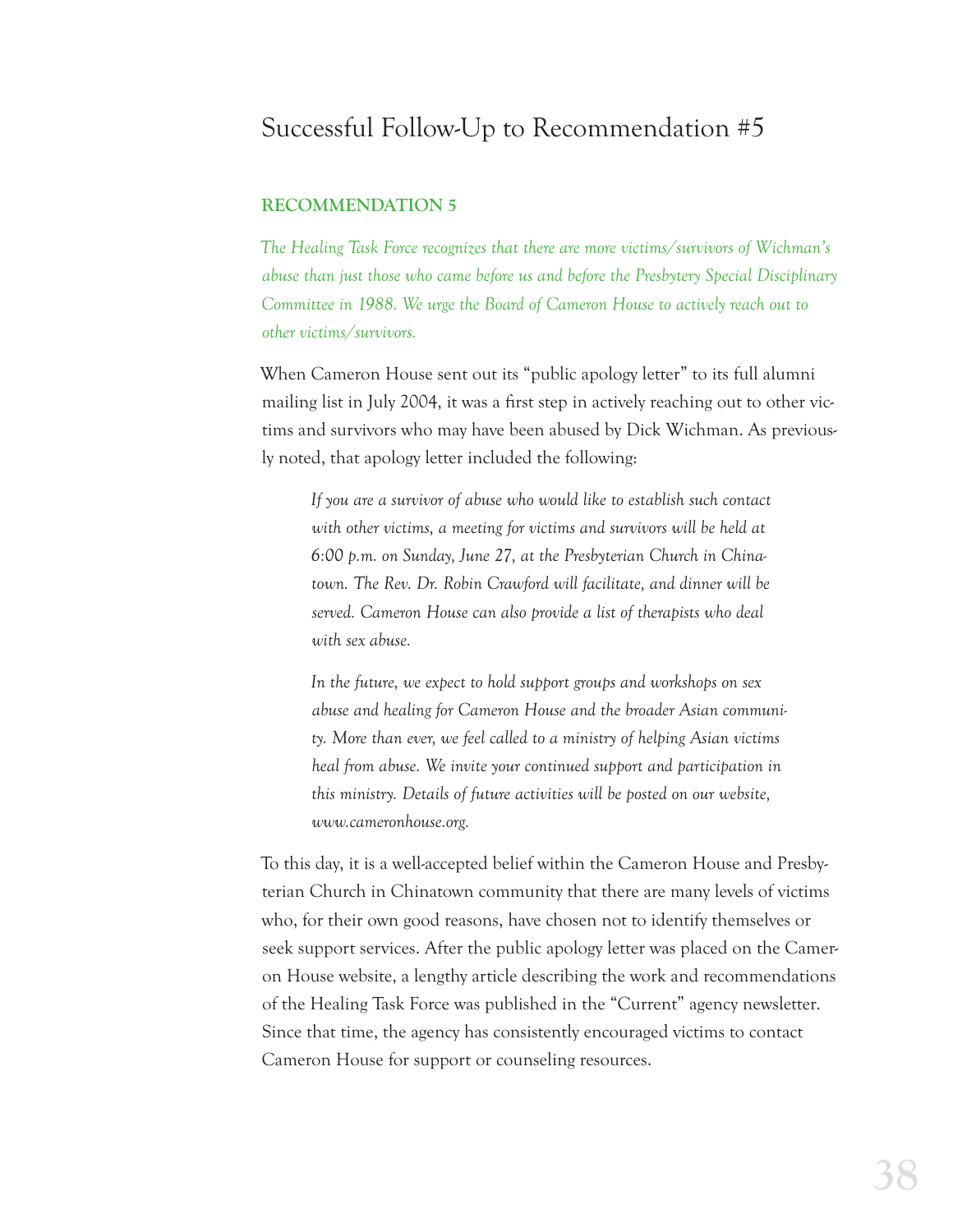# Successful Follow-Up to Recommendation #5

**RECOMMENDATION 5**

*The Healing Task Force recognizes that there are more victims/survivors of Wichman's abuse than just those who came before us and before the Presbytery Special Disciplinary Committee in 1988. We urge the Board of Cameron House to actively reach out to other victims/survivors.*

When Cameron House sent out its "public apology letter" to its full alumni mailing list in July 2004, it was a first step in actively reaching out to other victims and survivors who may have been abused by Dick Wichman. As previously noted, that apology letter included the following:

> *If you are a survivor of abuse who would like to establish such contact with other victims, a meeting for victims and survivors will be held at 6:00 p.m. on Sunday, June 27, at the Presbyterian Church in Chinatown. The Rev. Dr. Robin Crawford will facilitate, and dinner will be served. Cameron House can also provide a list of therapists who deal with sex abuse.*
>
> *In the future, we expect to hold support groups and workshops on sex abuse and healing for Cameron House and the broader Asian community. More than ever, we feel called to a ministry of helping Asian victims heal from abuse. We invite your continued support and participation in this ministry. Details of future activities will be posted on our website, www.cameronhouse.org.*

To this day, it is a well-accepted belief within the Cameron House and Presbyterian Church in Chinatown community that there are many levels of victims who, for their own good reasons, have chosen not to identify themselves or seek support services. After the public apology letter was placed on the Cameron House website, a lengthy article describing the work and recommendations of the Healing Task Force was published in the "Current" agency newsletter. Since that time, the agency has consistently encouraged victims to contact Cameron House for support or counseling resources.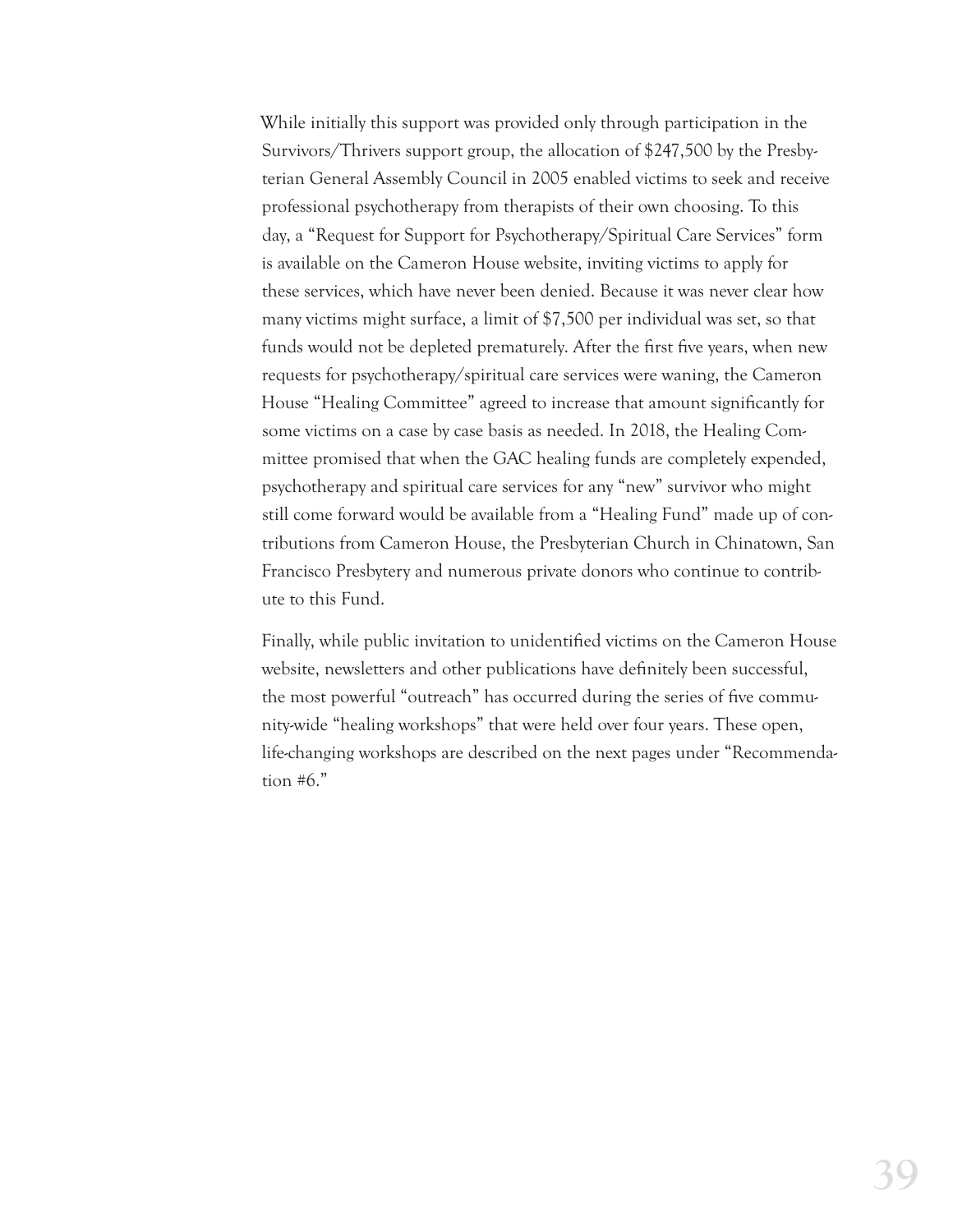While initially this support was provided only through participation in the Survivors/Thrivers support group, the allocation of $247,500 by the Presbyterian General Assembly Council in 2005 enabled victims to seek and receive professional psychotherapy from therapists of their own choosing. To this day, a "Request for Support for Psychotherapy/Spiritual Care Services" form is available on the Cameron House website, inviting victims to apply for these services, which have never been denied. Because it was never clear how many victims might surface, a limit of $7,500 per individual was set, so that funds would not be depleted prematurely. After the first five years, when new requests for psychotherapy/spiritual care services were waning, the Cameron House "Healing Committee" agreed to increase that amount significantly for some victims on a case by case basis as needed. In 2018, the Healing Committee promised that when the GAC healing funds are completely expended, psychotherapy and spiritual care services for any "new" survivor who might still come forward would be available from a "Healing Fund" made up of contributions from Cameron House, the Presbyterian Church in Chinatown, San Francisco Presbytery and numerous private donors who continue to contribute to this Fund.

Finally, while public invitation to unidentified victims on the Cameron House website, newsletters and other publications have definitely been successful, the most powerful "outreach" has occurred during the series of five community-wide "healing workshops" that were held over four years. These open, life-changing workshops are described on the next pages under "Recommendation #6."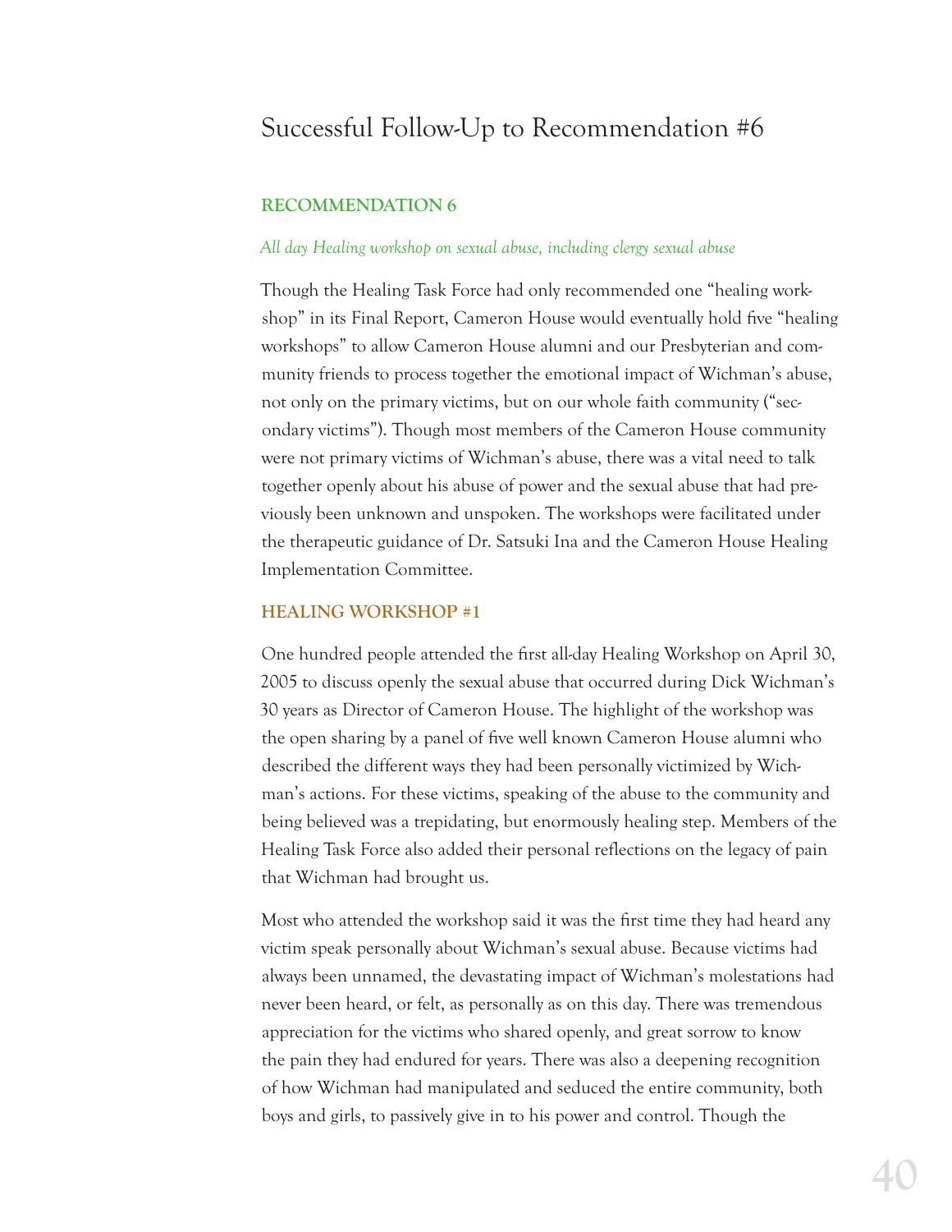# Successful Follow-Up to Recommendation #6

## RECOMMENDATION 6

*All day Healing workshop on sexual abuse, including clergy sexual abuse*

Though the Healing Task Force had only recommended one "healing workshop" in its Final Report, Cameron House would eventually hold five "healing workshops" to allow Cameron House alumni and our Presbyterian and community friends to process together the emotional impact of Wichman's abuse, not only on the primary victims, but on our whole faith community ("secondary victims"). Though most members of the Cameron House community were not primary victims of Wichman's abuse, there was a vital need to talk together openly about his abuse of power and the sexual abuse that had previously been unknown and unspoken. The workshops were facilitated under the therapeutic guidance of Dr. Satsuki Ina and the Cameron House Healing Implementation Committee.

## HEALING WORKSHOP #1

One hundred people attended the first all-day Healing Workshop on April 30, 2005 to discuss openly the sexual abuse that occurred during Dick Wichman's 30 years as Director of Cameron House. The highlight of the workshop was the open sharing by a panel of five well known Cameron House alumni who described the different ways they had been personally victimized by Wichman's actions. For these victims, speaking of the abuse to the community and being believed was a trepidating, but enormously healing step. Members of the Healing Task Force also added their personal reflections on the legacy of pain that Wichman had brought us.

Most who attended the workshop said it was the first time they had heard any victim speak personally about Wichman's sexual abuse. Because victims had always been unnamed, the devastating impact of Wichman's molestations had never been heard, or felt, as personally as on this day. There was tremendous appreciation for the victims who shared openly, and great sorrow to know the pain they had endured for years. There was also a deepening recognition of how Wichman had manipulated and seduced the entire community, both boys and girls, to passively give in to his power and control. Though the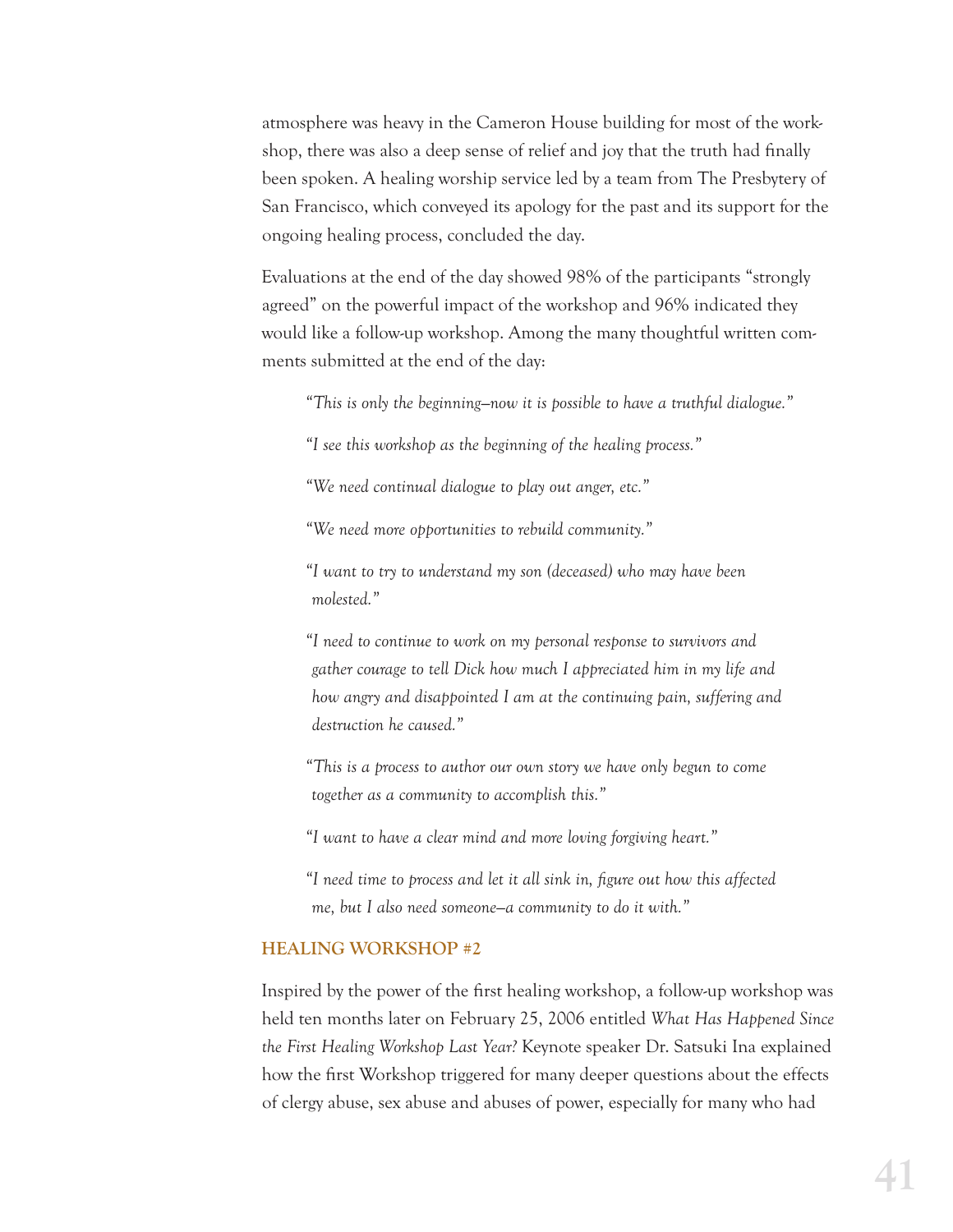atmosphere was heavy in the Cameron House building for most of the workshop, there was also a deep sense of relief and joy that the truth had finally been spoken. A healing worship service led by a team from The Presbytery of San Francisco, which conveyed its apology for the past and its support for the ongoing healing process, concluded the day.

Evaluations at the end of the day showed 98% of the participants "strongly agreed" on the powerful impact of the workshop and 96% indicated they would like a follow-up workshop. Among the many thoughtful written comments submitted at the end of the day:

> *"This is only the beginning—now it is possible to have a truthful dialogue."*
>
> *"I see this workshop as the beginning of the healing process."*
>
> *"We need continual dialogue to play out anger, etc."*
>
> *"We need more opportunities to rebuild community."*
>
> *"I want to try to understand my son (deceased) who may have been molested."*
>
> *"I need to continue to work on my personal response to survivors and gather courage to tell Dick how much I appreciated him in my life and how angry and disappointed I am at the continuing pain, suffering and destruction he caused."*
>
> *"This is a process to author our own story we have only begun to come together as a community to accomplish this."*
>
> *"I want to have a clear mind and more loving forgiving heart."*
>
> *"I need time to process and let it all sink in, figure out how this affected me, but I also need someone—a community to do it with."*

### HEALING WORKSHOP #2

Inspired by the power of the first healing workshop, a follow-up workshop was held ten months later on February 25, 2006 entitled *What Has Happened Since the First Healing Workshop Last Year?* Keynote speaker Dr. Satsuki Ina explained how the first Workshop triggered for many deeper questions about the effects of clergy abuse, sex abuse and abuses of power, especially for many who had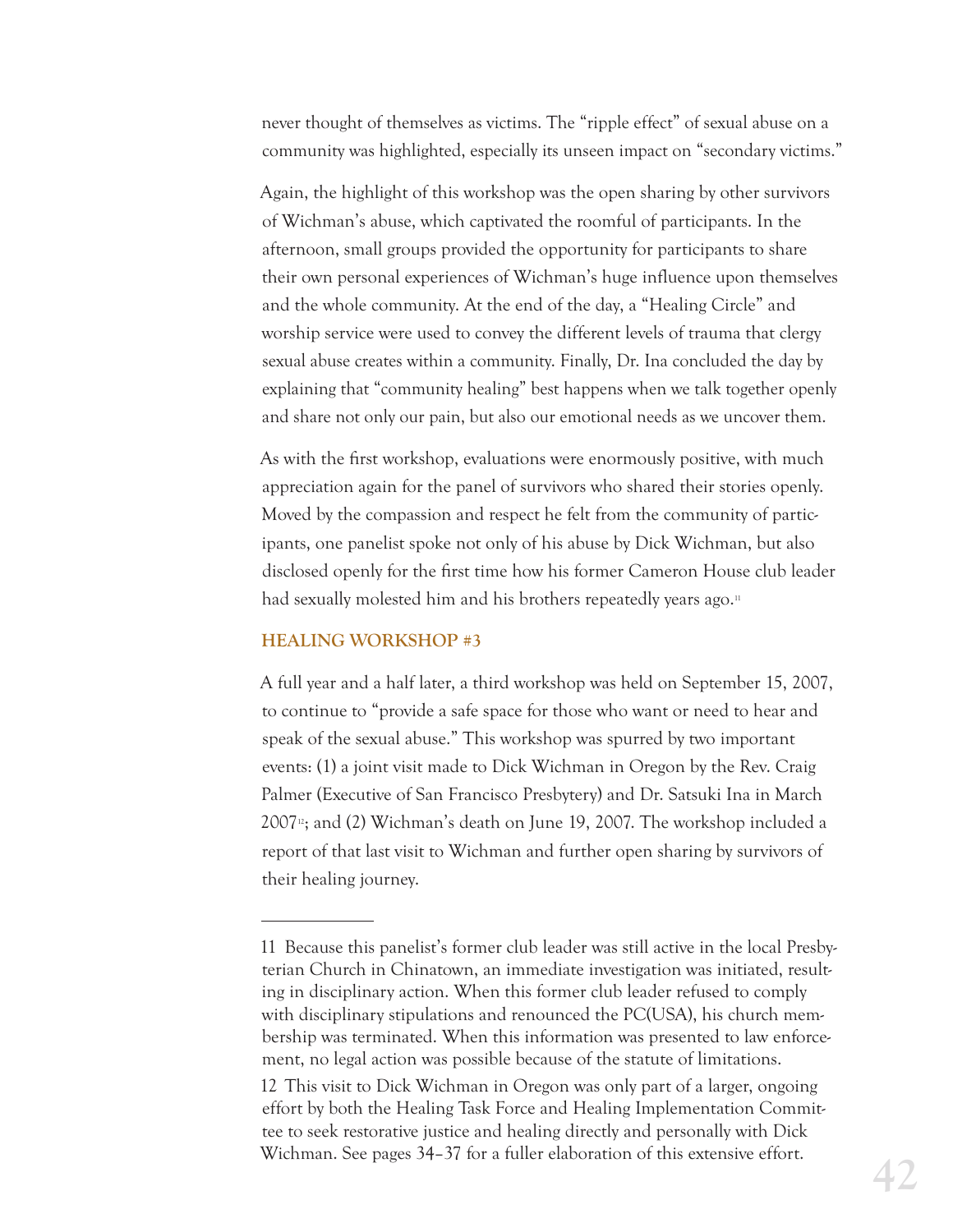never thought of themselves as victims. The "ripple effect" of sexual abuse on a community was highlighted, especially its unseen impact on "secondary victims."

Again, the highlight of this workshop was the open sharing by other survivors of Wichman's abuse, which captivated the roomful of participants. In the afternoon, small groups provided the opportunity for participants to share their own personal experiences of Wichman's huge influence upon themselves and the whole community. At the end of the day, a "Healing Circle" and worship service were used to convey the different levels of trauma that clergy sexual abuse creates within a community. Finally, Dr. Ina concluded the day by explaining that "community healing" best happens when we talk together openly and share not only our pain, but also our emotional needs as we uncover them.

As with the first workshop, evaluations were enormously positive, with much appreciation again for the panel of survivors who shared their stories openly. Moved by the compassion and respect he felt from the community of participants, one panelist spoke not only of his abuse by Dick Wichman, but also disclosed openly for the first time how his former Cameron House club leader had sexually molested him and his brothers repeatedly years ago.[11]

### HEALING WORKSHOP #3

A full year and a half later, a third workshop was held on September 15, 2007, to continue to "provide a safe space for those who want or need to hear and speak of the sexual abuse." This workshop was spurred by two important events: (1) a joint visit made to Dick Wichman in Oregon by the Rev. Craig Palmer (Executive of San Francisco Presbytery) and Dr. Satsuki Ina in March 2007[12]; and (2) Wichman's death on June 19, 2007. The workshop included a report of that last visit to Wichman and further open sharing by survivors of their healing journey.

---

11 Because this panelist's former club leader was still active in the local Presbyterian Church in Chinatown, an immediate investigation was initiated, resulting in disciplinary action. When this former club leader refused to comply with disciplinary stipulations and renounced the PC(USA), his church membership was terminated. When this information was presented to law enforcement, no legal action was possible because of the statute of limitations.

12 This visit to Dick Wichman in Oregon was only part of a larger, ongoing effort by both the Healing Task Force and Healing Implementation Committee to seek restorative justice and healing directly and personally with Dick Wichman. See pages 34–37 for a fuller elaboration of this extensive effort.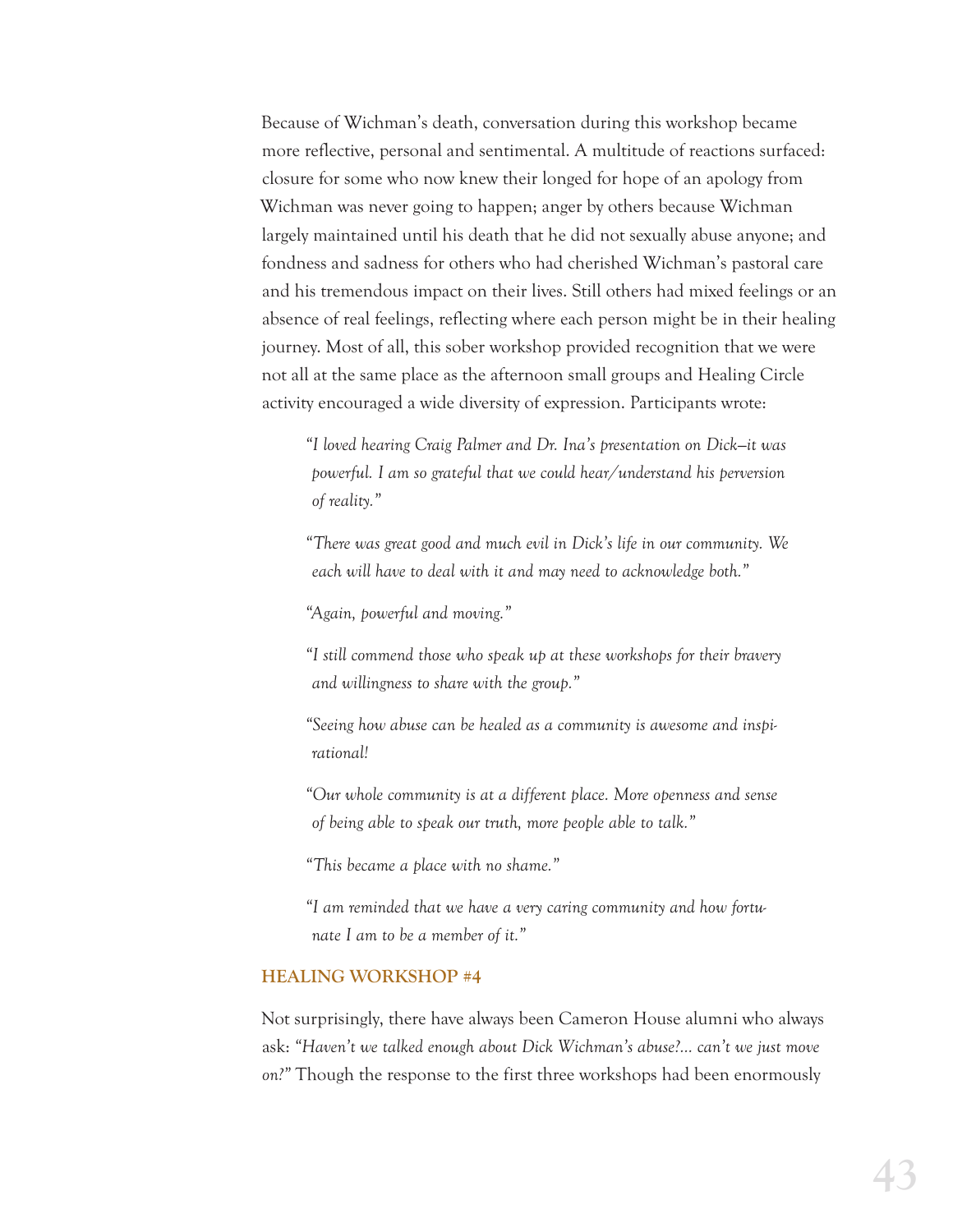Because of Wichman's death, conversation during this workshop became more reflective, personal and sentimental. A multitude of reactions surfaced: closure for some who now knew their longed for hope of an apology from Wichman was never going to happen; anger by others because Wichman largely maintained until his death that he did not sexually abuse anyone; and fondness and sadness for others who had cherished Wichman's pastoral care and his tremendous impact on their lives. Still others had mixed feelings or an absence of real feelings, reflecting where each person might be in their healing journey. Most of all, this sober workshop provided recognition that we were not all at the same place as the afternoon small groups and Healing Circle activity encouraged a wide diversity of expression. Participants wrote:

> *"I loved hearing Craig Palmer and Dr. Ina's presentation on Dick—it was powerful. I am so grateful that we could hear/understand his perversion of reality."*
>
> *"There was great good and much evil in Dick's life in our community. We each will have to deal with it and may need to acknowledge both."*
>
> *"Again, powerful and moving."*
>
> *"I still commend those who speak up at these workshops for their bravery and willingness to share with the group."*
>
> *"Seeing how abuse can be healed as a community is awesome and inspirational!*
>
> *"Our whole community is at a different place. More openness and sense of being able to speak our truth, more people able to talk."*
>
> *"This became a place with no shame."*
>
> *"I am reminded that we have a very caring community and how fortunate I am to be a member of it."*

### HEALING WORKSHOP #4

Not surprisingly, there have always been Cameron House alumni who always ask: *"Haven't we talked enough about Dick Wichman's abuse?... can't we just move on?"* Though the response to the first three workshops had been enormously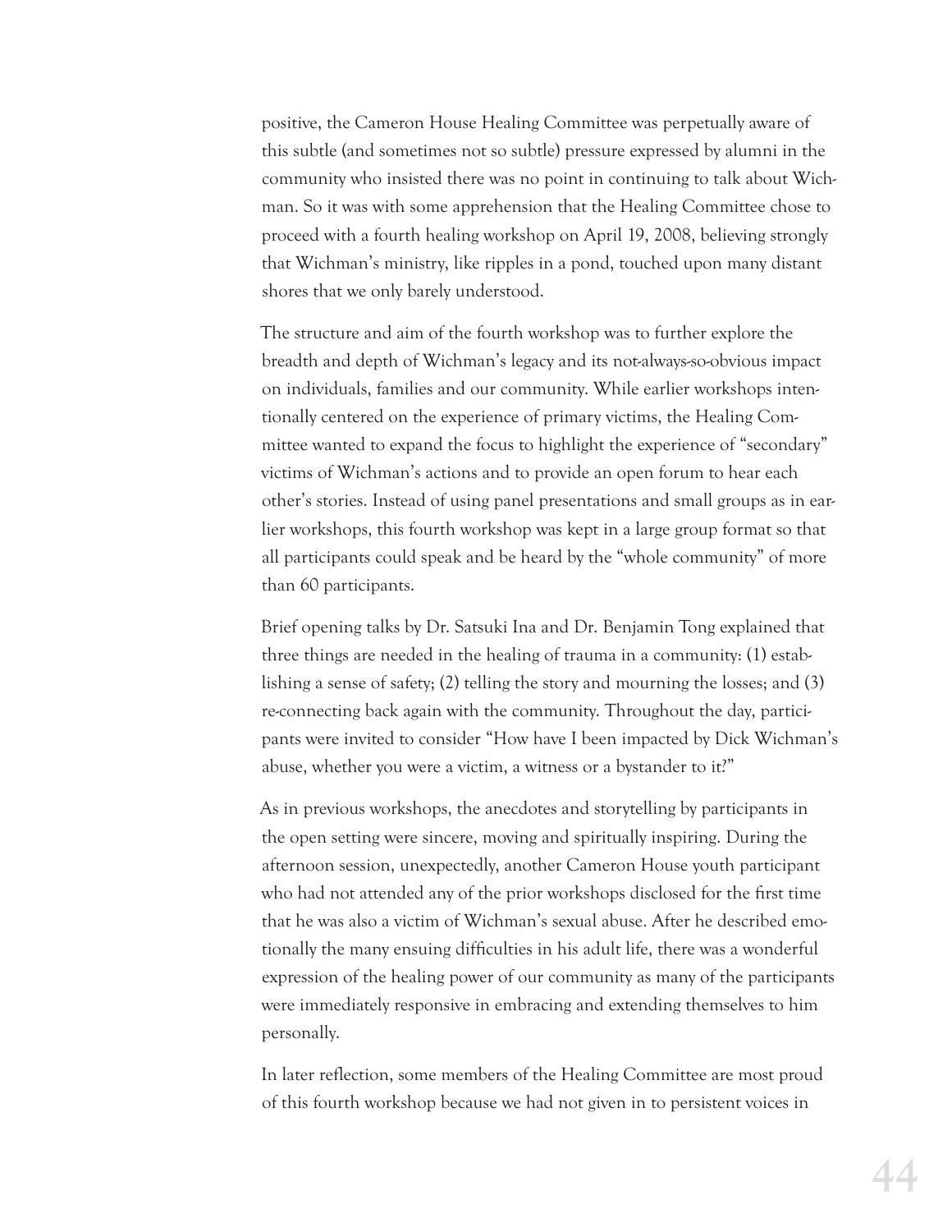positive, the Cameron House Healing Committee was perpetually aware of this subtle (and sometimes not so subtle) pressure expressed by alumni in the community who insisted there was no point in continuing to talk about Wichman. So it was with some apprehension that the Healing Committee chose to proceed with a fourth healing workshop on April 19, 2008, believing strongly that Wichman's ministry, like ripples in a pond, touched upon many distant shores that we only barely understood.

The structure and aim of the fourth workshop was to further explore the breadth and depth of Wichman's legacy and its not-always-so-obvious impact on individuals, families and our community. While earlier workshops intentionally centered on the experience of primary victims, the Healing Committee wanted to expand the focus to highlight the experience of "secondary" victims of Wichman's actions and to provide an open forum to hear each other's stories. Instead of using panel presentations and small groups as in earlier workshops, this fourth workshop was kept in a large group format so that all participants could speak and be heard by the "whole community" of more than 60 participants.

Brief opening talks by Dr. Satsuki Ina and Dr. Benjamin Tong explained that three things are needed in the healing of trauma in a community: (1) establishing a sense of safety; (2) telling the story and mourning the losses; and (3) re-connecting back again with the community. Throughout the day, participants were invited to consider "How have I been impacted by Dick Wichman's abuse, whether you were a victim, a witness or a bystander to it?"

As in previous workshops, the anecdotes and storytelling by participants in the open setting were sincere, moving and spiritually inspiring. During the afternoon session, unexpectedly, another Cameron House youth participant who had not attended any of the prior workshops disclosed for the first time that he was also a victim of Wichman's sexual abuse. After he described emotionally the many ensuing difficulties in his adult life, there was a wonderful expression of the healing power of our community as many of the participants were immediately responsive in embracing and extending themselves to him personally.

In later reflection, some members of the Healing Committee are most proud of this fourth workshop because we had not given in to persistent voices in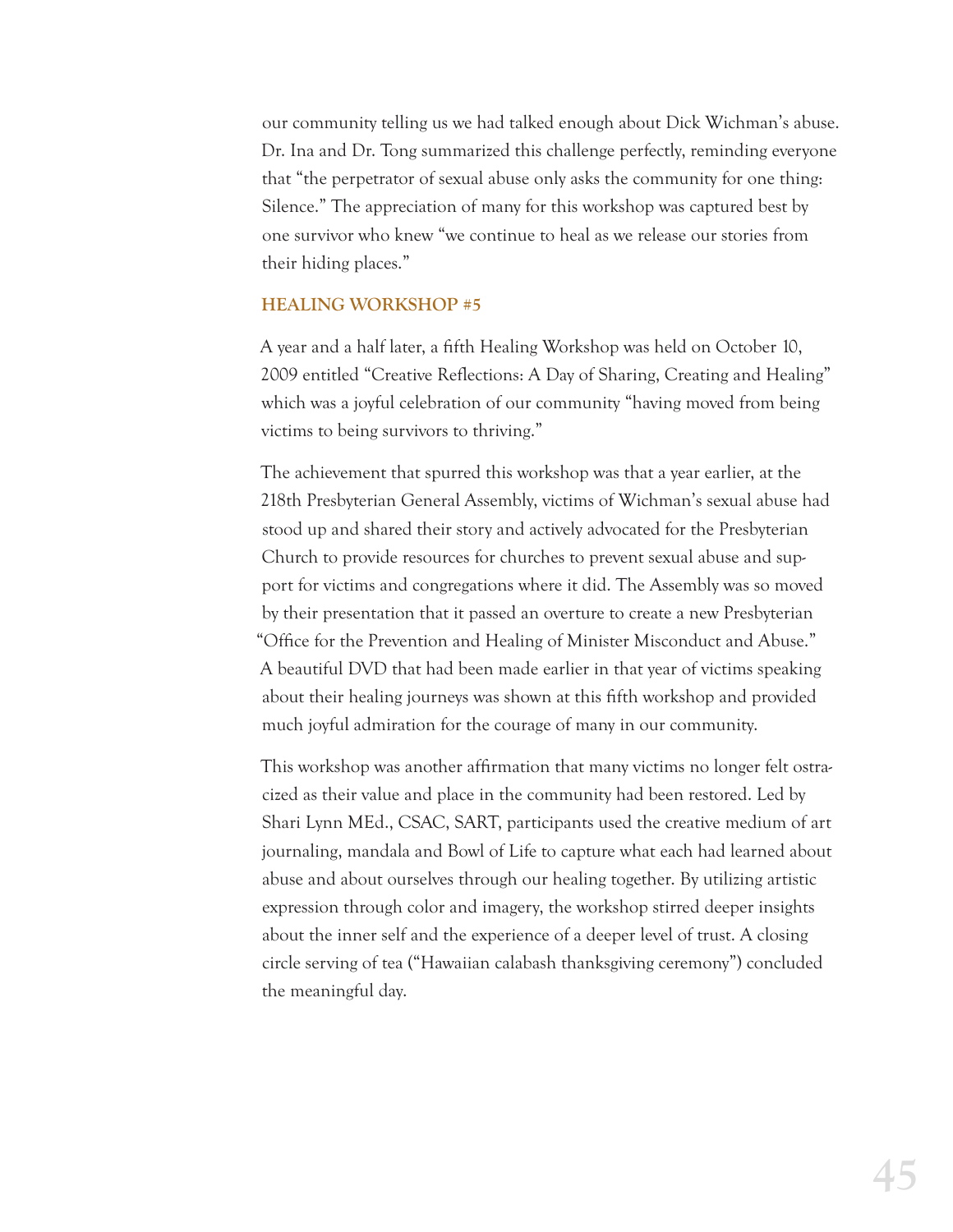our community telling us we had talked enough about Dick Wichman's abuse. Dr. Ina and Dr. Tong summarized this challenge perfectly, reminding everyone that "the perpetrator of sexual abuse only asks the community for one thing: Silence." The appreciation of many for this workshop was captured best by one survivor who knew "we continue to heal as we release our stories from their hiding places."

## HEALING WORKSHOP #5

A year and a half later, a fifth Healing Workshop was held on October 10, 2009 entitled "Creative Reflections: A Day of Sharing, Creating and Healing" which was a joyful celebration of our community "having moved from being victims to being survivors to thriving."

The achievement that spurred this workshop was that a year earlier, at the 218th Presbyterian General Assembly, victims of Wichman's sexual abuse had stood up and shared their story and actively advocated for the Presbyterian Church to provide resources for churches to prevent sexual abuse and support for victims and congregations where it did. The Assembly was so moved by their presentation that it passed an overture to create a new Presbyterian "Office for the Prevention and Healing of Minister Misconduct and Abuse." A beautiful DVD that had been made earlier in that year of victims speaking about their healing journeys was shown at this fifth workshop and provided much joyful admiration for the courage of many in our community.

This workshop was another affirmation that many victims no longer felt ostracized as their value and place in the community had been restored. Led by Shari Lynn MEd., CSAC, SART, participants used the creative medium of art journaling, mandala and Bowl of Life to capture what each had learned about abuse and about ourselves through our healing together. By utilizing artistic expression through color and imagery, the workshop stirred deeper insights about the inner self and the experience of a deeper level of trust. A closing circle serving of tea ("Hawaiian calabash thanksgiving ceremony") concluded the meaningful day.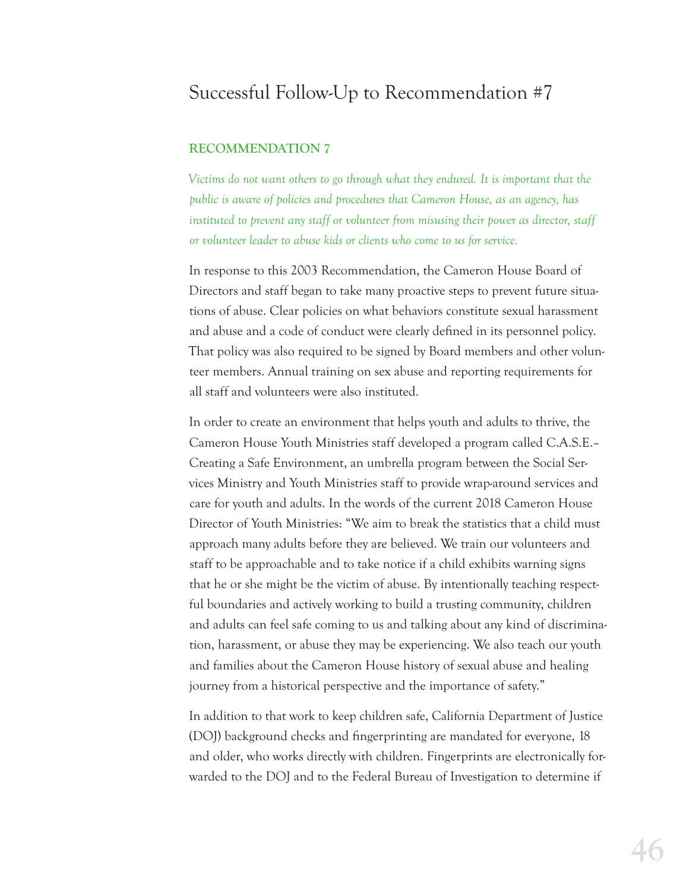# Successful Follow-Up to Recommendation #7

**RECOMMENDATION 7**

*Victims do not want others to go through what they endured. It is important that the public is aware of policies and procedures that Cameron House, as an agency, has instituted to prevent any staff or volunteer from misusing their power as director, staff or volunteer leader to abuse kids or clients who come to us for service.*

In response to this 2003 Recommendation, the Cameron House Board of Directors and staff began to take many proactive steps to prevent future situations of abuse. Clear policies on what behaviors constitute sexual harassment and abuse and a code of conduct were clearly defined in its personnel policy. That policy was also required to be signed by Board members and other volunteer members. Annual training on sex abuse and reporting requirements for all staff and volunteers were also instituted.

In order to create an environment that helps youth and adults to thrive, the Cameron House Youth Ministries staff developed a program called C.A.S.E.– Creating a Safe Environment, an umbrella program between the Social Services Ministry and Youth Ministries staff to provide wrap-around services and care for youth and adults. In the words of the current 2018 Cameron House Director of Youth Ministries: "We aim to break the statistics that a child must approach many adults before they are believed. We train our volunteers and staff to be approachable and to take notice if a child exhibits warning signs that he or she might be the victim of abuse. By intentionally teaching respectful boundaries and actively working to build a trusting community, children and adults can feel safe coming to us and talking about any kind of discrimination, harassment, or abuse they may be experiencing. We also teach our youth and families about the Cameron House history of sexual abuse and healing journey from a historical perspective and the importance of safety."

In addition to that work to keep children safe, California Department of Justice (DOJ) background checks and fingerprinting are mandated for everyone, 18 and older, who works directly with children. Fingerprints are electronically forwarded to the DOJ and to the Federal Bureau of Investigation to determine if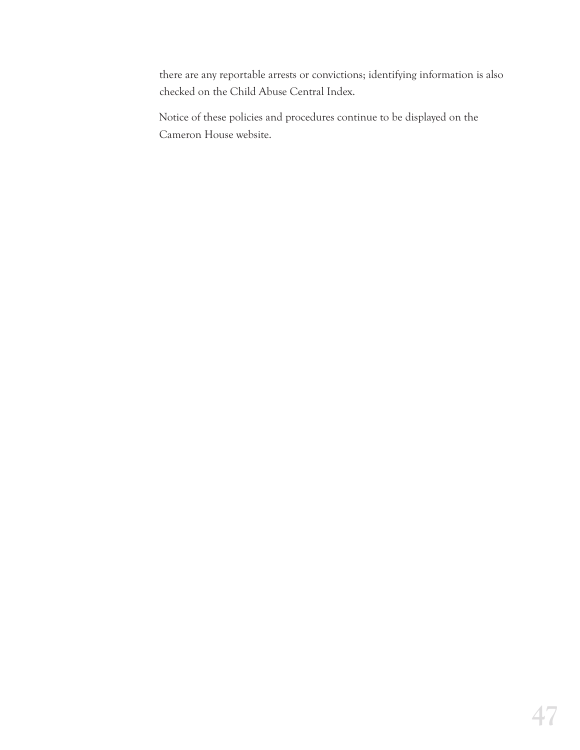there are any reportable arrests or convictions; identifying information is also checked on the Child Abuse Central Index.

Notice of these policies and procedures continue to be displayed on the Cameron House website.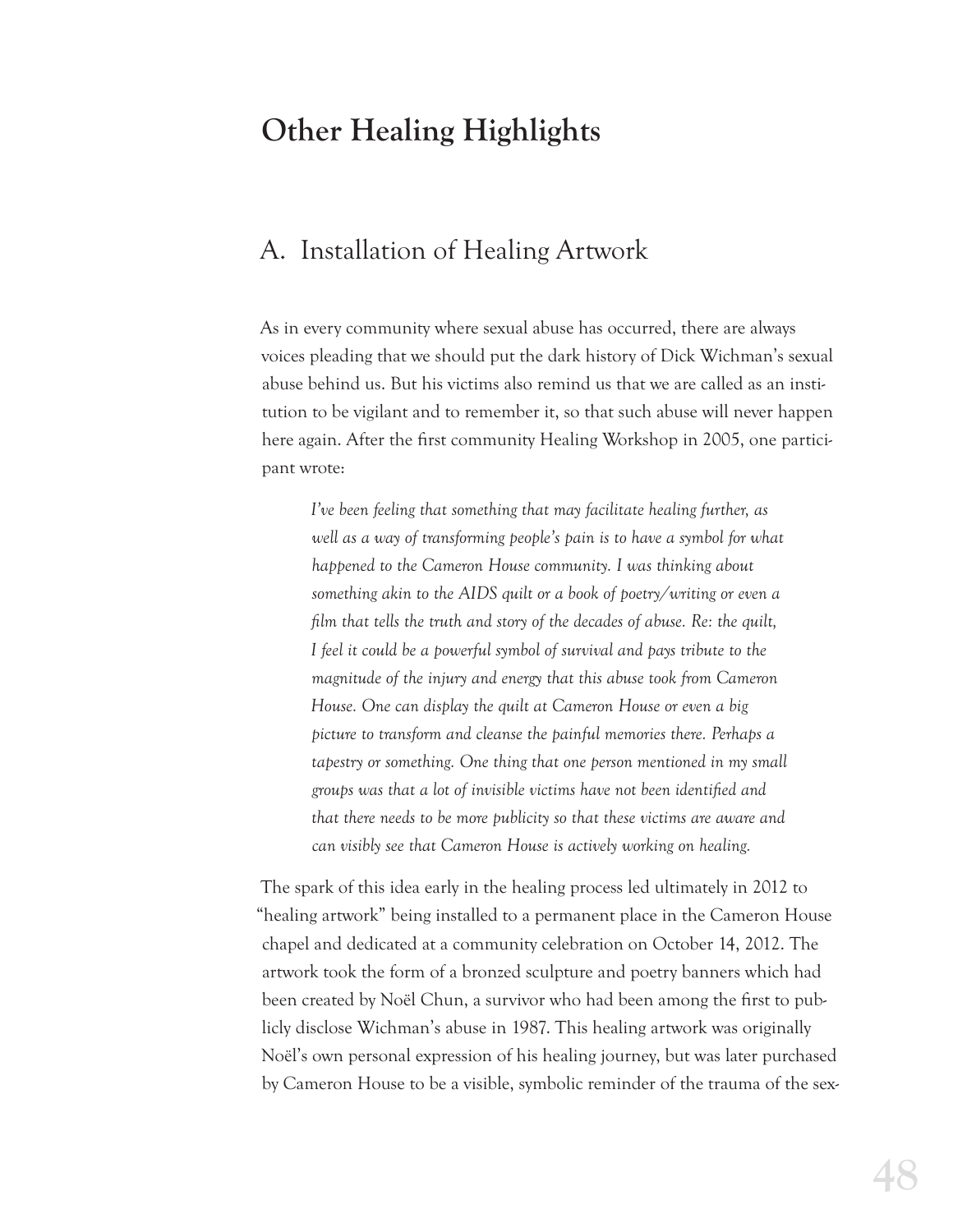# Other Healing Highlights

## A. Installation of Healing Artwork

As in every community where sexual abuse has occurred, there are always voices pleading that we should put the dark history of Dick Wichman's sexual abuse behind us. But his victims also remind us that we are called as an institution to be vigilant and to remember it, so that such abuse will never happen here again. After the first community Healing Workshop in 2005, one participant wrote:

> *I've been feeling that something that may facilitate healing further, as well as a way of transforming people's pain is to have a symbol for what happened to the Cameron House community. I was thinking about something akin to the AIDS quilt or a book of poetry/writing or even a film that tells the truth and story of the decades of abuse. Re: the quilt, I feel it could be a powerful symbol of survival and pays tribute to the magnitude of the injury and energy that this abuse took from Cameron House. One can display the quilt at Cameron House or even a big picture to transform and cleanse the painful memories there. Perhaps a tapestry or something. One thing that one person mentioned in my small groups was that a lot of invisible victims have not been identified and that there needs to be more publicity so that these victims are aware and can visibly see that Cameron House is actively working on healing.*

The spark of this idea early in the healing process led ultimately in 2012 to "healing artwork" being installed to a permanent place in the Cameron House chapel and dedicated at a community celebration on October 14, 2012. The artwork took the form of a bronzed sculpture and poetry banners which had been created by Noël Chun, a survivor who had been among the first to publicly disclose Wichman's abuse in 1987. This healing artwork was originally Noël's own personal expression of his healing journey, but was later purchased by Cameron House to be a visible, symbolic reminder of the trauma of the sex-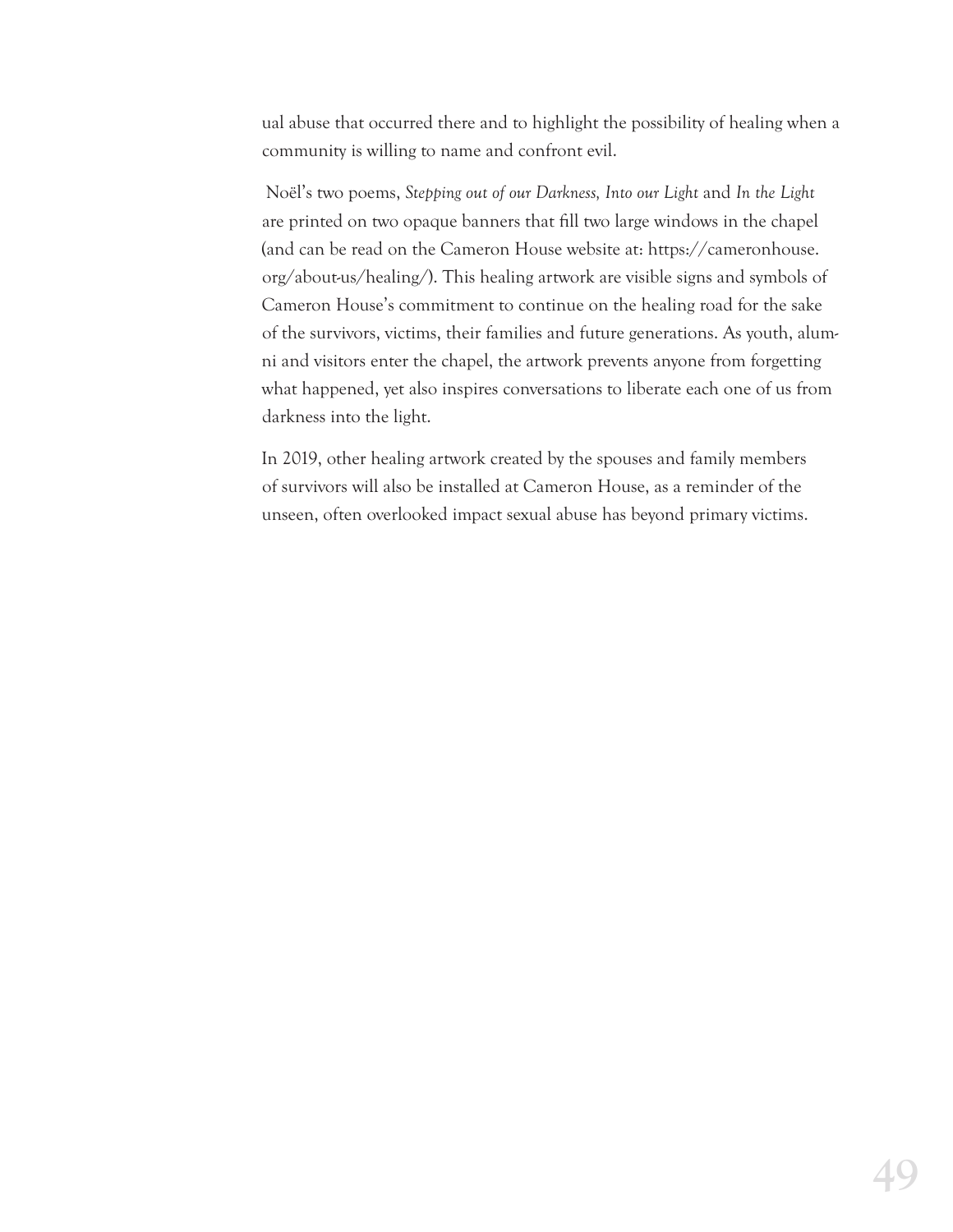ual abuse that occurred there and to highlight the possibility of healing when a community is willing to name and confront evil.

Noël's two poems, *Stepping out of our Darkness, Into our Light* and *In the Light* are printed on two opaque banners that fill two large windows in the chapel (and can be read on the Cameron House website at: https://cameronhouse.org/about-us/healing/). This healing artwork are visible signs and symbols of Cameron House's commitment to continue on the healing road for the sake of the survivors, victims, their families and future generations. As youth, alumni and visitors enter the chapel, the artwork prevents anyone from forgetting what happened, yet also inspires conversations to liberate each one of us from darkness into the light.

In 2019, other healing artwork created by the spouses and family members of survivors will also be installed at Cameron House, as a reminder of the unseen, often overlooked impact sexual abuse has beyond primary victims.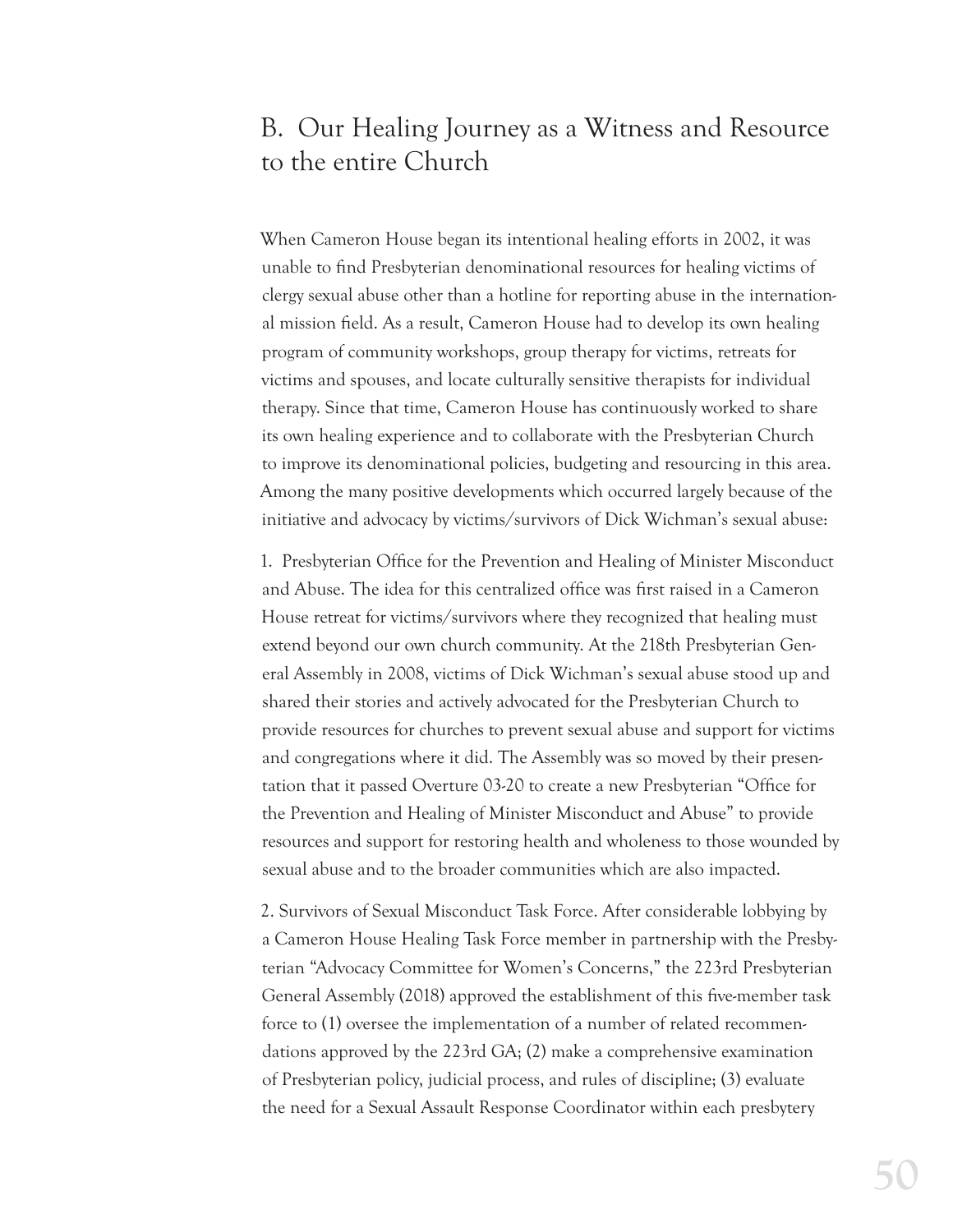## B. Our Healing Journey as a Witness and Resource to the entire Church

When Cameron House began its intentional healing efforts in 2002, it was unable to find Presbyterian denominational resources for healing victims of clergy sexual abuse other than a hotline for reporting abuse in the international mission field. As a result, Cameron House had to develop its own healing program of community workshops, group therapy for victims, retreats for victims and spouses, and locate culturally sensitive therapists for individual therapy. Since that time, Cameron House has continuously worked to share its own healing experience and to collaborate with the Presbyterian Church to improve its denominational policies, budgeting and resourcing in this area. Among the many positive developments which occurred largely because of the initiative and advocacy by victims/survivors of Dick Wichman's sexual abuse:

1. Presbyterian Office for the Prevention and Healing of Minister Misconduct and Abuse. The idea for this centralized office was first raised in a Cameron House retreat for victims/survivors where they recognized that healing must extend beyond our own church community. At the 218th Presbyterian General Assembly in 2008, victims of Dick Wichman's sexual abuse stood up and shared their stories and actively advocated for the Presbyterian Church to provide resources for churches to prevent sexual abuse and support for victims and congregations where it did. The Assembly was so moved by their presentation that it passed Overture 03-20 to create a new Presbyterian "Office for the Prevention and Healing of Minister Misconduct and Abuse" to provide resources and support for restoring health and wholeness to those wounded by sexual abuse and to the broader communities which are also impacted.

2. Survivors of Sexual Misconduct Task Force. After considerable lobbying by a Cameron House Healing Task Force member in partnership with the Presbyterian "Advocacy Committee for Women's Concerns," the 223rd Presbyterian General Assembly (2018) approved the establishment of this five-member task force to (1) oversee the implementation of a number of related recommendations approved by the 223rd GA; (2) make a comprehensive examination of Presbyterian policy, judicial process, and rules of discipline; (3) evaluate the need for a Sexual Assault Response Coordinator within each presbytery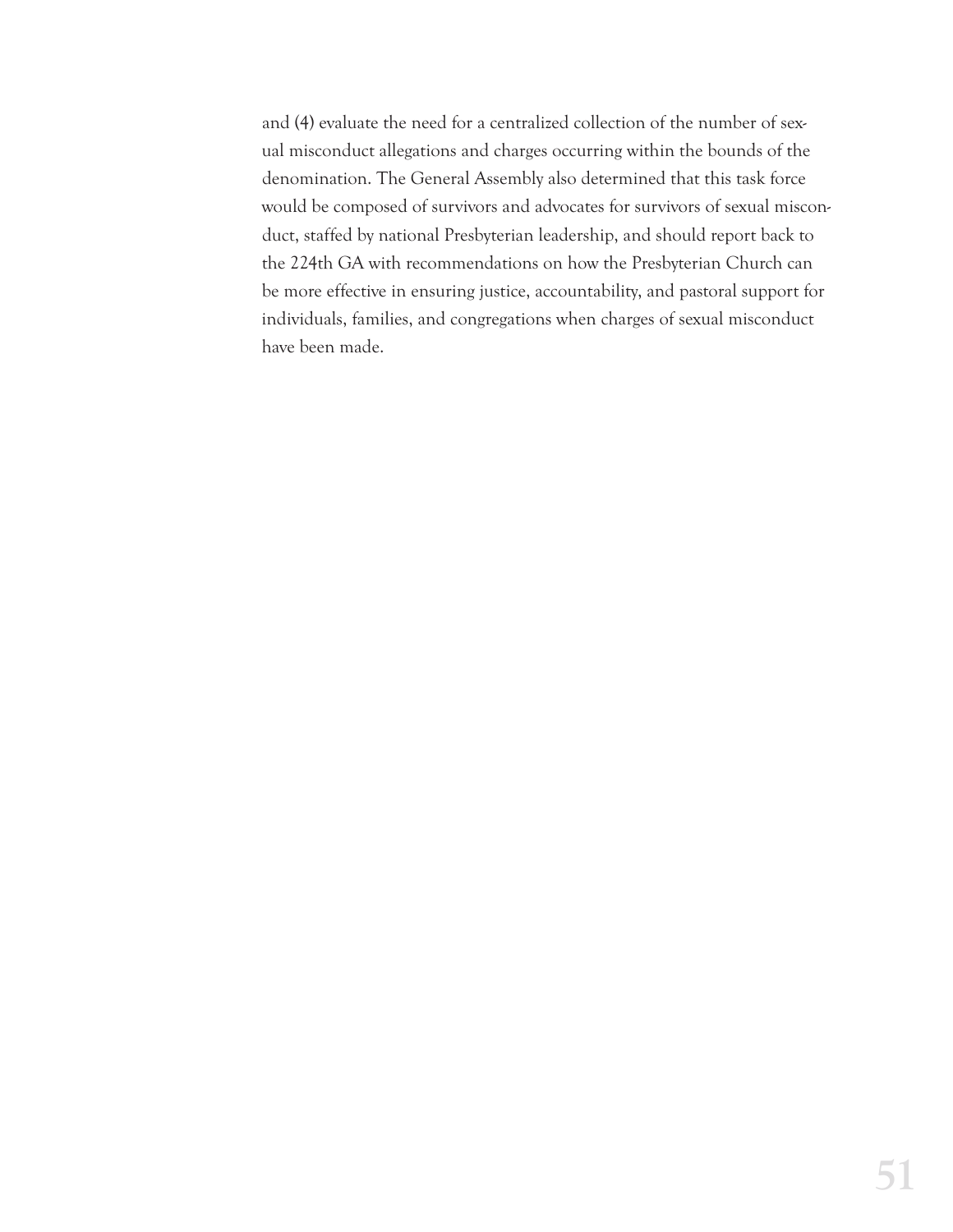and (4) evaluate the need for a centralized collection of the number of sexual misconduct allegations and charges occurring within the bounds of the denomination. The General Assembly also determined that this task force would be composed of survivors and advocates for survivors of sexual misconduct, staffed by national Presbyterian leadership, and should report back to the 224th GA with recommendations on how the Presbyterian Church can be more effective in ensuring justice, accountability, and pastoral support for individuals, families, and congregations when charges of sexual misconduct have been made.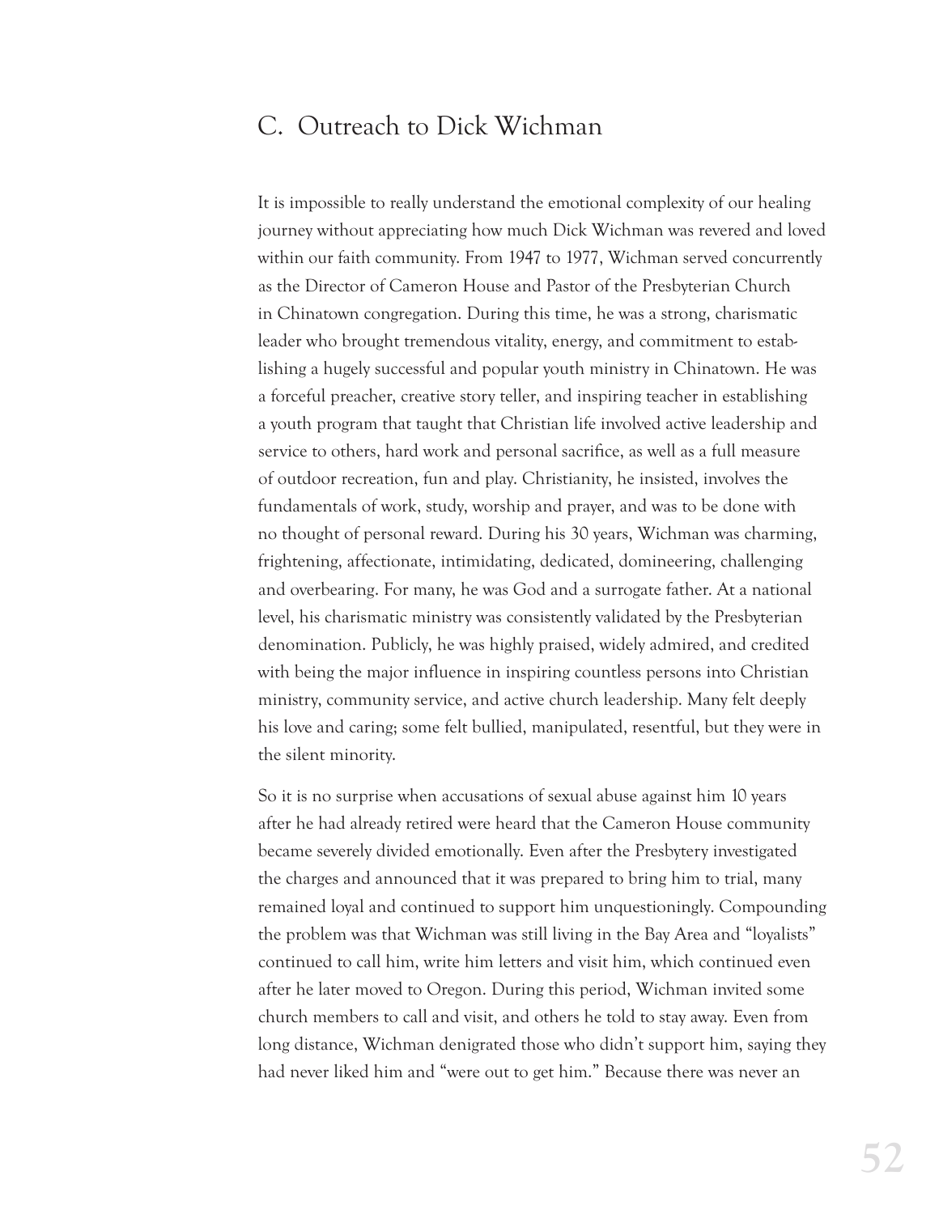## C. Outreach to Dick Wichman

It is impossible to really understand the emotional complexity of our healing journey without appreciating how much Dick Wichman was revered and loved within our faith community. From 1947 to 1977, Wichman served concurrently as the Director of Cameron House and Pastor of the Presbyterian Church in Chinatown congregation. During this time, he was a strong, charismatic leader who brought tremendous vitality, energy, and commitment to establishing a hugely successful and popular youth ministry in Chinatown. He was a forceful preacher, creative story teller, and inspiring teacher in establishing a youth program that taught that Christian life involved active leadership and service to others, hard work and personal sacrifice, as well as a full measure of outdoor recreation, fun and play. Christianity, he insisted, involves the fundamentals of work, study, worship and prayer, and was to be done with no thought of personal reward. During his 30 years, Wichman was charming, frightening, affectionate, intimidating, dedicated, domineering, challenging and overbearing. For many, he was God and a surrogate father. At a national level, his charismatic ministry was consistently validated by the Presbyterian denomination. Publicly, he was highly praised, widely admired, and credited with being the major influence in inspiring countless persons into Christian ministry, community service, and active church leadership. Many felt deeply his love and caring; some felt bullied, manipulated, resentful, but they were in the silent minority.

So it is no surprise when accusations of sexual abuse against him 10 years after he had already retired were heard that the Cameron House community became severely divided emotionally. Even after the Presbytery investigated the charges and announced that it was prepared to bring him to trial, many remained loyal and continued to support him unquestioningly. Compounding the problem was that Wichman was still living in the Bay Area and "loyalists" continued to call him, write him letters and visit him, which continued even after he later moved to Oregon. During this period, Wichman invited some church members to call and visit, and others he told to stay away. Even from long distance, Wichman denigrated those who didn't support him, saying they had never liked him and "were out to get him." Because there was never an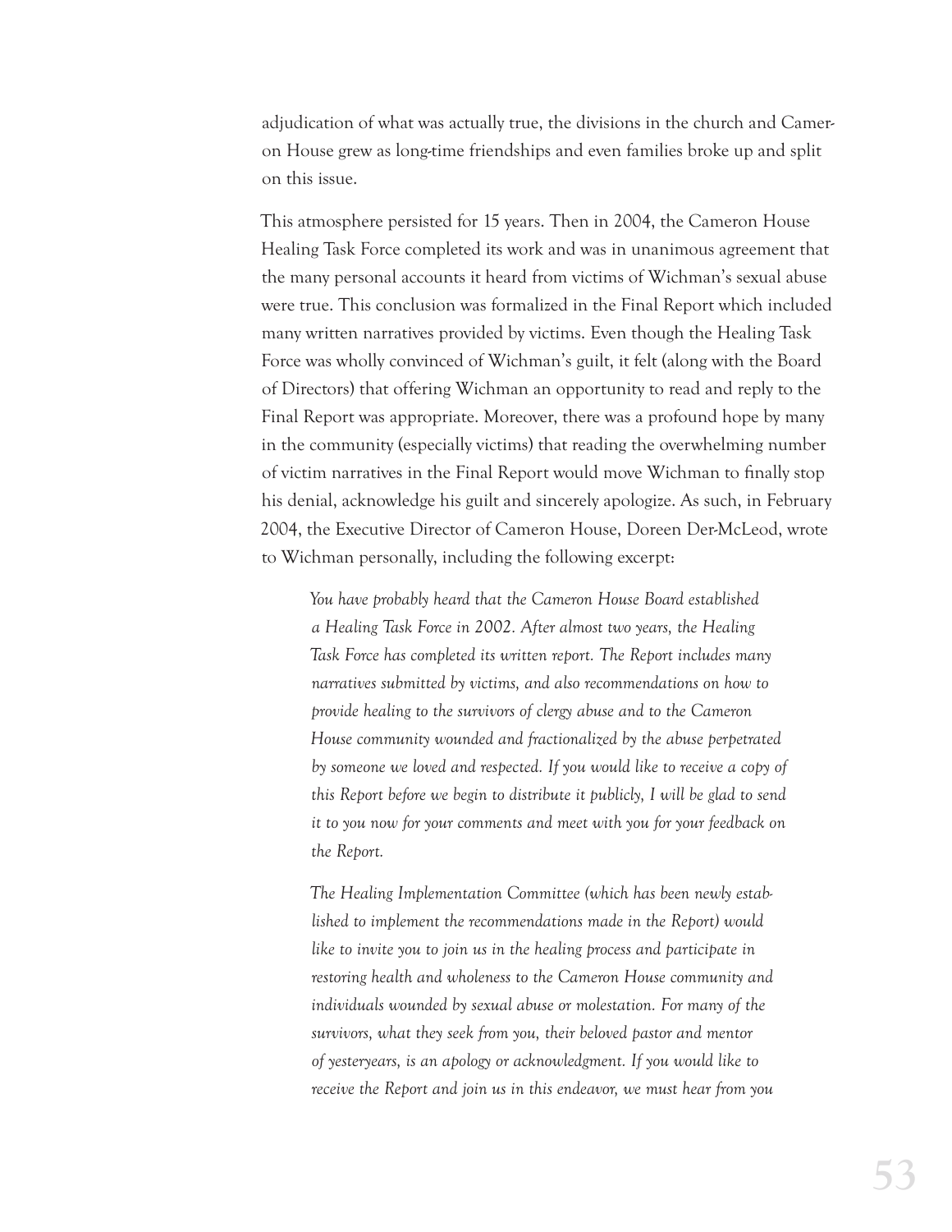adjudication of what was actually true, the divisions in the church and Cameron House grew as long-time friendships and even families broke up and split on this issue.

This atmosphere persisted for 15 years. Then in 2004, the Cameron House Healing Task Force completed its work and was in unanimous agreement that the many personal accounts it heard from victims of Wichman's sexual abuse were true. This conclusion was formalized in the Final Report which included many written narratives provided by victims. Even though the Healing Task Force was wholly convinced of Wichman's guilt, it felt (along with the Board of Directors) that offering Wichman an opportunity to read and reply to the Final Report was appropriate. Moreover, there was a profound hope by many in the community (especially victims) that reading the overwhelming number of victim narratives in the Final Report would move Wichman to finally stop his denial, acknowledge his guilt and sincerely apologize. As such, in February 2004, the Executive Director of Cameron House, Doreen Der-McLeod, wrote to Wichman personally, including the following excerpt:

> *You have probably heard that the Cameron House Board established a Healing Task Force in 2002. After almost two years, the Healing Task Force has completed its written report. The Report includes many narratives submitted by victims, and also recommendations on how to provide healing to the survivors of clergy abuse and to the Cameron House community wounded and fractionalized by the abuse perpetrated by someone we loved and respected. If you would like to receive a copy of this Report before we begin to distribute it publicly, I will be glad to send it to you now for your comments and meet with you for your feedback on the Report.*
>
> *The Healing Implementation Committee (which has been newly established to implement the recommendations made in the Report) would like to invite you to join us in the healing process and participate in restoring health and wholeness to the Cameron House community and individuals wounded by sexual abuse or molestation. For many of the survivors, what they seek from you, their beloved pastor and mentor of yesteryears, is an apology or acknowledgment. If you would like to receive the Report and join us in this endeavor, we must hear from you*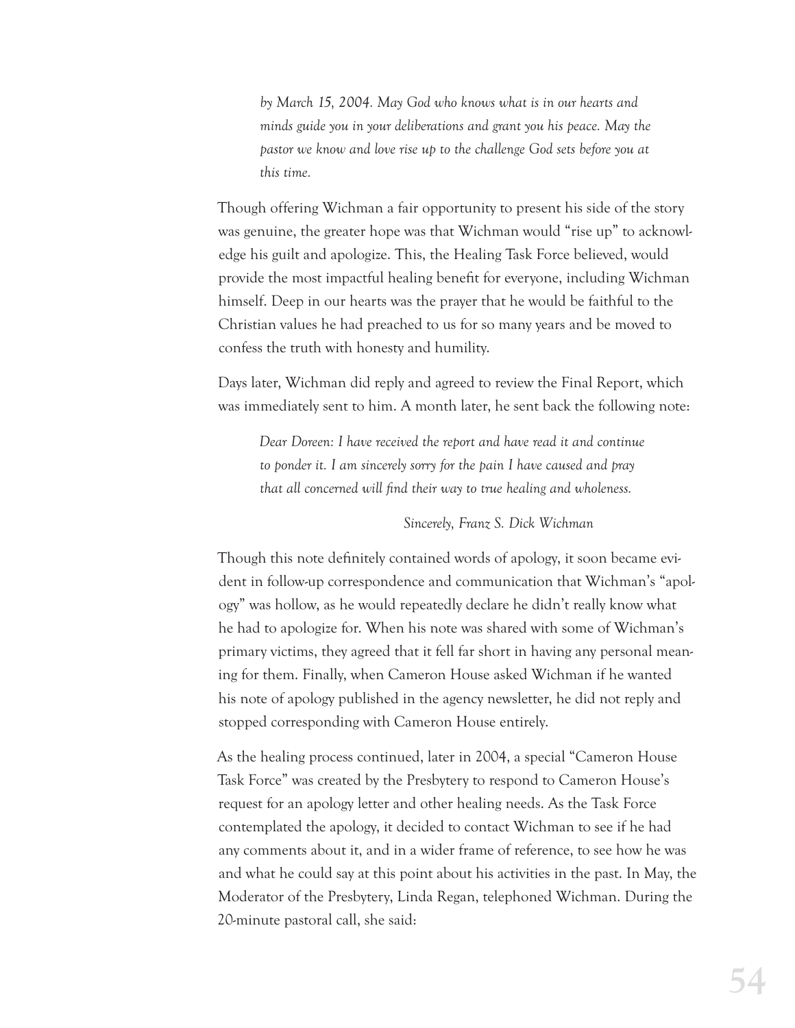> *by March 15, 2004. May God who knows what is in our hearts and minds guide you in your deliberations and grant you his peace. May the pastor we know and love rise up to the challenge God sets before you at this time.*

Though offering Wichman a fair opportunity to present his side of the story was genuine, the greater hope was that Wichman would "rise up" to acknowledge his guilt and apologize. This, the Healing Task Force believed, would provide the most impactful healing benefit for everyone, including Wichman himself. Deep in our hearts was the prayer that he would be faithful to the Christian values he had preached to us for so many years and be moved to confess the truth with honesty and humility.

Days later, Wichman did reply and agreed to review the Final Report, which was immediately sent to him. A month later, he sent back the following note:

> *Dear Doreen: I have received the report and have read it and continue to ponder it. I am sincerely sorry for the pain I have caused and pray that all concerned will find their way to true healing and wholeness.*
>
> *Sincerely, Franz S. Dick Wichman*

Though this note definitely contained words of apology, it soon became evident in follow-up correspondence and communication that Wichman's "apology" was hollow, as he would repeatedly declare he didn't really know what he had to apologize for. When his note was shared with some of Wichman's primary victims, they agreed that it fell far short in having any personal meaning for them. Finally, when Cameron House asked Wichman if he wanted his note of apology published in the agency newsletter, he did not reply and stopped corresponding with Cameron House entirely.

As the healing process continued, later in 2004, a special "Cameron House Task Force" was created by the Presbytery to respond to Cameron House's request for an apology letter and other healing needs. As the Task Force contemplated the apology, it decided to contact Wichman to see if he had any comments about it, and in a wider frame of reference, to see how he was and what he could say at this point about his activities in the past. In May, the Moderator of the Presbytery, Linda Regan, telephoned Wichman. During the 20-minute pastoral call, she said: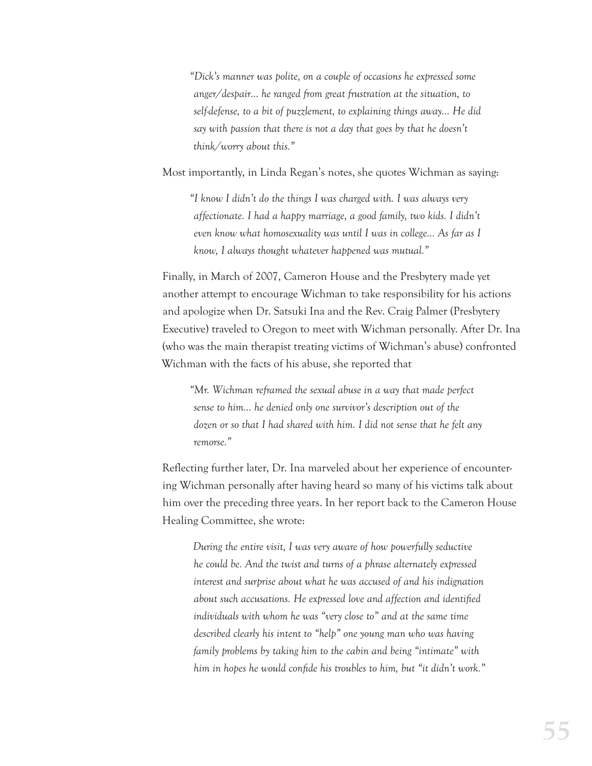> *"Dick's manner was polite, on a couple of occasions he expressed some anger/despair... he ranged from great frustration at the situation, to self-defense, to a bit of puzzlement, to explaining things away... He did say with passion that there is not a day that goes by that he doesn't think/worry about this."*

Most importantly, in Linda Regan's notes, she quotes Wichman as saying:

> *"I know I didn't do the things I was charged with. I was always very affectionate. I had a happy marriage, a good family, two kids. I didn't even know what homosexuality was until I was in college... As far as I know, I always thought whatever happened was mutual."*

Finally, in March of 2007, Cameron House and the Presbytery made yet another attempt to encourage Wichman to take responsibility for his actions and apologize when Dr. Satsuki Ina and the Rev. Craig Palmer (Presbytery Executive) traveled to Oregon to meet with Wichman personally. After Dr. Ina (who was the main therapist treating victims of Wichman's abuse) confronted Wichman with the facts of his abuse, she reported that

> *"Mr. Wichman reframed the sexual abuse in a way that made perfect sense to him... he denied only one survivor's description out of the dozen or so that I had shared with him. I did not sense that he felt any remorse."*

Reflecting further later, Dr. Ina marveled about her experience of encountering Wichman personally after having heard so many of his victims talk about him over the preceding three years. In her report back to the Cameron House Healing Committee, she wrote:

> *During the entire visit, I was very aware of how powerfully seductive he could be. And the twist and turns of a phrase alternately expressed interest and surprise about what he was accused of and his indignation about such accusations. He expressed love and affection and identified individuals with whom he was "very close to" and at the same time described clearly his intent to "help" one young man who was having family problems by taking him to the cabin and being "intimate" with him in hopes he would confide his troubles to him, but "it didn't work."*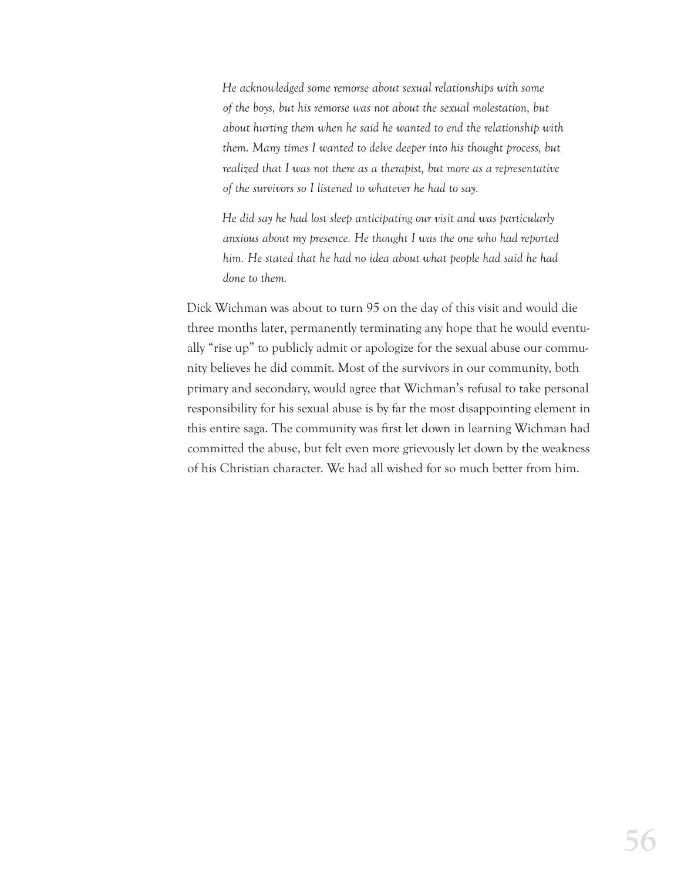> *He acknowledged some remorse about sexual relationships with some of the boys, but his remorse was not about the sexual molestation, but about hurting them when he said he wanted to end the relationship with them. Many times I wanted to delve deeper into his thought process, but realized that I was not there as a therapist, but more as a representative of the survivors so I listened to whatever he had to say.*
>
> *He did say he had lost sleep anticipating our visit and was particularly anxious about my presence. He thought I was the one who had reported him. He stated that he had no idea about what people had said he had done to them.*

Dick Wichman was about to turn 95 on the day of this visit and would die three months later, permanently terminating any hope that he would eventually "rise up" to publicly admit or apologize for the sexual abuse our community believes he did commit. Most of the survivors in our community, both primary and secondary, would agree that Wichman's refusal to take personal responsibility for his sexual abuse is by far the most disappointing element in this entire saga. The community was first let down in learning Wichman had committed the abuse, but felt even more grievously let down by the weakness of his Christian character. We had all wished for so much better from him.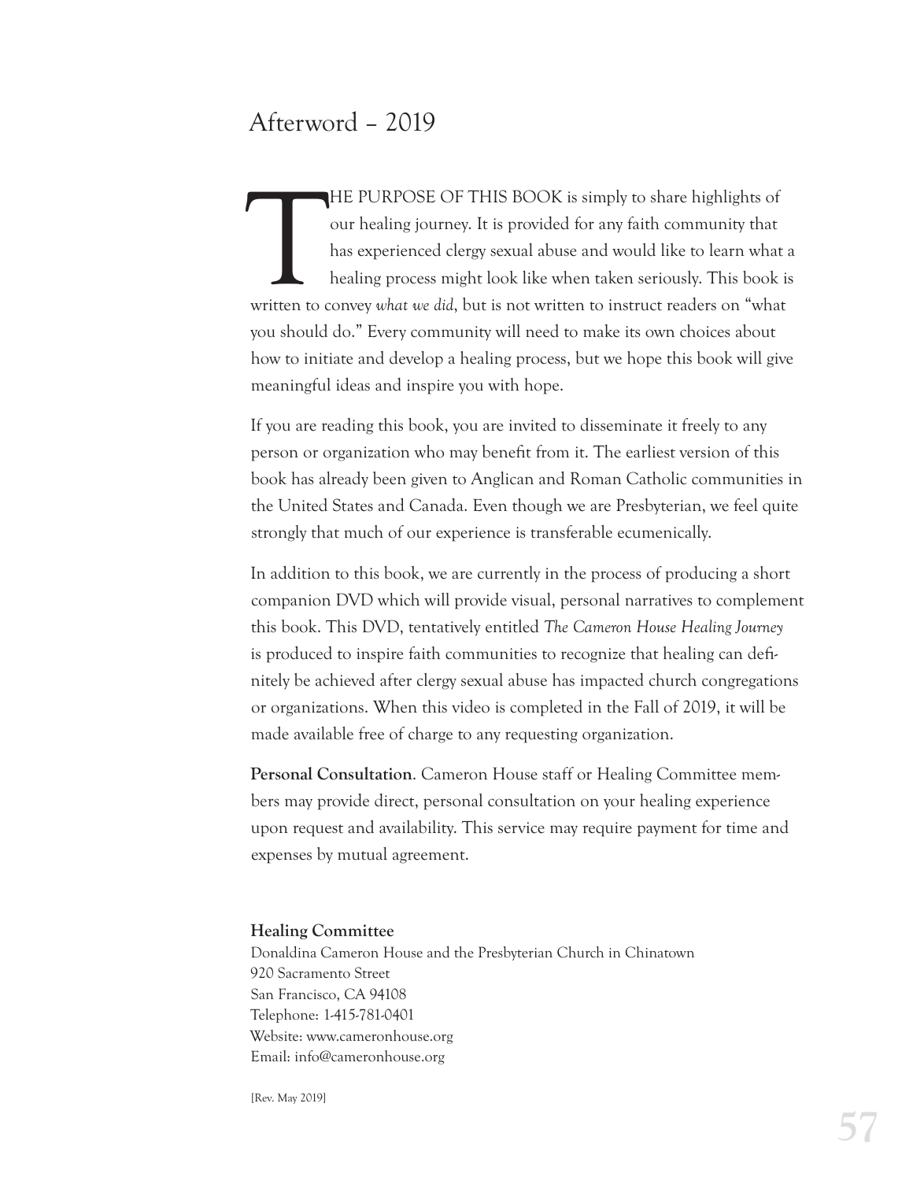# Afterword – 2019

THE PURPOSE OF THIS BOOK is simply to share highlights of our healing journey. It is provided for any faith community that has experienced clergy sexual abuse and would like to learn what a healing process might look like when taken seriously. This book is written to convey *what we did*, but is not written to instruct readers on "what you should do." Every community will need to make its own choices about how to initiate and develop a healing process, but we hope this book will give meaningful ideas and inspire you with hope.

If you are reading this book, you are invited to disseminate it freely to any person or organization who may benefit from it. The earliest version of this book has already been given to Anglican and Roman Catholic communities in the United States and Canada. Even though we are Presbyterian, we feel quite strongly that much of our experience is transferable ecumenically.

In addition to this book, we are currently in the process of producing a short companion DVD which will provide visual, personal narratives to complement this book. This DVD, tentatively entitled *The Cameron House Healing Journey* is produced to inspire faith communities to recognize that healing can definitely be achieved after clergy sexual abuse has impacted church congregations or organizations. When this video is completed in the Fall of 2019, it will be made available free of charge to any requesting organization.

**Personal Consultation**. Cameron House staff or Healing Committee members may provide direct, personal consultation on your healing experience upon request and availability. This service may require payment for time and expenses by mutual agreement.

**Healing Committee**
Donaldina Cameron House and the Presbyterian Church in Chinatown
920 Sacramento Street
San Francisco, CA 94108
Telephone: 1-415-781-0401
Website: www.cameronhouse.org
Email: info@cameronhouse.org

[Rev. May 2019]